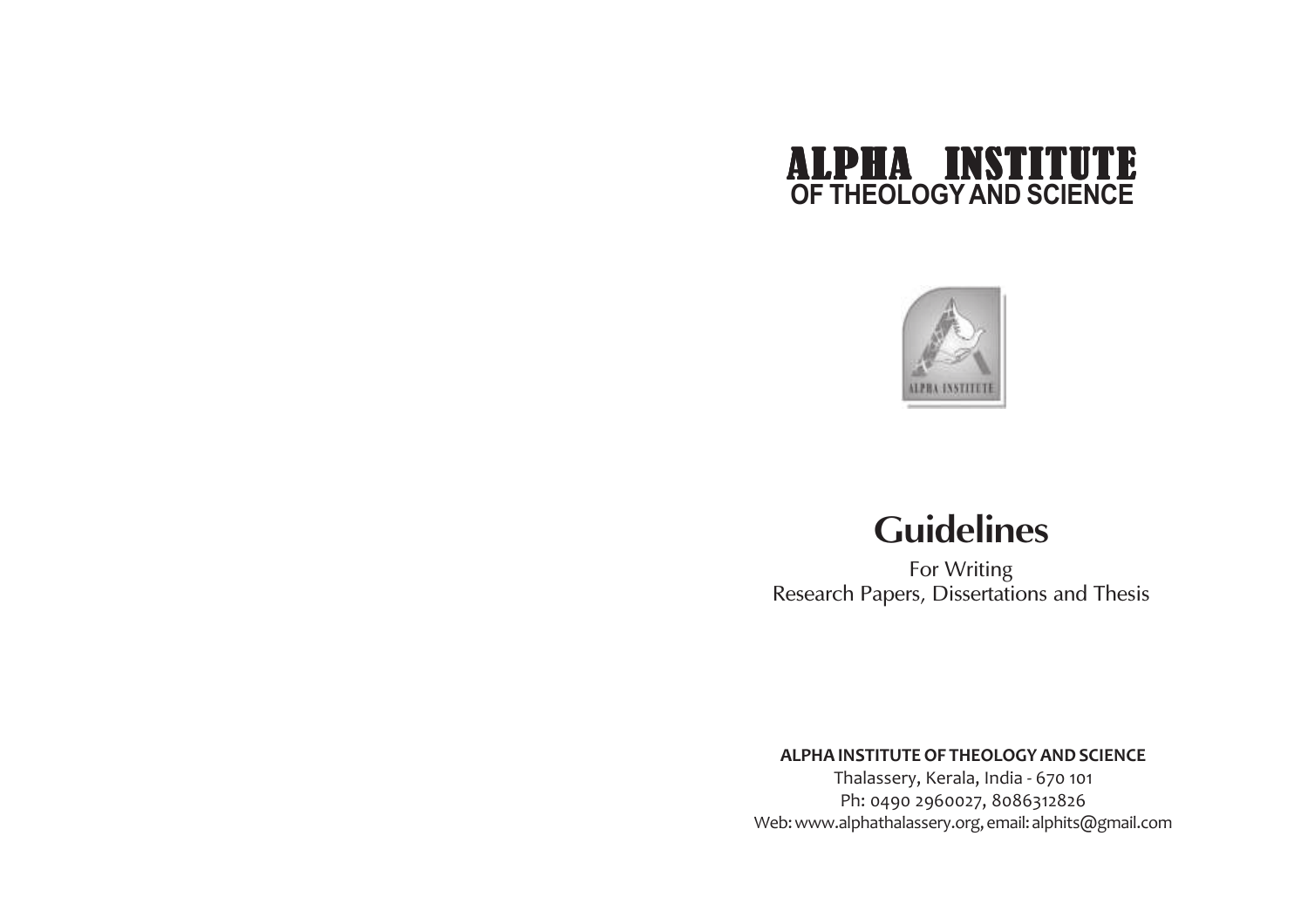# ALPHA INSTITUTE
## OF THEOLOGY AND SCIENCE

ALPHA INSTITUTE

# Guidelines

For Writing
Research Papers, Dissertations and Thesis

**ALPHA INSTITUTE OF THEOLOGY AND SCIENCE**

Thalassery, Kerala, India - 670 101
Ph: 0490 2960027, 8086312826
Web: www.alphathalassery.org, email: alphits@gmail.com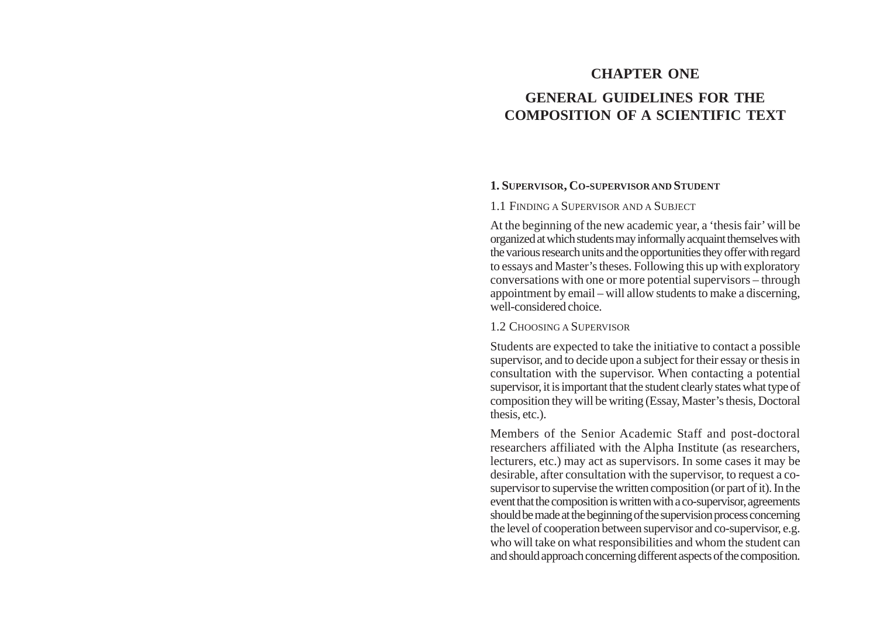# CHAPTER ONE

# GENERAL GUIDELINES FOR THE COMPOSITION OF A SCIENTIFIC TEXT

## 1. Supervisor, Co-supervisor and Student

### 1.1 Finding a Supervisor and a Subject

At the beginning of the new academic year, a 'thesis fair' will be organized at which students may informally acquaint themselves with the various research units and the opportunities they offer with regard to essays and Master's theses. Following this up with exploratory conversations with one or more potential supervisors – through appointment by email – will allow students to make a discerning, well-considered choice.

### 1.2 Choosing a Supervisor

Students are expected to take the initiative to contact a possible supervisor, and to decide upon a subject for their essay or thesis in consultation with the supervisor. When contacting a potential supervisor, it is important that the student clearly states what type of composition they will be writing (Essay, Master's thesis, Doctoral thesis, etc.).

Members of the Senior Academic Staff and post-doctoral researchers affiliated with the Alpha Institute (as researchers, lecturers, etc.) may act as supervisors. In some cases it may be desirable, after consultation with the supervisor, to request a co-supervisor to supervise the written composition (or part of it). In the event that the composition is written with a co-supervisor, agreements should be made at the beginning of the supervision process concerning the level of cooperation between supervisor and co-supervisor, e.g. who will take on what responsibilities and whom the student can and should approach concerning different aspects of the composition.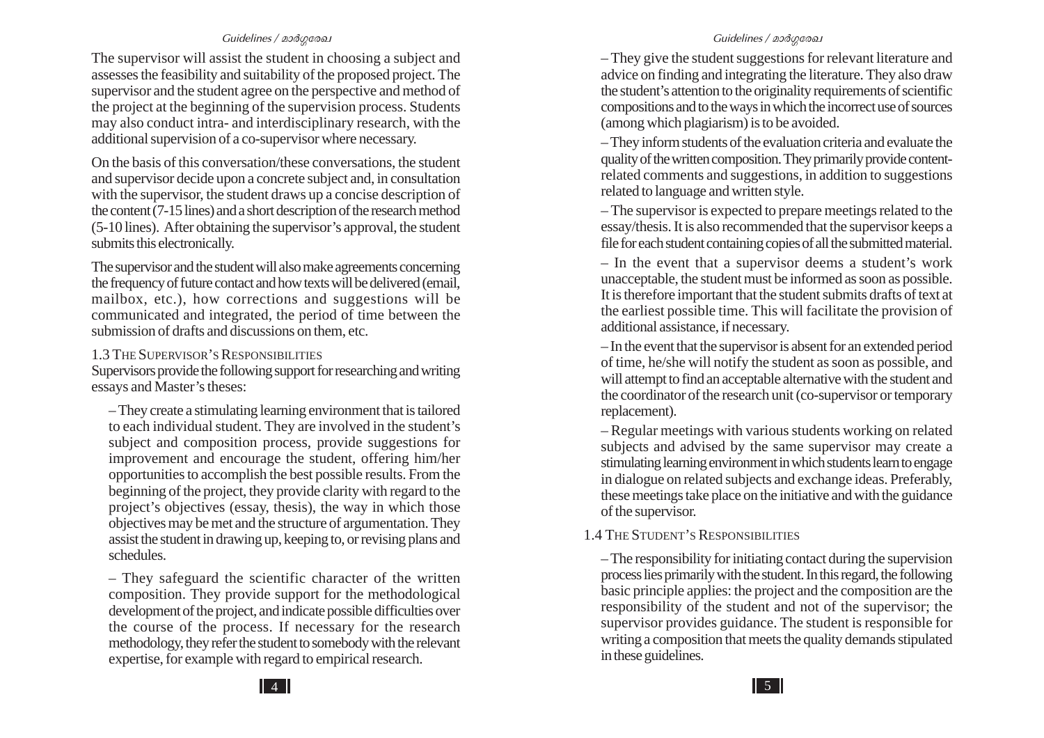The supervisor will assist the student in choosing a subject and assesses the feasibility and suitability of the proposed project. The supervisor and the student agree on the perspective and method of the project at the beginning of the supervision process. Students may also conduct intra- and interdisciplinary research, with the additional supervision of a co-supervisor where necessary.

On the basis of this conversation/these conversations, the student and supervisor decide upon a concrete subject and, in consultation with the supervisor, the student draws up a concise description of the content (7-15 lines) and a short description of the research method (5-10 lines). After obtaining the supervisor's approval, the student submits this electronically.

The supervisor and the student will also make agreements concerning the frequency of future contact and how texts will be delivered (email, mailbox, etc.), how corrections and suggestions will be communicated and integrated, the period of time between the submission of drafts and discussions on them, etc.

### 1.3 The Supervisor's Responsibilities

Supervisors provide the following support for researching and writing essays and Master's theses:

– They create a stimulating learning environment that is tailored to each individual student. They are involved in the student's subject and composition process, provide suggestions for improvement and encourage the student, offering him/her opportunities to accomplish the best possible results. From the beginning of the project, they provide clarity with regard to the project's objectives (essay, thesis), the way in which those objectives may be met and the structure of argumentation. They assist the student in drawing up, keeping to, or revising plans and schedules.

– They safeguard the scientific character of the written composition. They provide support for the methodological development of the project, and indicate possible difficulties over the course of the process. If necessary for the research methodology, they refer the student to somebody with the relevant expertise, for example with regard to empirical research.

– They give the student suggestions for relevant literature and advice on finding and integrating the literature. They also draw the student's attention to the originality requirements of scientific compositions and to the ways in which the incorrect use of sources (among which plagiarism) is to be avoided.

– They inform students of the evaluation criteria and evaluate the quality of the written composition. They primarily provide content-related comments and suggestions, in addition to suggestions related to language and written style.

– The supervisor is expected to prepare meetings related to the essay/thesis. It is also recommended that the supervisor keeps a file for each student containing copies of all the submitted material.

– In the event that a supervisor deems a student's work unacceptable, the student must be informed as soon as possible. It is therefore important that the student submits drafts of text at the earliest possible time. This will facilitate the provision of additional assistance, if necessary.

– In the event that the supervisor is absent for an extended period of time, he/she will notify the student as soon as possible, and will attempt to find an acceptable alternative with the student and the coordinator of the research unit (co-supervisor or temporary replacement).

– Regular meetings with various students working on related subjects and advised by the same supervisor may create a stimulating learning environment in which students learn to engage in dialogue on related subjects and exchange ideas. Preferably, these meetings take place on the initiative and with the guidance of the supervisor.

### 1.4 The Student's Responsibilities

– The responsibility for initiating contact during the supervision process lies primarily with the student. In this regard, the following basic principle applies: the project and the composition are the responsibility of the student and not of the supervisor; the supervisor provides guidance. The student is responsible for writing a composition that meets the quality demands stipulated in these guidelines.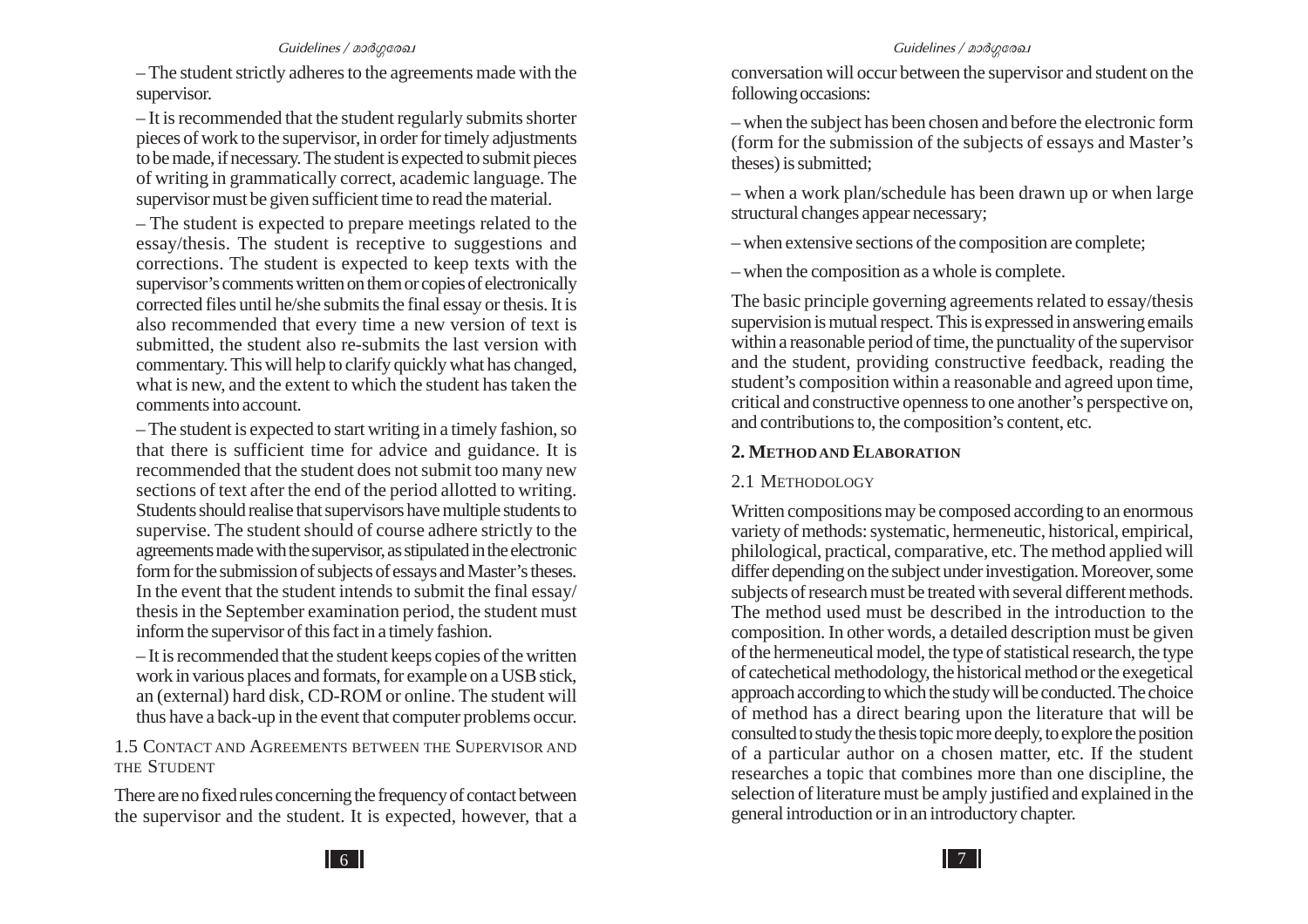– The student strictly adheres to the agreements made with the supervisor.

– It is recommended that the student regularly submits shorter pieces of work to the supervisor, in order for timely adjustments to be made, if necessary. The student is expected to submit pieces of writing in grammatically correct, academic language. The supervisor must be given sufficient time to read the material.

– The student is expected to prepare meetings related to the essay/thesis. The student is receptive to suggestions and corrections. The student is expected to keep texts with the supervisor's comments written on them or copies of electronically corrected files until he/she submits the final essay or thesis. It is also recommended that every time a new version of text is submitted, the student also re-submits the last version with commentary. This will help to clarify quickly what has changed, what is new, and the extent to which the student has taken the comments into account.

– The student is expected to start writing in a timely fashion, so that there is sufficient time for advice and guidance. It is recommended that the student does not submit too many new sections of text after the end of the period allotted to writing. Students should realise that supervisors have multiple students to supervise. The student should of course adhere strictly to the agreements made with the supervisor, as stipulated in the electronic form for the submission of subjects of essays and Master's theses. In the event that the student intends to submit the final essay/thesis in the September examination period, the student must inform the supervisor of this fact in a timely fashion.

– It is recommended that the student keeps copies of the written work in various places and formats, for example on a USB stick, an (external) hard disk, CD-ROM or online. The student will thus have a back-up in the event that computer problems occur.

### 1.5 Contact and Agreements between the Supervisor and the Student

There are no fixed rules concerning the frequency of contact between the supervisor and the student. It is expected, however, that a conversation will occur between the supervisor and student on the following occasions:

– when the subject has been chosen and before the electronic form (form for the submission of the subjects of essays and Master's theses) is submitted;

– when a work plan/schedule has been drawn up or when large structural changes appear necessary;

– when extensive sections of the composition are complete;

– when the composition as a whole is complete.

The basic principle governing agreements related to essay/thesis supervision is mutual respect. This is expressed in answering emails within a reasonable period of time, the punctuality of the supervisor and the student, providing constructive feedback, reading the student's composition within a reasonable and agreed upon time, critical and constructive openness to one another's perspective on, and contributions to, the composition's content, etc.

## 2. Method and Elaboration

### 2.1 Methodology

Written compositions may be composed according to an enormous variety of methods: systematic, hermeneutic, historical, empirical, philological, practical, comparative, etc. The method applied will differ depending on the subject under investigation. Moreover, some subjects of research must be treated with several different methods. The method used must be described in the introduction to the composition. In other words, a detailed description must be given of the hermeneutical model, the type of statistical research, the type of catechetical methodology, the historical method or the exegetical approach according to which the study will be conducted. The choice of method has a direct bearing upon the literature that will be consulted to study the thesis topic more deeply, to explore the position of a particular author on a chosen matter, etc. If the student researches a topic that combines more than one discipline, the selection of literature must be amply justified and explained in the general introduction or in an introductory chapter.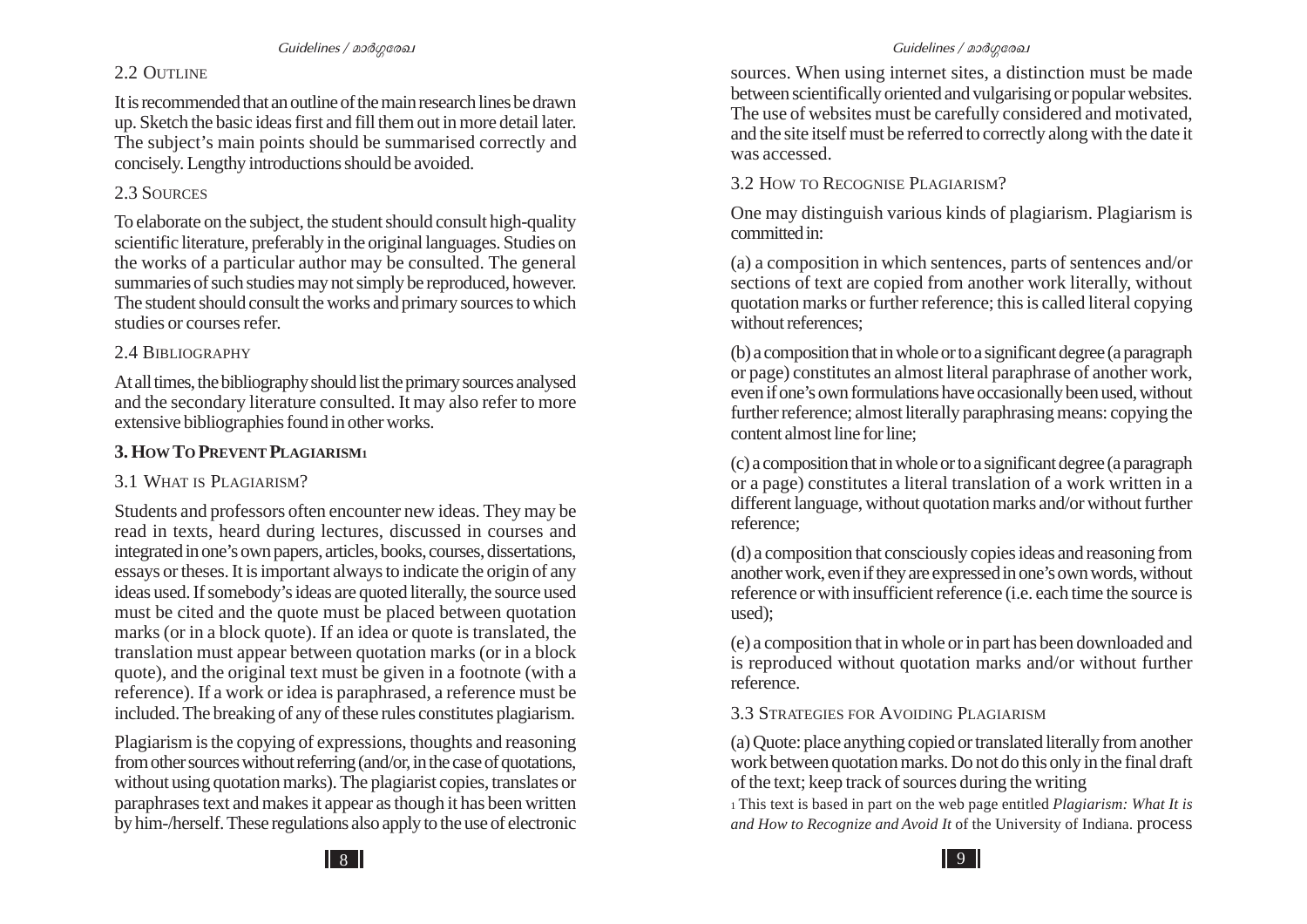## 2.2 Outline

It is recommended that an outline of the main research lines be drawn up. Sketch the basic ideas first and fill them out in more detail later. The subject's main points should be summarised correctly and concisely. Lengthy introductions should be avoided.

## 2.3 Sources

To elaborate on the subject, the student should consult high-quality scientific literature, preferably in the original languages. Studies on the works of a particular author may be consulted. The general summaries of such studies may not simply be reproduced, however. The student should consult the works and primary sources to which studies or courses refer.

## 2.4 Bibliography

At all times, the bibliography should list the primary sources analysed and the secondary literature consulted. It may also refer to more extensive bibliographies found in other works.

# 3. How To Prevent Plagiarism[1]

## 3.1 What is Plagiarism?

Students and professors often encounter new ideas. They may be read in texts, heard during lectures, discussed in courses and integrated in one's own papers, articles, books, courses, dissertations, essays or theses. It is important always to indicate the origin of any ideas used. If somebody's ideas are quoted literally, the source used must be cited and the quote must be placed between quotation marks (or in a block quote). If an idea or quote is translated, the translation must appear between quotation marks (or in a block quote), and the original text must be given in a footnote (with a reference). If a work or idea is paraphrased, a reference must be included. The breaking of any of these rules constitutes plagiarism.

Plagiarism is the copying of expressions, thoughts and reasoning from other sources without referring (and/or, in the case of quotations, without using quotation marks). The plagiarist copies, translates or paraphrases text and makes it appear as though it has been written by him-/herself. These regulations also apply to the use of electronic sources. When using internet sites, a distinction must be made between scientifically oriented and vulgarising or popular websites. The use of websites must be carefully considered and motivated, and the site itself must be referred to correctly along with the date it was accessed.

## 3.2 How to Recognise Plagiarism?

One may distinguish various kinds of plagiarism. Plagiarism is committed in:

(a) a composition in which sentences, parts of sentences and/or sections of text are copied from another work literally, without quotation marks or further reference; this is called literal copying without references;

(b) a composition that in whole or to a significant degree (a paragraph or page) constitutes an almost literal paraphrase of another work, even if one's own formulations have occasionally been used, without further reference; almost literally paraphrasing means: copying the content almost line for line;

(c) a composition that in whole or to a significant degree (a paragraph or a page) constitutes a literal translation of a work written in a different language, without quotation marks and/or without further reference;

(d) a composition that consciously copies ideas and reasoning from another work, even if they are expressed in one's own words, without reference or with insufficient reference (i.e. each time the source is used);

(e) a composition that in whole or in part has been downloaded and is reproduced without quotation marks and/or without further reference.

## 3.3 Strategies for Avoiding Plagiarism

(a) Quote: place anything copied or translated literally from another work between quotation marks. Do not do this only in the final draft of the text; keep track of sources during the writing process

[1] This text is based in part on the web page entitled *Plagiarism: What It is and How to Recognize and Avoid It* of the University of Indiana.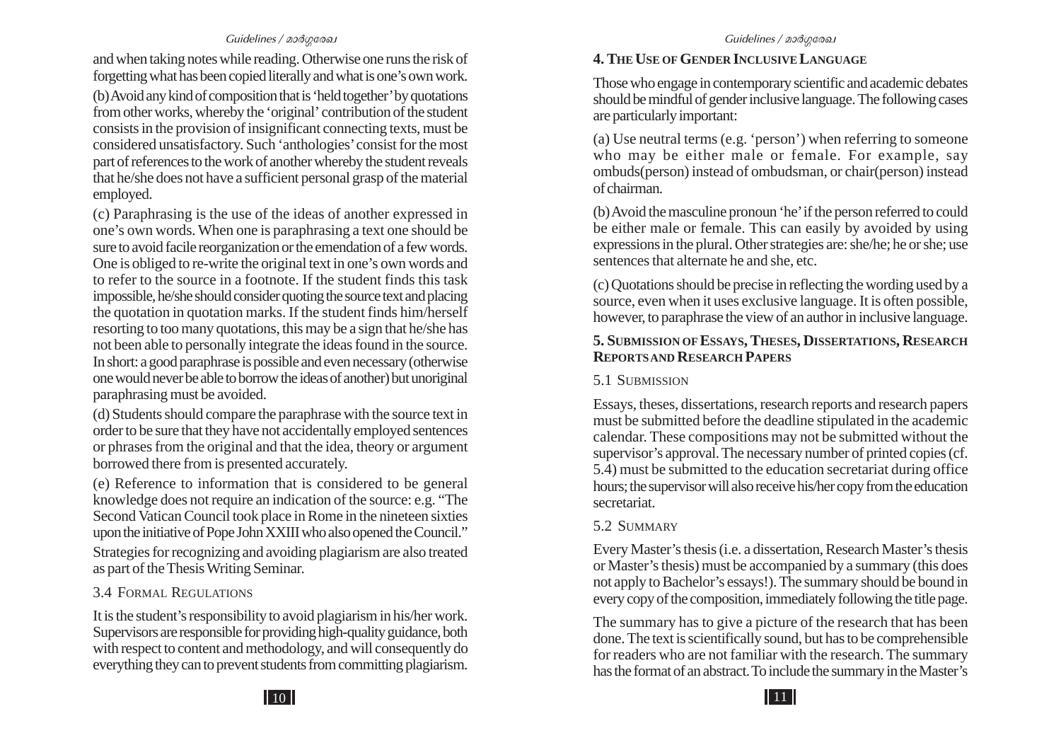and when taking notes while reading. Otherwise one runs the risk of forgetting what has been copied literally and what is one's own work.

(b) Avoid any kind of composition that is 'held together' by quotations from other works, whereby the 'original' contribution of the student consists in the provision of insignificant connecting texts, must be considered unsatisfactory. Such 'anthologies' consist for the most part of references to the work of another whereby the student reveals that he/she does not have a sufficient personal grasp of the material employed.

(c) Paraphrasing is the use of the ideas of another expressed in one's own words. When one is paraphrasing a text one should be sure to avoid facile reorganization or the emendation of a few words. One is obliged to re-write the original text in one's own words and to refer to the source in a footnote. If the student finds this task impossible, he/she should consider quoting the source text and placing the quotation in quotation marks. If the student finds him/herself resorting to too many quotations, this may be a sign that he/she has not been able to personally integrate the ideas found in the source. In short: a good paraphrase is possible and even necessary (otherwise one would never be able to borrow the ideas of another) but unoriginal paraphrasing must be avoided.

(d) Students should compare the paraphrase with the source text in order to be sure that they have not accidentally employed sentences or phrases from the original and that the idea, theory or argument borrowed there from is presented accurately.

(e) Reference to information that is considered to be general knowledge does not require an indication of the source: e.g. "The Second Vatican Council took place in Rome in the nineteen sixties upon the initiative of Pope John XXIII who also opened the Council."

Strategies for recognizing and avoiding plagiarism are also treated as part of the Thesis Writing Seminar.

### 3.4 Formal Regulations

It is the student's responsibility to avoid plagiarism in his/her work. Supervisors are responsible for providing high-quality guidance, both with respect to content and methodology, and will consequently do everything they can to prevent students from committing plagiarism.

## 4. The Use of Gender Inclusive Language

Those who engage in contemporary scientific and academic debates should be mindful of gender inclusive language. The following cases are particularly important:

(a) Use neutral terms (e.g. 'person') when referring to someone who may be either male or female. For example, say ombuds(person) instead of ombudsman, or chair(person) instead of chairman.

(b) Avoid the masculine pronoun 'he' if the person referred to could be either male or female. This can easily by avoided by using expressions in the plural. Other strategies are: she/he; he or she; use sentences that alternate he and she, etc.

(c) Quotations should be precise in reflecting the wording used by a source, even when it uses exclusive language. It is often possible, however, to paraphrase the view of an author in inclusive language.

## 5. Submission of Essays, Theses, Dissertations, Research Reports and Research Papers

### 5.1 Submission

Essays, theses, dissertations, research reports and research papers must be submitted before the deadline stipulated in the academic calendar. These compositions may not be submitted without the supervisor's approval. The necessary number of printed copies (cf. 5.4) must be submitted to the education secretariat during office hours; the supervisor will also receive his/her copy from the education secretariat.

### 5.2 Summary

Every Master's thesis (i.e. a dissertation, Research Master's thesis or Master's thesis) must be accompanied by a summary (this does not apply to Bachelor's essays!). The summary should be bound in every copy of the composition, immediately following the title page.

The summary has to give a picture of the research that has been done. The text is scientifically sound, but has to be comprehensible for readers who are not familiar with the research. The summary has the format of an abstract. To include the summary in the Master's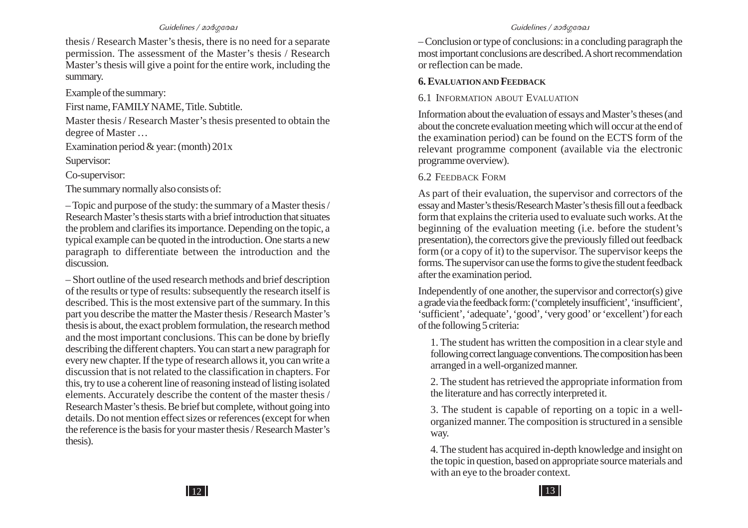thesis / Research Master's thesis, there is no need for a separate permission. The assessment of the Master's thesis / Research Master's thesis will give a point for the entire work, including the summary.

Example of the summary:

First name, FAMILY NAME, Title. Subtitle.

Master thesis / Research Master's thesis presented to obtain the degree of Master …

Examination period & year: (month) 201x

Supervisor:

Co-supervisor:

The summary normally also consists of:

– Topic and purpose of the study: the summary of a Master thesis / Research Master's thesis starts with a brief introduction that situates the problem and clarifies its importance. Depending on the topic, a typical example can be quoted in the introduction. One starts a new paragraph to differentiate between the introduction and the discussion.

– Short outline of the used research methods and brief description of the results or type of results: subsequently the research itself is described. This is the most extensive part of the summary. In this part you describe the matter the Master thesis / Research Master's thesis is about, the exact problem formulation, the research method and the most important conclusions. This can be done by briefly describing the different chapters. You can start a new paragraph for every new chapter. If the type of research allows it, you can write a discussion that is not related to the classification in chapters. For this, try to use a coherent line of reasoning instead of listing isolated elements. Accurately describe the content of the master thesis / Research Master's thesis. Be brief but complete, without going into details. Do not mention effect sizes or references (except for when the reference is the basis for your master thesis / Research Master's thesis).

– Conclusion or type of conclusions: in a concluding paragraph the most important conclusions are described. A short recommendation or reflection can be made.

## 6. Evaluation and Feedback

### 6.1 Information about Evaluation

Information about the evaluation of essays and Master's theses (and about the concrete evaluation meeting which will occur at the end of the examination period) can be found on the ECTS form of the relevant programme component (available via the electronic programme overview).

### 6.2 Feedback Form

As part of their evaluation, the supervisor and correctors of the essay and Master's thesis/Research Master's thesis fill out a feedback form that explains the criteria used to evaluate such works. At the beginning of the evaluation meeting (i.e. before the student's presentation), the correctors give the previously filled out feedback form (or a copy of it) to the supervisor. The supervisor keeps the forms. The supervisor can use the forms to give the student feedback after the examination period.

Independently of one another, the supervisor and corrector(s) give a grade via the feedback form: ('completely insufficient', 'insufficient', 'sufficient', 'adequate', 'good', 'very good' or 'excellent') for each of the following 5 criteria:

1. The student has written the composition in a clear style and following correct language conventions. The composition has been arranged in a well-organized manner.

2. The student has retrieved the appropriate information from the literature and has correctly interpreted it.

3. The student is capable of reporting on a topic in a well-organized manner. The composition is structured in a sensible way.

4. The student has acquired in-depth knowledge and insight on the topic in question, based on appropriate source materials and with an eye to the broader context.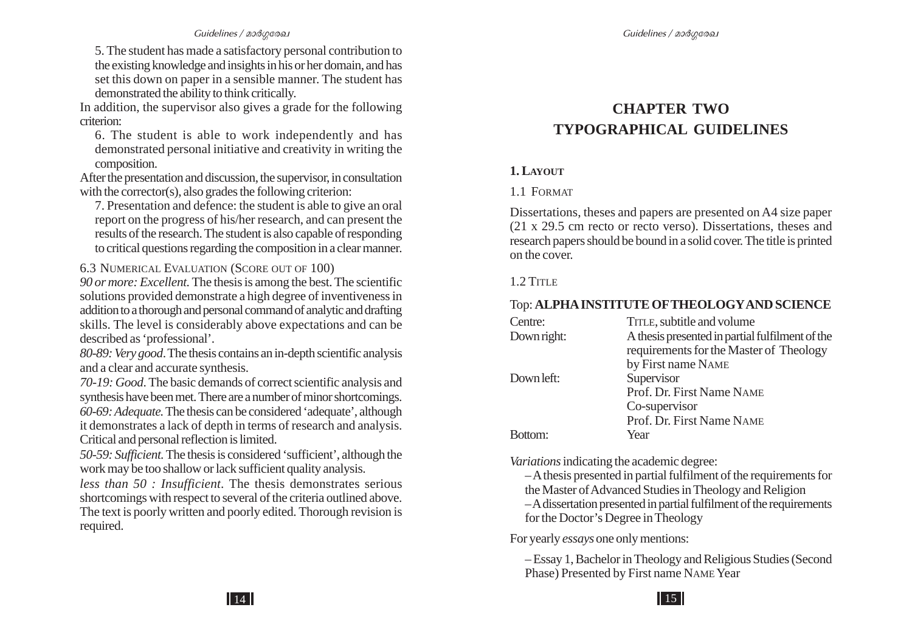5. The student has made a satisfactory personal contribution to the existing knowledge and insights in his or her domain, and has set this down on paper in a sensible manner. The student has demonstrated the ability to think critically.

In addition, the supervisor also gives a grade for the following criterion:

6. The student is able to work independently and has demonstrated personal initiative and creativity in writing the composition.

After the presentation and discussion, the supervisor, in consultation with the corrector(s), also grades the following criterion:

7. Presentation and defence: the student is able to give an oral report on the progress of his/her research, and can present the results of the research. The student is also capable of responding to critical questions regarding the composition in a clear manner.

#### 6.3 Numerical Evaluation (Score out of 100)

*90 or more: Excellent.* The thesis is among the best. The scientific solutions provided demonstrate a high degree of inventiveness in addition to a thorough and personal command of analytic and drafting skills. The level is considerably above expectations and can be described as 'professional'.

*80-89: Very good*. The thesis contains an in-depth scientific analysis and a clear and accurate synthesis.

*70-19: Good*. The basic demands of correct scientific analysis and synthesis have been met. There are a number of minor shortcomings.

*60-69: Adequate.* The thesis can be considered 'adequate', although it demonstrates a lack of depth in terms of research and analysis. Critical and personal reflection is limited.

*50-59: Sufficient.* The thesis is considered 'sufficient', although the work may be too shallow or lack sufficient quality analysis.

*less than 50 : Insufficient*. The thesis demonstrates serious shortcomings with respect to several of the criteria outlined above. The text is poorly written and poorly edited. Thorough revision is required.

# CHAPTER TWO
# TYPOGRAPHICAL GUIDELINES

## 1. Layout

### 1.1 Format

Dissertations, theses and papers are presented on A4 size paper (21 x 29.5 cm recto or recto verso). Dissertations, theses and research papers should be bound in a solid cover. The title is printed on the cover.

### 1.2 Title

Top: **ALPHA INSTITUTE OF THEOLOGY AND SCIENCE**

| | |
|---|---|
| Centre: | Title, subtitle and volume |
| Down right: | A thesis presented in partial fulfilment of the requirements for the Master of Theology by First name Name |
| Down left: | Supervisor<br>Prof. Dr. First Name Name<br>Co-supervisor<br>Prof. Dr. First Name Name |
| Bottom: | Year |

*Variations* indicating the academic degree:

– A thesis presented in partial fulfilment of the requirements for the Master of Advanced Studies in Theology and Religion

– A dissertation presented in partial fulfilment of the requirements for the Doctor's Degree in Theology

For yearly *essays* one only mentions:

– Essay 1, Bachelor in Theology and Religious Studies (Second Phase) Presented by First name Name Year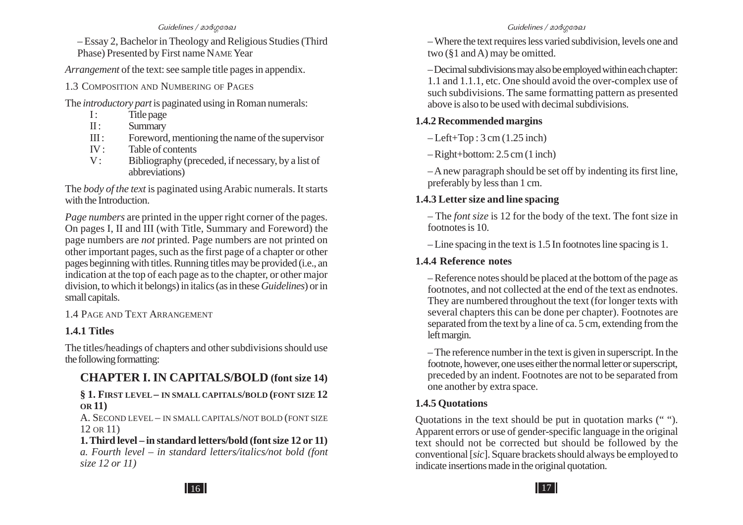– Essay 2, Bachelor in Theology and Religious Studies (Third Phase) Presented by First name NAME Year

*Arrangement* of the text: see sample title pages in appendix.

## 1.3 COMPOSITION AND NUMBERING OF PAGES

The *introductory part* is paginated using in Roman numerals:

- I : Title page
- II : Summary
- III : Foreword, mentioning the name of the supervisor
- IV : Table of contents
- V : Bibliography (preceded, if necessary, by a list of abbreviations)

The *body of the text* is paginated using Arabic numerals. It starts with the Introduction.

*Page numbers* are printed in the upper right corner of the pages. On pages I, II and III (with Title, Summary and Foreword) the page numbers are *not* printed. Page numbers are not printed on other important pages, such as the first page of a chapter or other pages beginning with titles. Running titles may be provided (i.e., an indication at the top of each page as to the chapter, or other major division, to which it belongs) in italics (as in these *Guidelines*) or in small capitals.

## 1.4 PAGE AND TEXT ARRANGEMENT

### 1.4.1 Titles

The titles/headings of chapters and other subdivisions should use the following formatting:

**CHAPTER I. IN CAPITALS/BOLD (font size 14)**

**§ 1. FIRST LEVEL – IN SMALL CAPITALS/BOLD (FONT SIZE 12 OR 11)**

A. SECOND LEVEL – IN SMALL CAPITALS/NOT BOLD (FONT SIZE 12 OR 11)

**1. Third level – in standard letters/bold (font size 12 or 11)**

*a. Fourth level – in standard letters/italics/not bold (font size 12 or 11)*

– Where the text requires less varied subdivision, levels one and two (§1 and A) may be omitted.

– Decimal subdivisions may also be employed within each chapter: 1.1 and 1.1.1, etc. One should avoid the over-complex use of such subdivisions. The same formatting pattern as presented above is also to be used with decimal subdivisions.

### 1.4.2 Recommended margins

– Left+Top : 3 cm (1.25 inch)

– Right+bottom: 2.5 cm (1 inch)

– A new paragraph should be set off by indenting its first line, preferably by less than 1 cm.

### 1.4.3 Letter size and line spacing

– The *font size* is 12 for the body of the text. The font size in footnotes is 10.

– Line spacing in the text is 1.5 In footnotes line spacing is 1.

### 1.4.4 Reference notes

– Reference notes should be placed at the bottom of the page as footnotes, and not collected at the end of the text as endnotes. They are numbered throughout the text (for longer texts with several chapters this can be done per chapter). Footnotes are separated from the text by a line of ca. 5 cm, extending from the left margin.

– The reference number in the text is given in superscript. In the footnote, however, one uses either the normal letter or superscript, preceded by an indent. Footnotes are not to be separated from one another by extra space.

### 1.4.5 Quotations

Quotations in the text should be put in quotation marks (" "). Apparent errors or use of gender-specific language in the original text should not be corrected but should be followed by the conventional [*sic*]. Square brackets should always be employed to indicate insertions made in the original quotation.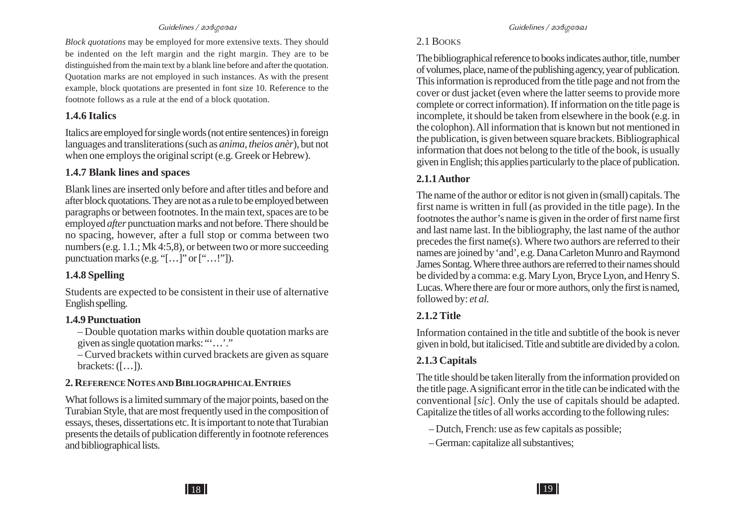*Block quotations* may be employed for more extensive texts. They should be indented on the left margin and the right margin. They are to be distinguished from the main text by a blank line before and after the quotation. Quotation marks are not employed in such instances. As with the present example, block quotations are presented in font size 10. Reference to the footnote follows as a rule at the end of a block quotation.

### 1.4.6 Italics

Italics are employed for single words (not entire sentences) in foreign languages and transliterations (such as *anima*, *theios anèr*), but not when one employs the original script (e.g. Greek or Hebrew).

### 1.4.7 Blank lines and spaces

Blank lines are inserted only before and after titles and before and after block quotations. They are not as a rule to be employed between paragraphs or between footnotes. In the main text, spaces are to be employed *after* punctuation marks and not before. There should be no spacing, however, after a full stop or comma between two numbers (e.g. 1.1.; Mk 4:5,8), or between two or more succeeding punctuation marks (e.g. "[…]" or ["…!"]).

### 1.4.8 Spelling

Students are expected to be consistent in their use of alternative English spelling.

### 1.4.9 Punctuation

– Double quotation marks within double quotation marks are given as single quotation marks: "'…'."

– Curved brackets within curved brackets are given as square brackets: ([…]).

## 2. Reference Notes and Bibliographical Entries

What follows is a limited summary of the major points, based on the Turabian Style, that are most frequently used in the composition of essays, theses, dissertations etc. It is important to note that Turabian presents the details of publication differently in footnote references and bibliographical lists.

### 2.1 Books

The bibliographical reference to books indicates author, title, number of volumes, place, name of the publishing agency, year of publication. This information is reproduced from the title page and not from the cover or dust jacket (even where the latter seems to provide more complete or correct information). If information on the title page is incomplete, it should be taken from elsewhere in the book (e.g. in the colophon). All information that is known but not mentioned in the publication, is given between square brackets. Bibliographical information that does not belong to the title of the book, is usually given in English; this applies particularly to the place of publication.

### 2.1.1 Author

The name of the author or editor is not given in (small) capitals. The first name is written in full (as provided in the title page). In the footnotes the author's name is given in the order of first name first and last name last. In the bibliography, the last name of the author precedes the first name(s). Where two authors are referred to their names are joined by 'and', e.g. Dana Carleton Munro and Raymond James Sontag. Where three authors are referred to their names should be divided by a comma: e.g. Mary Lyon, Bryce Lyon, and Henry S. Lucas. Where there are four or more authors, only the first is named, followed by: *et al.*

### 2.1.2 Title

Information contained in the title and subtitle of the book is never given in bold, but italicised. Title and subtitle are divided by a colon.

### 2.1.3 Capitals

The title should be taken literally from the information provided on the title page. A significant error in the title can be indicated with the conventional [*sic*]. Only the use of capitals should be adapted. Capitalize the titles of all works according to the following rules:

– Dutch, French: use as few capitals as possible;

– German: capitalize all substantives;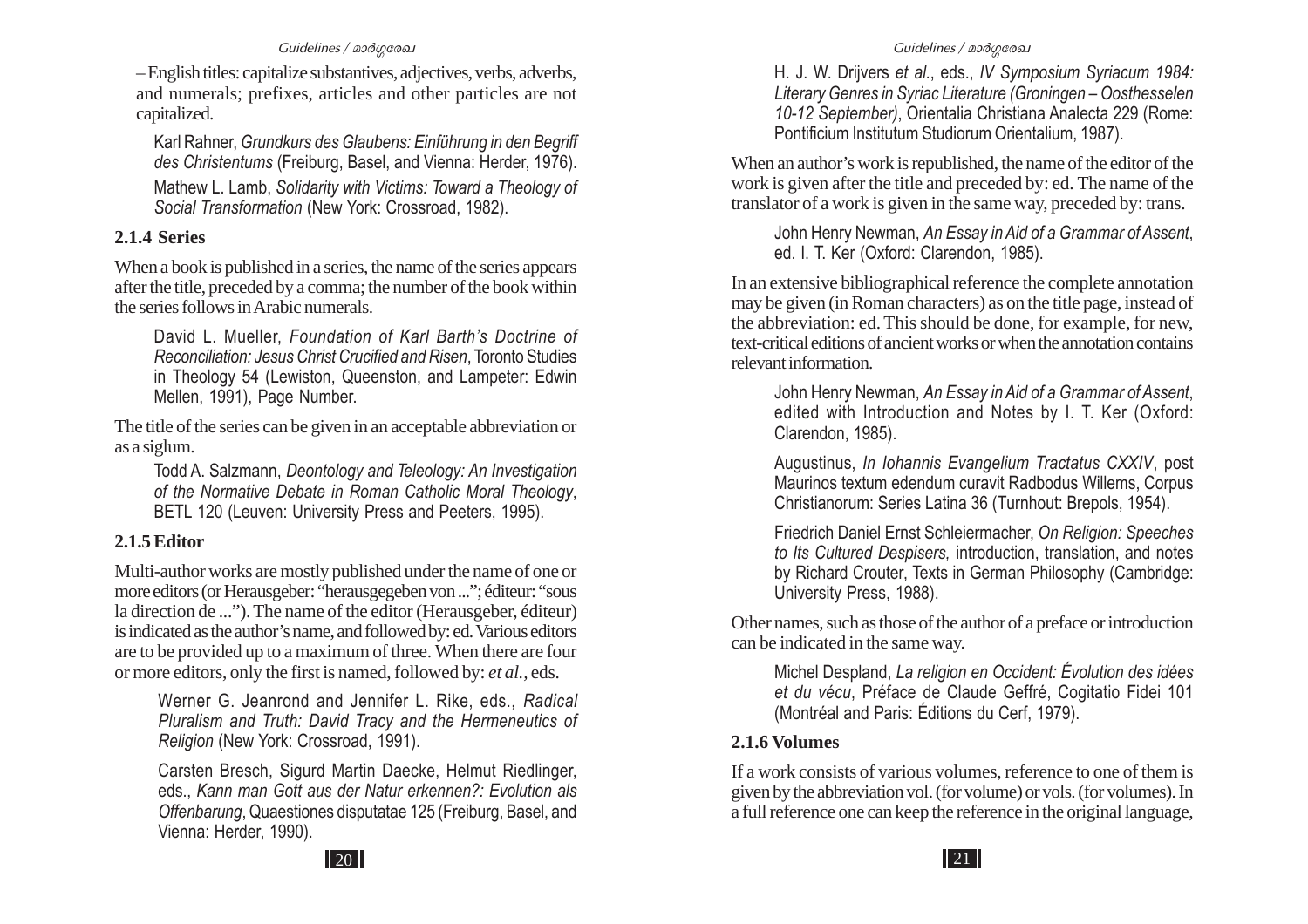– English titles: capitalize substantives, adjectives, verbs, adverbs, and numerals; prefixes, articles and other particles are not capitalized.

> Karl Rahner, *Grundkurs des Glaubens: Einführung in den Begriff des Christentums* (Freiburg, Basel, and Vienna: Herder, 1976).
>
> Mathew L. Lamb, *Solidarity with Victims: Toward a Theology of Social Transformation* (New York: Crossroad, 1982).

### 2.1.4 Series

When a book is published in a series, the name of the series appears after the title, preceded by a comma; the number of the book within the series follows in Arabic numerals.

> David L. Mueller, *Foundation of Karl Barth's Doctrine of Reconciliation: Jesus Christ Crucified and Risen*, Toronto Studies in Theology 54 (Lewiston, Queenston, and Lampeter: Edwin Mellen, 1991), Page Number.

The title of the series can be given in an acceptable abbreviation or as a siglum.

> Todd A. Salzmann, *Deontology and Teleology: An Investigation of the Normative Debate in Roman Catholic Moral Theology*, BETL 120 (Leuven: University Press and Peeters, 1995).

### 2.1.5 Editor

Multi-author works are mostly published under the name of one or more editors (or Herausgeber: "herausgegeben von ..."; éditeur: "sous la direction de ..."). The name of the editor (Herausgeber, éditeur) is indicated as the author's name, and followed by: ed. Various editors are to be provided up to a maximum of three. When there are four or more editors, only the first is named, followed by: *et al.*, eds.

> Werner G. Jeanrond and Jennifer L. Rike, eds., *Radical Pluralism and Truth: David Tracy and the Hermeneutics of Religion* (New York: Crossroad, 1991).
>
> Carsten Bresch, Sigurd Martin Daecke, Helmut Riedlinger, eds., *Kann man Gott aus der Natur erkennen?: Evolution als Offenbarung*, Quaestiones disputatae 125 (Freiburg, Basel, and Vienna: Herder, 1990).
>
> H. J. W. Drijvers *et al.*, eds., *IV Symposium Syriacum 1984: Literary Genres in Syriac Literature (Groningen – Oosthesselen 10-12 September)*, Orientalia Christiana Analecta 229 (Rome: Pontificium Institutum Studiorum Orientalium, 1987).

When an author's work is republished, the name of the editor of the work is given after the title and preceded by: ed. The name of the translator of a work is given in the same way, preceded by: trans.

> John Henry Newman, *An Essay in Aid of a Grammar of Assent*, ed. I. T. Ker (Oxford: Clarendon, 1985).

In an extensive bibliographical reference the complete annotation may be given (in Roman characters) as on the title page, instead of the abbreviation: ed. This should be done, for example, for new, text-critical editions of ancient works or when the annotation contains relevant information.

> John Henry Newman, *An Essay in Aid of a Grammar of Assent*, edited with Introduction and Notes by I. T. Ker (Oxford: Clarendon, 1985).
>
> Augustinus, *In Iohannis Evangelium Tractatus CXXIV*, post Maurinos textum edendum curavit Radbodus Willems, Corpus Christianorum: Series Latina 36 (Turnhout: Brepols, 1954).
>
> Friedrich Daniel Ernst Schleiermacher, *On Religion: Speeches to Its Cultured Despisers,* introduction, translation, and notes by Richard Crouter, Texts in German Philosophy (Cambridge: University Press, 1988).

Other names, such as those of the author of a preface or introduction can be indicated in the same way.

> Michel Despland, *La religion en Occident: Évolution des idées et du vécu*, Préface de Claude Geffré, Cogitatio Fidei 101 (Montréal and Paris: Éditions du Cerf, 1979).

### 2.1.6 Volumes

If a work consists of various volumes, reference to one of them is given by the abbreviation vol. (for volume) or vols. (for volumes). In a full reference one can keep the reference in the original language,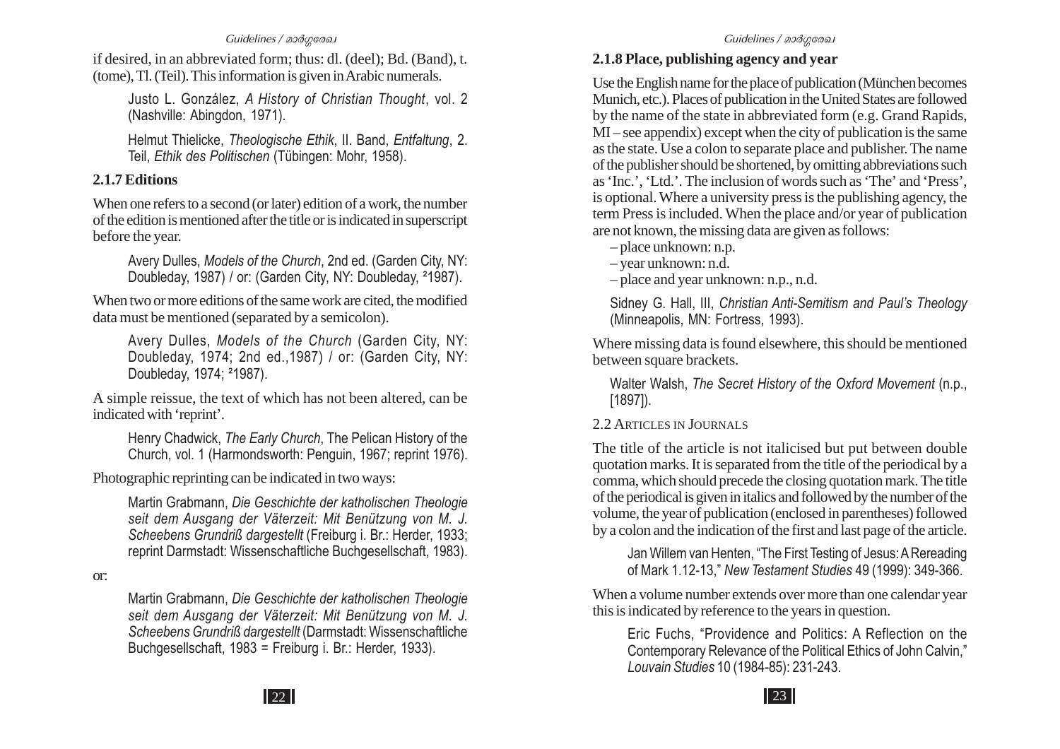if desired, in an abbreviated form; thus: dl. (deel); Bd. (Band), t. (tome), Tl. (Teil). This information is given in Arabic numerals.

> Justo L. González, *A History of Christian Thought*, vol. 2 (Nashville: Abingdon, 1971).

> Helmut Thielicke, *Theologische Ethik*, II. Band, *Entfaltung*, 2. Teil, *Ethik des Politischen* (Tübingen: Mohr, 1958).

### 2.1.7 Editions

When one refers to a second (or later) edition of a work, the number of the edition is mentioned after the title or is indicated in superscript before the year.

> Avery Dulles, *Models of the Church*, 2nd ed. (Garden City, NY: Doubleday, 1987) / or: (Garden City, NY: Doubleday, $^{2}$1987).

When two or more editions of the same work are cited, the modified data must be mentioned (separated by a semicolon).

> Avery Dulles, *Models of the Church* (Garden City, NY: Doubleday, 1974; 2nd ed.,1987) / or: (Garden City, NY: Doubleday, 1974; $^{2}$1987).

A simple reissue, the text of which has not been altered, can be indicated with 'reprint'.

> Henry Chadwick, *The Early Church*, The Pelican History of the Church, vol. 1 (Harmondsworth: Penguin, 1967; reprint 1976).

Photographic reprinting can be indicated in two ways:

> Martin Grabmann, *Die Geschichte der katholischen Theologie seit dem Ausgang der Väterzeit: Mit Benützung von M. J. Scheebens Grundriß dargestellt* (Freiburg i. Br.: Herder, 1933; reprint Darmstadt: Wissenschaftliche Buchgesellschaft, 1983).

or:

> Martin Grabmann, *Die Geschichte der katholischen Theologie seit dem Ausgang der Väterzeit: Mit Benützung von M. J. Scheebens Grundriß dargestellt* (Darmstadt: Wissenschaftliche Buchgesellschaft, 1983 = Freiburg i. Br.: Herder, 1933).

### 2.1.8 Place, publishing agency and year

Use the English name for the place of publication (München becomes Munich, etc.). Places of publication in the United States are followed by the name of the state in abbreviated form (e.g. Grand Rapids, MI – see appendix) except when the city of publication is the same as the state. Use a colon to separate place and publisher. The name of the publisher should be shortened, by omitting abbreviations such as 'Inc.', 'Ltd.'. The inclusion of words such as 'The' and 'Press', is optional. Where a university press is the publishing agency, the term Press is included. When the place and/or year of publication are not known, the missing data are given as follows:

- place unknown: n.p.
- year unknown: n.d.
- place and year unknown: n.p., n.d.

> Sidney G. Hall, III, *Christian Anti-Semitism and Paul's Theology* (Minneapolis, MN: Fortress, 1993).

Where missing data is found elsewhere, this should be mentioned between square brackets.

> Walter Walsh, *The Secret History of the Oxford Movement* (n.p., [1897]).

## 2.2 Articles in Journals

The title of the article is not italicised but put between double quotation marks. It is separated from the title of the periodical by a comma, which should precede the closing quotation mark. The title of the periodical is given in italics and followed by the number of the volume, the year of publication (enclosed in parentheses) followed by a colon and the indication of the first and last page of the article.

> Jan Willem van Henten, "The First Testing of Jesus: A Rereading of Mark 1.12-13," *New Testament Studies* 49 (1999): 349-366.

When a volume number extends over more than one calendar year this is indicated by reference to the years in question.

> Eric Fuchs, "Providence and Politics: A Reflection on the Contemporary Relevance of the Political Ethics of John Calvin," *Louvain Studies* 10 (1984-85): 231-243.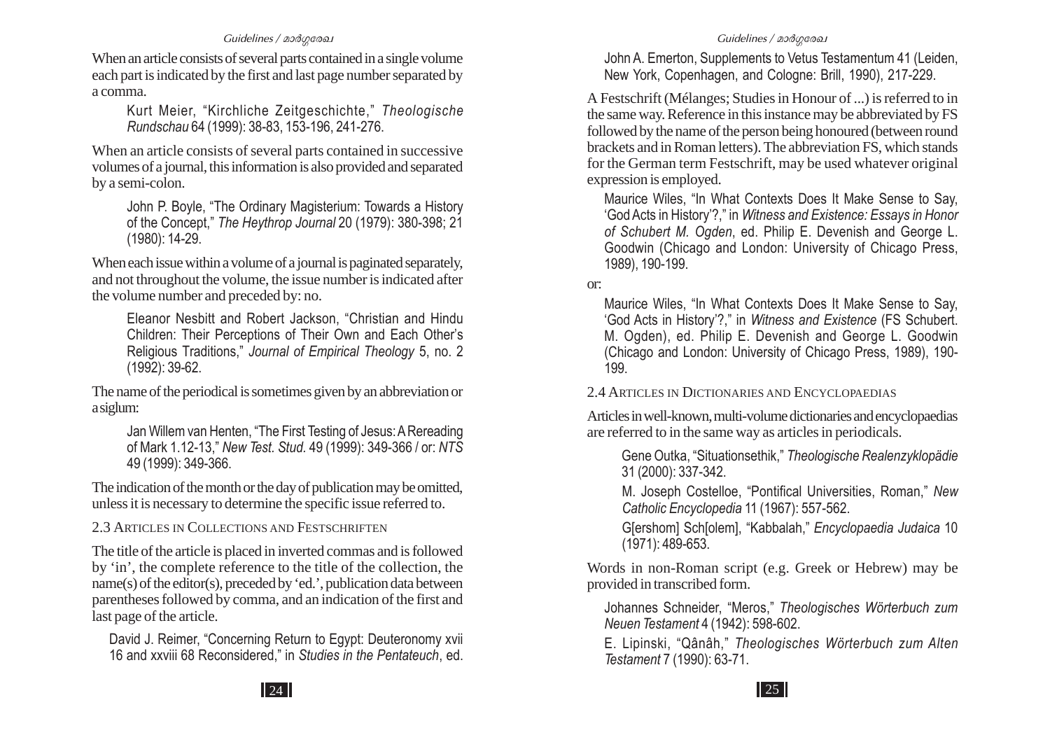When an article consists of several parts contained in a single volume each part is indicated by the first and last page number separated by a comma.

> Kurt Meier, "Kirchliche Zeitgeschichte," *Theologische Rundschau* 64 (1999): 38-83, 153-196, 241-276.

When an article consists of several parts contained in successive volumes of a journal, this information is also provided and separated by a semi-colon.

> John P. Boyle, "The Ordinary Magisterium: Towards a History of the Concept," *The Heythrop Journal* 20 (1979): 380-398; 21 (1980): 14-29.

When each issue within a volume of a journal is paginated separately, and not throughout the volume, the issue number is indicated after the volume number and preceded by: no.

> Eleanor Nesbitt and Robert Jackson, "Christian and Hindu Children: Their Perceptions of Their Own and Each Other's Religious Traditions," *Journal of Empirical Theology* 5, no. 2 (1992): 39-62.

The name of the periodical is sometimes given by an abbreviation or a siglum:

> Jan Willem van Henten, "The First Testing of Jesus: A Rereading of Mark 1.12-13," *New Test. Stud.* 49 (1999): 349-366 / or: *NTS* 49 (1999): 349-366.

The indication of the month or the day of publication may be omitted, unless it is necessary to determine the specific issue referred to.

### 2.3 Articles in Collections and Festschriften

The title of the article is placed in inverted commas and is followed by 'in', the complete reference to the title of the collection, the name(s) of the editor(s), preceded by 'ed.', publication data between parentheses followed by comma, and an indication of the first and last page of the article.

> David J. Reimer, "Concerning Return to Egypt: Deuteronomy xvii 16 and xxviii 68 Reconsidered," in *Studies in the Pentateuch*, ed. John A. Emerton, Supplements to Vetus Testamentum 41 (Leiden, New York, Copenhagen, and Cologne: Brill, 1990), 217-229.

A Festschrift (Mélanges; Studies in Honour of ...) is referred to in the same way. Reference in this instance may be abbreviated by FS followed by the name of the person being honoured (between round brackets and in Roman letters). The abbreviation FS, which stands for the German term Festschrift, may be used whatever original expression is employed.

> Maurice Wiles, "In What Contexts Does It Make Sense to Say, 'God Acts in History'?," in *Witness and Existence: Essays in Honor of Schubert M. Ogden*, ed. Philip E. Devenish and George L. Goodwin (Chicago and London: University of Chicago Press, 1989), 190-199.

or:

> Maurice Wiles, "In What Contexts Does It Make Sense to Say, 'God Acts in History'?," in *Witness and Existence* (FS Schubert. M. Ogden), ed. Philip E. Devenish and George L. Goodwin (Chicago and London: University of Chicago Press, 1989), 190-199.

### 2.4 Articles in Dictionaries and Encyclopaedias

Articles in well-known, multi-volume dictionaries and encyclopaedias are referred to in the same way as articles in periodicals.

> Gene Outka, "Situationsethik," *Theologische Realenzyklopädie* 31 (2000): 337-342.
>
> M. Joseph Costelloe, "Pontifical Universities, Roman," *New Catholic Encyclopedia* 11 (1967): 557-562.
>
> G[ershom] Sch[olem], "Kabbalah," *Encyclopaedia Judaica* 10 (1971): 489-653.

Words in non-Roman script (e.g. Greek or Hebrew) may be provided in transcribed form.

> Johannes Schneider, "Meros," *Theologisches Wörterbuch zum Neuen Testament* 4 (1942): 598-602.
>
> E. Lipinski, "Qânâh," *Theologisches Wörterbuch zum Alten Testament* 7 (1990): 63-71.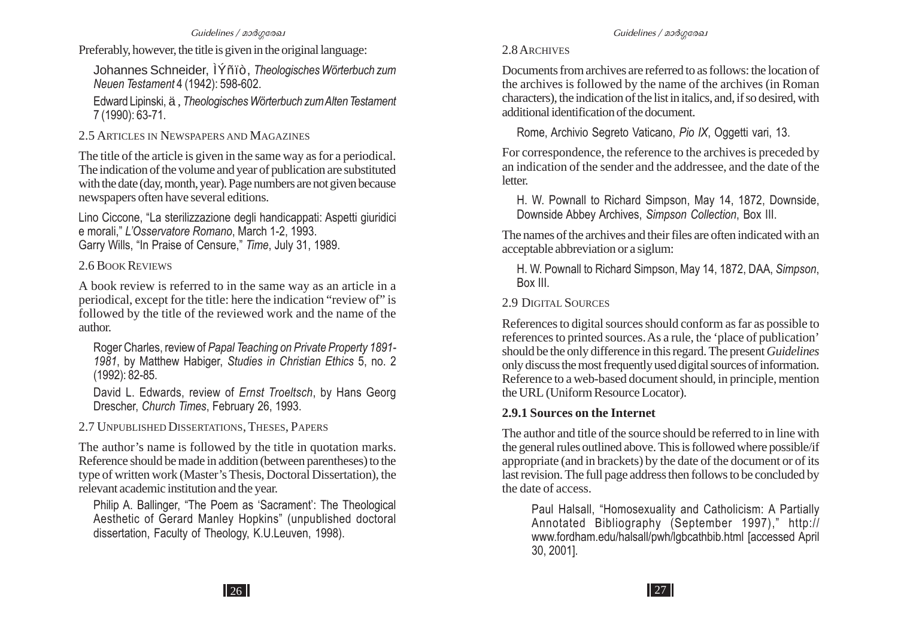Preferably, however, the title is given in the original language:

Johannes Schneider, ÌÝñïò, *Theologisches Wörterbuch zum Neuen Testament* 4 (1942): 598-602.

Edward Lipinski, ä , *Theologisches Wörterbuch zum Alten Testament* 7 (1990): 63-71.

2.5 ARTICLES IN NEWSPAPERS AND MAGAZINES

The title of the article is given in the same way as for a periodical. The indication of the volume and year of publication are substituted with the date (day, month, year). Page numbers are not given because newspapers often have several editions.

Lino Ciccone, "La sterilizzazione degli handicappati: Aspetti giuridici e morali," *L'Osservatore Romano*, March 1-2, 1993.
Garry Wills, "In Praise of Censure," *Time*, July 31, 1989.

2.6 BOOK REVIEWS

A book review is referred to in the same way as an article in a periodical, except for the title: here the indication "review of" is followed by the title of the reviewed work and the name of the author.

Roger Charles, review of *Papal Teaching on Private Property 1891-1981*, by Matthew Habiger, *Studies in Christian Ethics* 5, no. 2 (1992): 82-85.

David L. Edwards, review of *Ernst Troeltsch*, by Hans Georg Drescher, *Church Times*, February 26, 1993.

2.7 UNPUBLISHED DISSERTATIONS, THESES, PAPERS

The author's name is followed by the title in quotation marks. Reference should be made in addition (between parentheses) to the type of written work (Master's Thesis, Doctoral Dissertation), the relevant academic institution and the year.

Philip A. Ballinger, "The Poem as 'Sacrament': The Theological Aesthetic of Gerard Manley Hopkins" (unpublished doctoral dissertation, Faculty of Theology, K.U.Leuven, 1998).

2.8 ARCHIVES

Documents from archives are referred to as follows: the location of the archives is followed by the name of the archives (in Roman characters), the indication of the list in italics, and, if so desired, with additional identification of the document.

Rome, Archivio Segreto Vaticano, *Pio IX*, Oggetti vari, 13.

For correspondence, the reference to the archives is preceded by an indication of the sender and the addressee, and the date of the letter.

H. W. Pownall to Richard Simpson, May 14, 1872, Downside, Downside Abbey Archives, *Simpson Collection*, Box III.

The names of the archives and their files are often indicated with an acceptable abbreviation or a siglum:

H. W. Pownall to Richard Simpson, May 14, 1872, DAA, *Simpson*, Box III.

2.9 DIGITAL SOURCES

References to digital sources should conform as far as possible to references to printed sources. As a rule, the 'place of publication' should be the only difference in this regard. The present *Guidelines* only discuss the most frequently used digital sources of information. Reference to a web-based document should, in principle, mention the URL (Uniform Resource Locator).

### 2.9.1 Sources on the Internet

The author and title of the source should be referred to in line with the general rules outlined above. This is followed where possible/if appropriate (and in brackets) by the date of the document or of its last revision. The full page address then follows to be concluded by the date of access.

Paul Halsall, "Homosexuality and Catholicism: A Partially Annotated Bibliography (September 1997)," http://www.fordham.edu/halsall/pwh/lgbcathbib.html [accessed April 30, 2001].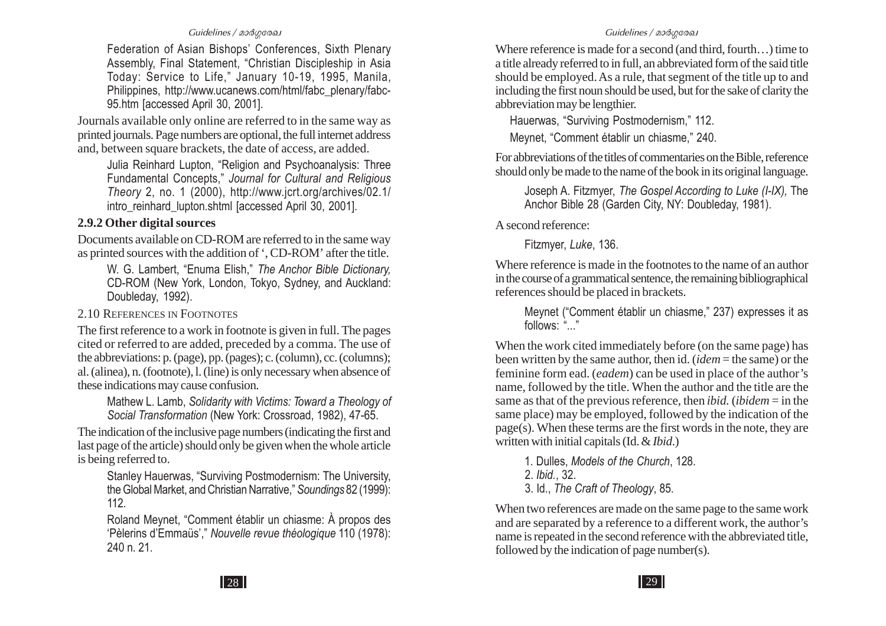Federation of Asian Bishops' Conferences, Sixth Plenary Assembly, Final Statement, "Christian Discipleship in Asia Today: Service to Life," January 10-19, 1995, Manila, Philippines, http://www.ucanews.com/html/fabc_plenary/fabc-95.htm [accessed April 30, 2001].

Journals available only online are referred to in the same way as printed journals. Page numbers are optional, the full internet address and, between square brackets, the date of access, are added.

> Julia Reinhard Lupton, "Religion and Psychoanalysis: Three Fundamental Concepts," *Journal for Cultural and Religious Theory* 2, no. 1 (2000), http://www.jcrt.org/archives/02.1/intro_reinhard_lupton.shtml [accessed April 30, 2001].

### 2.9.2 Other digital sources

Documents available on CD-ROM are referred to in the same way as printed sources with the addition of ', CD-ROM' after the title.

> W. G. Lambert, "Enuma Elish," *The Anchor Bible Dictionary,* CD-ROM (New York, London, Tokyo, Sydney, and Auckland: Doubleday, 1992).

## 2.10 References in Footnotes

The first reference to a work in footnote is given in full. The pages cited or referred to are added, preceded by a comma. The use of the abbreviations: p. (page), pp. (pages); c. (column), cc. (columns); al. (alinea), n. (footnote), l. (line) is only necessary when absence of these indications may cause confusion.

> Mathew L. Lamb, *Solidarity with Victims: Toward a Theology of Social Transformation* (New York: Crossroad, 1982), 47-65.

The indication of the inclusive page numbers (indicating the first and last page of the article) should only be given when the whole article is being referred to.

> Stanley Hauerwas, "Surviving Postmodernism: The University, the Global Market, and Christian Narrative," *Soundings* 82 (1999): 112.
>
> Roland Meynet, "Comment établir un chiasme: À propos des 'Pèlerins d'Emmaüs'," *Nouvelle revue théologique* 110 (1978): 240 n. 21.

Where reference is made for a second (and third, fourth…) time to a title already referred to in full, an abbreviated form of the said title should be employed. As a rule, that segment of the title up to and including the first noun should be used, but for the sake of clarity the abbreviation may be lengthier.

> Hauerwas, "Surviving Postmodernism," 112.
>
> Meynet, "Comment établir un chiasme," 240.

For abbreviations of the titles of commentaries on the Bible, reference should only be made to the name of the book in its original language.

> Joseph A. Fitzmyer, *The Gospel According to Luke (I-IX),* The Anchor Bible 28 (Garden City, NY: Doubleday, 1981).

A second reference:

> Fitzmyer, *Luke*, 136.

Where reference is made in the footnotes to the name of an author in the course of a grammatical sentence, the remaining bibliographical references should be placed in brackets.

> Meynet ("Comment établir un chiasme," 237) expresses it as follows: "..."

When the work cited immediately before (on the same page) has been written by the same author, then id. (*idem* = the same) or the feminine form ead. (*eadem*) can be used in place of the author's name, followed by the title. When the author and the title are the same as that of the previous reference, then *ibid.* (*ibidem* = in the same place) may be employed, followed by the indication of the page(s). When these terms are the first words in the note, they are written with initial capitals (Id. & *Ibid*.)

> 1. Dulles, *Models of the Church*, 128.
> 2. *Ibid.*, 32.
> 3. Id., *The Craft of Theology*, 85.

When two references are made on the same page to the same work and are separated by a reference to a different work, the author's name is repeated in the second reference with the abbreviated title, followed by the indication of page number(s).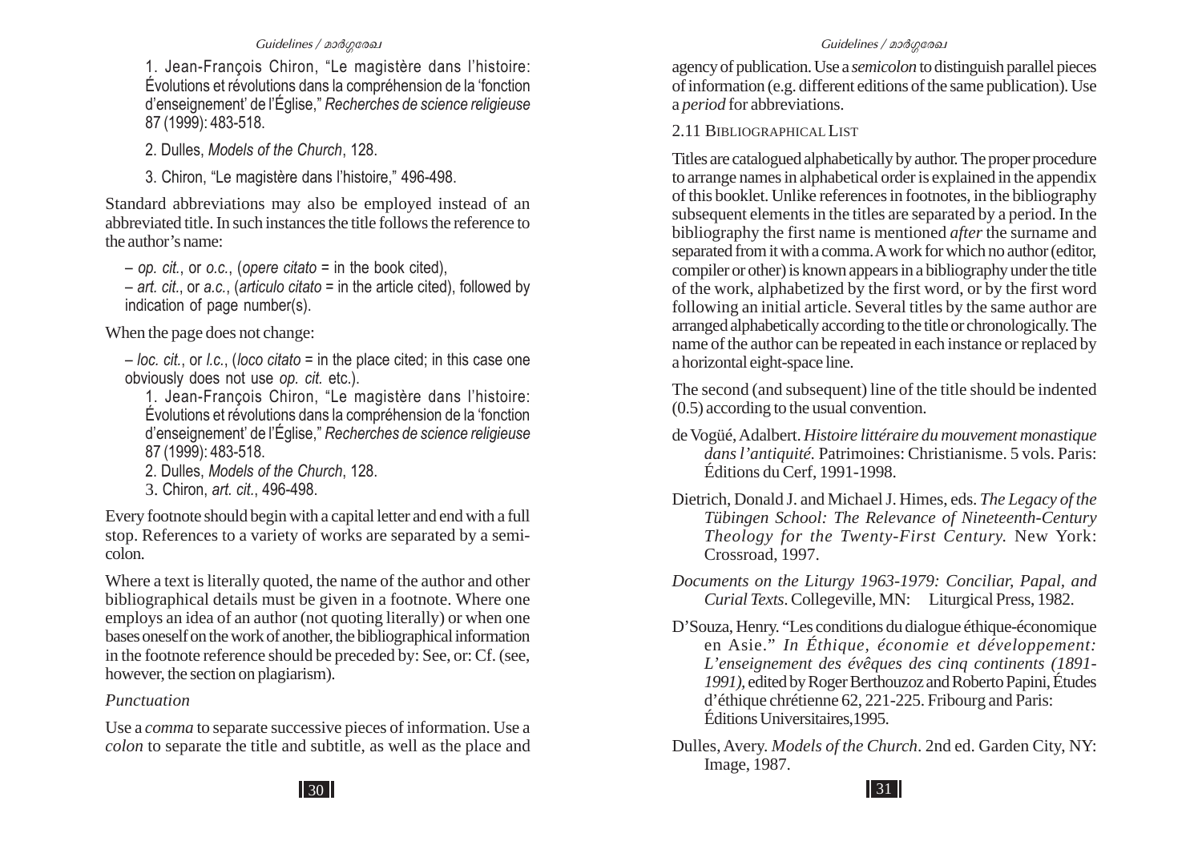1. Jean-François Chiron, "Le magistère dans l'histoire: Évolutions et révolutions dans la compréhension de la 'fonction d'enseignement' de l'Église," *Recherches de science religieuse* 87 (1999): 483-518.

2. Dulles, *Models of the Church*, 128.

3. Chiron, "Le magistère dans l'histoire," 496-498.

Standard abbreviations may also be employed instead of an abbreviated title. In such instances the title follows the reference to the author's name:

– *op. cit.*, or *o.c.*, (*opere citato* = in the book cited),
– *art. cit.*, or *a.c.*, (*articulo citato* = in the article cited), followed by indication of page number(s).

When the page does not change:

– *loc. cit.*, or *l.c.*, (*loco citato* = in the place cited; in this case one obviously does not use *op. cit.* etc.).

1. Jean-François Chiron, "Le magistère dans l'histoire: Évolutions et révolutions dans la compréhension de la 'fonction d'enseignement' de l'Église," *Recherches de science religieuse* 87 (1999): 483-518.
2. Dulles, *Models of the Church*, 128.
3. Chiron, *art. cit.*, 496-498.

Every footnote should begin with a capital letter and end with a full stop. References to a variety of works are separated by a semi-colon.

Where a text is literally quoted, the name of the author and other bibliographical details must be given in a footnote. Where one employs an idea of an author (not quoting literally) or when one bases oneself on the work of another, the bibliographical information in the footnote reference should be preceded by: See, or: Cf. (see, however, the section on plagiarism).

*Punctuation*

Use a *comma* to separate successive pieces of information. Use a *colon* to separate the title and subtitle, as well as the place and agency of publication. Use a *semicolon* to distinguish parallel pieces of information (e.g. different editions of the same publication). Use a *period* for abbreviations.

### 2.11 Bibliographical List

Titles are catalogued alphabetically by author. The proper procedure to arrange names in alphabetical order is explained in the appendix of this booklet. Unlike references in footnotes, in the bibliography subsequent elements in the titles are separated by a period. In the bibliography the first name is mentioned *after* the surname and separated from it with a comma. A work for which no author (editor, compiler or other) is known appears in a bibliography under the title of the work, alphabetized by the first word, or by the first word following an initial article. Several titles by the same author are arranged alphabetically according to the title or chronologically. The name of the author can be repeated in each instance or replaced by a horizontal eight-space line.

The second (and subsequent) line of the title should be indented (0.5) according to the usual convention.

de Vogüé, Adalbert. *Histoire littéraire du mouvement monastique dans l'antiquité.* Patrimoines: Christianisme. 5 vols. Paris: Éditions du Cerf, 1991-1998.

Dietrich, Donald J. and Michael J. Himes, eds. *The Legacy of the Tübingen School: The Relevance of Nineteenth-Century Theology for the Twenty-First Century.* New York: Crossroad, 1997.

*Documents on the Liturgy 1963-1979: Conciliar, Papal, and Curial Texts*. Collegeville, MN: Liturgical Press, 1982.

D'Souza, Henry. "Les conditions du dialogue éthique-économique en Asie." *In Éthique, économie et développement: L'enseignement des évêques des cinq continents (1891-1991)*, edited by Roger Berthouzoz and Roberto Papini, Études d'éthique chrétienne 62, 221-225. Fribourg and Paris: Éditions Universitaires,1995.

Dulles, Avery. *Models of the Church*. 2nd ed. Garden City, NY: Image, 1987.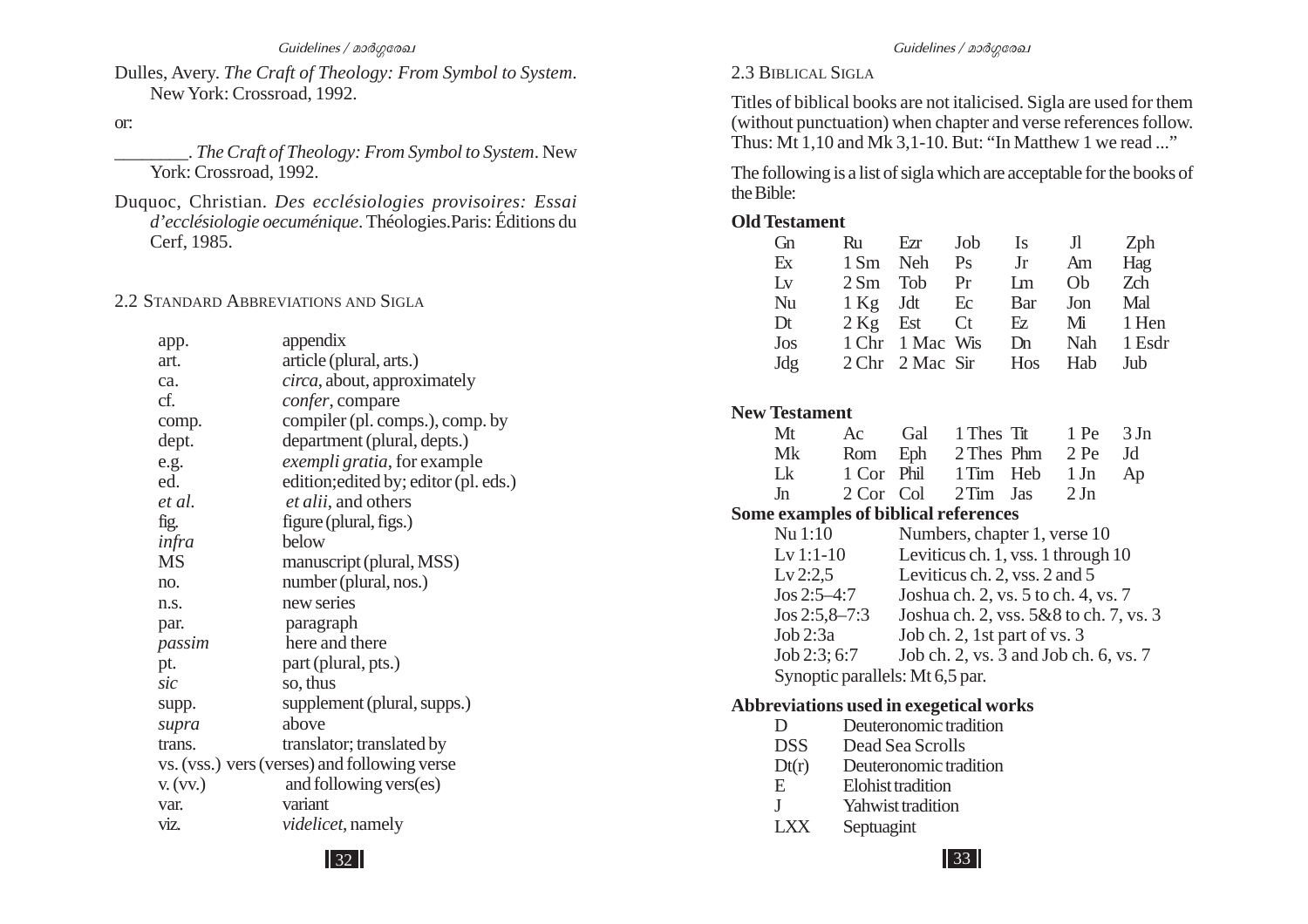Dulles, Avery. *The Craft of Theology: From Symbol to System*. New York: Crossroad, 1992.

or:

________. *The Craft of Theology: From Symbol to System*. New York: Crossroad, 1992.

Duquoc, Christian. *Des ecclésiologies provisoires: Essai d'ecclésiologie oecuménique*. Théologies.Paris: Éditions du Cerf, 1985.

## 2.2 Standard Abbreviations and Sigla

| | |
|---|---|
| app. | appendix |
| art. | article (plural, arts.) |
| ca. | *circa*, about, approximately |
| cf. | *confer*, compare |
| comp. | compiler (pl. comps.), comp. by |
| dept. | department (plural, depts.) |
| e.g. | *exempli gratia*, for example |
| ed. | edition;edited by; editor (pl. eds.) |
| *et al.* | *et alii*, and others |
| fig. | figure (plural, figs.) |
| *infra* | below |
| MS | manuscript (plural, MSS) |
| no. | number (plural, nos.) |
| n.s. | new series |
| par. | paragraph |
| *passim* | here and there |
| pt. | part (plural, pts.) |
| *sic* | so, thus |
| supp. | supplement (plural, supps.) |
| *supra* | above |
| trans. | translator; translated by |
| vs. (vss.) | vers (verses) and following verse |
| v. (vv.) | and following vers(es) |
| var. | variant |
| viz. | *videlicet*, namely |

## 2.3 Biblical Sigla

Titles of biblical books are not italicised. Sigla are used for them (without punctuation) when chapter and verse references follow. Thus: Mt 1,10 and Mk 3,1-10. But: "In Matthew 1 we read ..."

The following is a list of sigla which are acceptable for the books of the Bible:

**Old Testament**

| | | | | | | |
|---|---|---|---|---|---|---|
| Gn | Ru | Ezr | Job | Is | Jl | Zph |
| Ex | 1 Sm | Neh | Ps | Jr | Am | Hag |
| Lv | 2 Sm | Tob | Pr | Lm | Ob | Zch |
| Nu | 1 Kg | Jdt | Ec | Bar | Jon | Mal |
| Dt | 2 Kg | Est | Ct | Ez | Mi | 1 Hen |
| Jos | 1 Chr | 1 Mac | Wis | Dn | Nah | 1 Esdr |
| Jdg | 2 Chr | 2 Mac | Sir | Hos | Hab | Jub |

**New Testament**

| | | | | | | |
|---|---|---|---|---|---|---|
| Mt | Ac | Gal | 1 Thes | Tit | 1 Pe | 3 Jn |
| Mk | Rom | Eph | 2 Thes | Phm | 2 Pe | Jd |
| Lk | 1 Cor | Phil | 1 Tim | Heb | 1 Jn | Ap |
| Jn | 2 Cor | Col | 2 Tim | Jas | 2 Jn | |

**Some examples of biblical references**

| | |
|---|---|
| Nu 1:10 | Numbers, chapter 1, verse 10 |
| Lv 1:1-10 | Leviticus ch. 1, vss. 1 through 10 |
| Lv 2:2,5 | Leviticus ch. 2, vss. 2 and 5 |
| Jos 2:5–4:7 | Joshua ch. 2, vs. 5 to ch. 4, vs. 7 |
| Jos 2:5,8–7:3 | Joshua ch. 2, vss. 5&8 to ch. 7, vs. 3 |
| Job 2:3a | Job ch. 2, 1st part of vs. 3 |
| Job 2:3; 6:7 | Job ch. 2, vs. 3 and Job ch. 6, vs. 7 |

Synoptic parallels: Mt 6,5 par.

**Abbreviations used in exegetical works**

| | |
|---|---|
| D | Deuteronomic tradition |
| DSS | Dead Sea Scrolls |
| Dt(r) | Deuteronomic tradition |
| E | Elohist tradition |
| J | Yahwist tradition |
| LXX | Septuagint |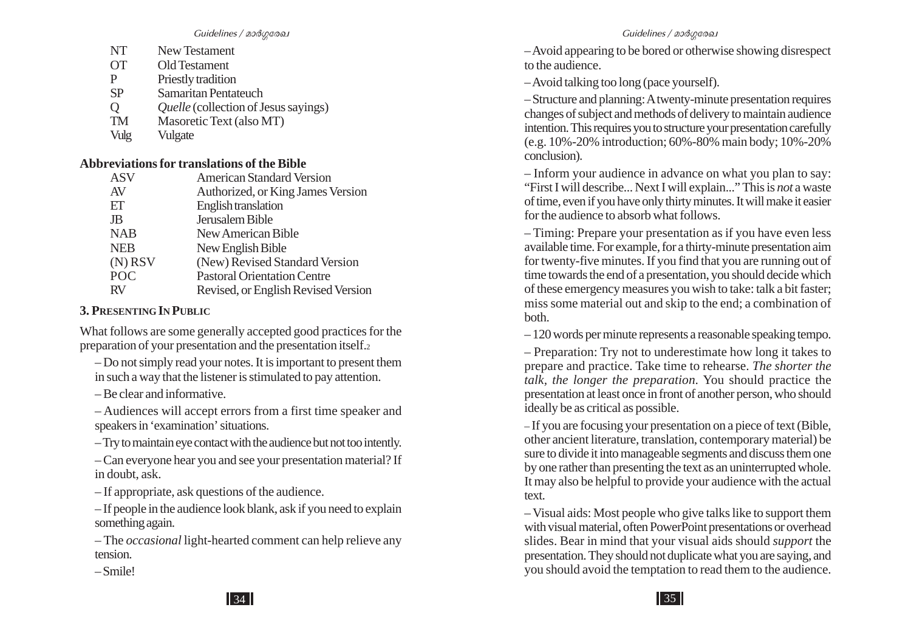| | |
|---|---|
| NT | New Testament |
| OT | Old Testament |
| P | Priestly tradition |
| SP | Samaritan Pentateuch |
| Q | *Quelle* (collection of Jesus sayings) |
| TM | Masoretic Text (also MT) |
| Vulg | Vulgate |

**Abbreviations for translations of the Bible**

| | |
|---|---|
| ASV | American Standard Version |
| AV | Authorized, or King James Version |
| ET | English translation |
| JB | Jerusalem Bible |
| NAB | New American Bible |
| NEB | New English Bible |
| (N) RSV | (New) Revised Standard Version |
| POC | Pastoral Orientation Centre |
| RV | Revised, or English Revised Version |

## 3. Presenting In Public

What follows are some generally accepted good practices for the preparation of your presentation and the presentation itself.[2]

– Do not simply read your notes. It is important to present them in such a way that the listener is stimulated to pay attention.

– Be clear and informative.

– Audiences will accept errors from a first time speaker and speakers in 'examination' situations.

– Try to maintain eye contact with the audience but not too intently.

– Can everyone hear you and see your presentation material? If in doubt, ask.

– If appropriate, ask questions of the audience.

– If people in the audience look blank, ask if you need to explain something again.

– The *occasional* light-hearted comment can help relieve any tension.

– Smile!

– Avoid appearing to be bored or otherwise showing disrespect to the audience.

– Avoid talking too long (pace yourself).

– Structure and planning: A twenty-minute presentation requires changes of subject and methods of delivery to maintain audience intention. This requires you to structure your presentation carefully (e.g. 10%-20% introduction; 60%-80% main body; 10%-20% conclusion).

– Inform your audience in advance on what you plan to say: "First I will describe... Next I will explain..." This is *not* a waste of time, even if you have only thirty minutes. It will make it easier for the audience to absorb what follows.

– Timing: Prepare your presentation as if you have even less available time. For example, for a thirty-minute presentation aim for twenty-five minutes. If you find that you are running out of time towards the end of a presentation, you should decide which of these emergency measures you wish to take: talk a bit faster; miss some material out and skip to the end; a combination of both.

– 120 words per minute represents a reasonable speaking tempo.

– Preparation: Try not to underestimate how long it takes to prepare and practice. Take time to rehearse. *The shorter the talk, the longer the preparation*. You should practice the presentation at least once in front of another person, who should ideally be as critical as possible.

– If you are focusing your presentation on a piece of text (Bible, other ancient literature, translation, contemporary material) be sure to divide it into manageable segments and discuss them one by one rather than presenting the text as an uninterrupted whole. It may also be helpful to provide your audience with the actual text.

– Visual aids: Most people who give talks like to support them with visual material, often PowerPoint presentations or overhead slides. Bear in mind that your visual aids should *support* the presentation. They should not duplicate what you are saying, and you should avoid the temptation to read them to the audience.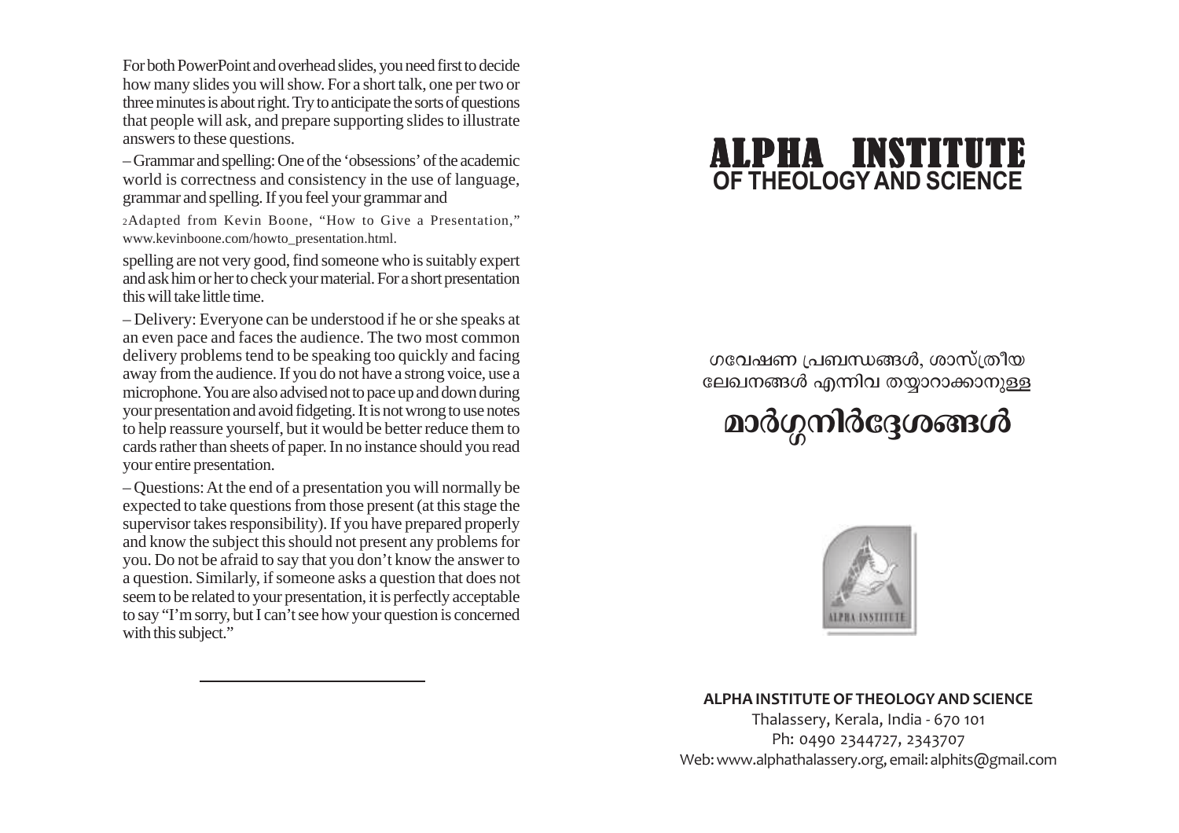For both PowerPoint and overhead slides, you need first to decide how many slides you will show. For a short talk, one per two or three minutes is about right. Try to anticipate the sorts of questions that people will ask, and prepare supporting slides to illustrate answers to these questions.

– Grammar and spelling: One of the 'obsessions' of the academic world is correctness and consistency in the use of language, grammar and spelling. If you feel your grammar and spelling are not very good, find someone who is suitably expert and ask him or her to check your material. For a short presentation this will take little time.

– Delivery: Everyone can be understood if he or she speaks at an even pace and faces the audience. The two most common delivery problems tend to be speaking too quickly and facing away from the audience. If you do not have a strong voice, use a microphone. You are also advised not to pace up and down during your presentation and avoid fidgeting. It is not wrong to use notes to help reassure yourself, but it would be better reduce them to cards rather than sheets of paper. In no instance should you read your entire presentation.

– Questions: At the end of a presentation you will normally be expected to take questions from those present (at this stage the supervisor takes responsibility). If you have prepared properly and know the subject this should not present any problems for you. Do not be afraid to say that you don't know the answer to a question. Similarly, if someone asks a question that does not seem to be related to your presentation, it is perfectly acceptable to say "I'm sorry, but I can't see how your question is concerned with this subject."

[2] Adapted from Kevin Boone, "How to Give a Presentation," www.kevinboone.com/howto_presentation.html.

---

# ALPHA INSTITUTE
## OF THEOLOGY AND SCIENCE

ഗവേഷണ പ്രബന്ധങ്ങൾ, ശാസ്ത്രീയ ലേഖനങ്ങൾ എന്നിവ തയ്യാറാക്കാനുള്ള

# മാർഗ്ഗനിർദ്ദേശങ്ങൾ

**ALPHA INSTITUTE OF THEOLOGY AND SCIENCE**

Thalassery, Kerala, India - 670 101

Ph: 0490 2344727, 2343707

Web: www.alphathalassery.org, email: alphits@gmail.com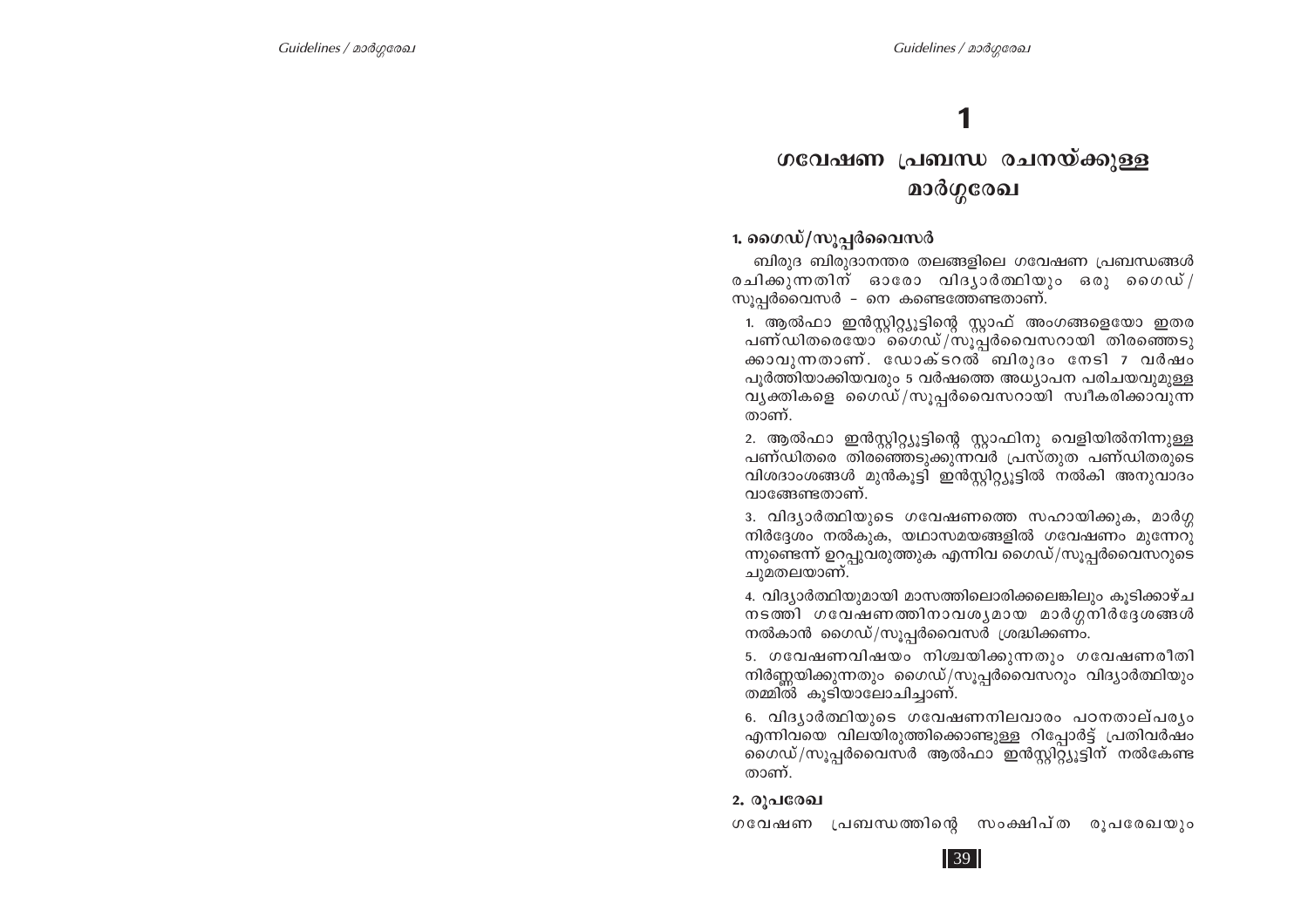# 1

# ഗവേഷണ പ്രബന്ധ രചനയ്ക്കുള്ള മാർഗ്ഗരേഖ

## 1. ഗൈഡ്/സൂപ്പർവൈസർ

ബിരുദ ബിരുദാനന്തര തലങ്ങളിലെ ഗവേഷണ പ്രബന്ധങ്ങൾ രചിക്കുന്നതിന് ഓരോ വിദ്യാർത്ഥിയും ഒരു ഗൈഡ്/ സൂപ്പർവൈസർ – നെ കണ്ടെത്തേണ്ടതാണ്.

1. ആൽഫാ ഇൻസ്റ്റിറ്റ്യൂട്ടിന്റെ സ്റ്റാഫ് അംഗങ്ങളെയോ ഇതര പണ്ഡിതരെയോ ഗൈഡ്/സൂപ്പർവൈസറായി തിരഞ്ഞെടുക്കാവുന്നതാണ്. ഡോക്ടറൽ ബിരുദം നേടി 7 വർഷം പൂർത്തിയാക്കിയവരും 5 വർഷത്തെ അധ്യാപന പരിചയവുമുള്ള വ്യക്തികളെ ഗൈഡ്/സൂപ്പർവൈസറായി സ്വീകരിക്കാവുന്നതാണ്.

2. ആൽഫാ ഇൻസ്റ്റിറ്റ്യൂട്ടിന്റെ സ്റ്റാഫിനു വെളിയിൽനിന്നുള്ള പണ്ഡിതരെ തിരഞ്ഞെടുക്കുന്നവർ പ്രസ്തുത പണ്ഡിതരുടെ വിശദാംശങ്ങൾ മുൻകൂട്ടി ഇൻസ്റ്റിറ്റ്യൂട്ടിൽ നൽകി അനുവാദം വാങ്ങേണ്ടതാണ്.

3. വിദ്യാർത്ഥിയുടെ ഗവേഷണത്തെ സഹായിക്കുക, മാർഗ്ഗ നിർദ്ദേശം നൽകുക, യഥാസമയങ്ങളിൽ ഗവേഷണം മുന്നേറുന്നുണ്ടെന്ന് ഉറപ്പുവരുത്തുക എന്നിവ ഗൈഡ്/സൂപ്പർവൈസറുടെ ചുമതലയാണ്.

4. വിദ്യാർത്ഥിയുമായി മാസത്തിലൊരിക്കലെങ്കിലും കൂടിക്കാഴ്ച നടത്തി ഗവേഷണത്തിനാവശ്യമായ മാർഗ്ഗനിർദ്ദേശങ്ങൾ നൽകാൻ ഗൈഡ്/സൂപ്പർവൈസർ ശ്രദ്ധിക്കണം.

5. ഗവേഷണവിഷയം നിശ്ചയിക്കുന്നതും ഗവേഷണരീതി നിർണ്ണയിക്കുന്നതും ഗൈഡ്/സൂപ്പർവൈസറും വിദ്യാർത്ഥിയും തമ്മിൽ കൂടിയാലോചിച്ചാണ്.

6. വിദ്യാർത്ഥിയുടെ ഗവേഷണനിലവാരം പഠനതാല്പര്യം എന്നിവയെ വിലയിരുത്തിക്കൊണ്ടുള്ള റിപ്പോർട്ട് പ്രതിവർഷം ഗൈഡ്/സൂപ്പർവൈസർ ആൽഫാ ഇൻസ്റ്റിറ്റ്യൂട്ടിന് നൽകേണ്ടതാണ്.

## 2. രൂപരേഖ

ഗവേഷണ പ്രബന്ധത്തിന്റെ സംക്ഷിപ്ത രൂപരേഖയും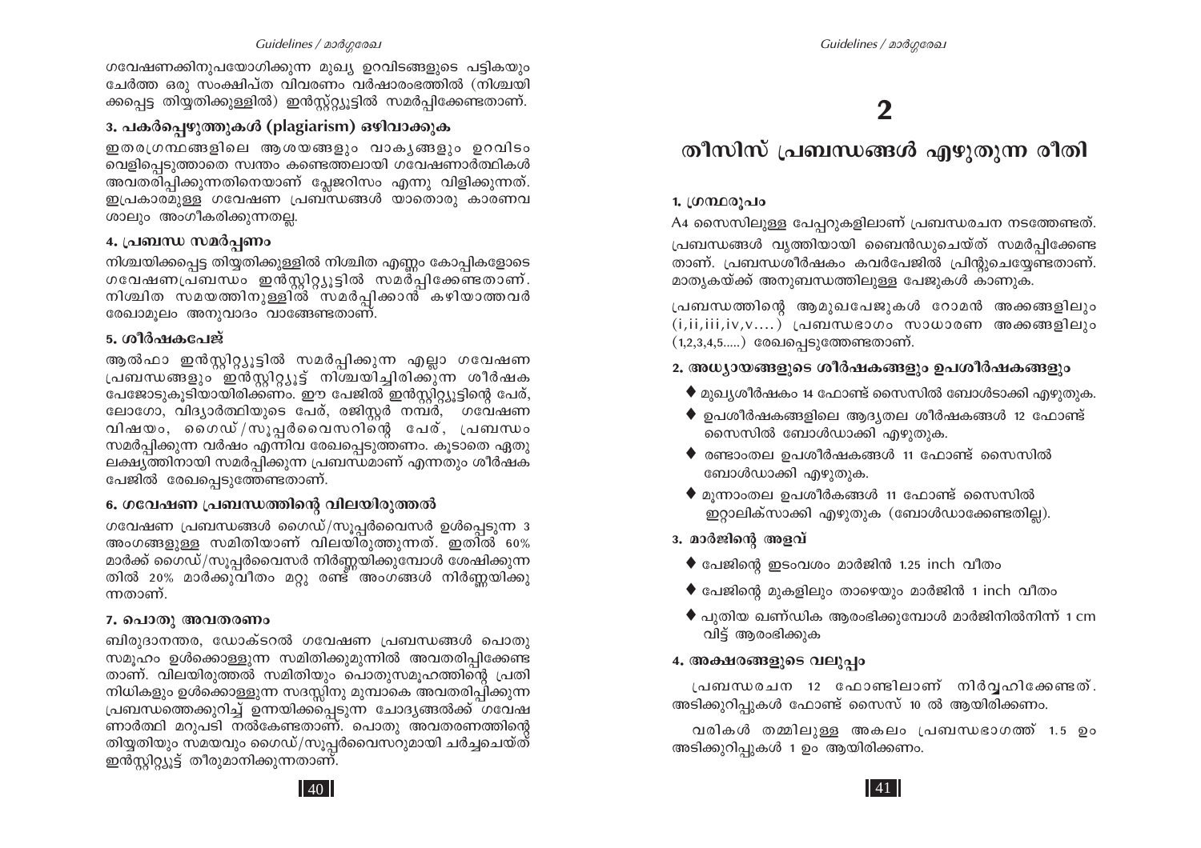ഗവേഷണക്കിനുപയോഗിക്കുന്ന മുഖ്യ ഉറവിടങ്ങളുടെ പട്ടികയും ചേർത്ത ഒരു സംക്ഷിപ്ത വിവരണം വർഷാരംഭത്തിൽ (നിശ്ചയിക്കപ്പെട്ട തിയ്യതിക്കുള്ളിൽ) ഇൻസ്റ്റിറ്റ്യൂട്ടിൽ സമർപ്പിക്കേണ്ടതാണ്.

### 3. പകർപ്പെഴുത്തുകൾ (plagiarism) ഒഴിവാക്കുക

ഇതരഗ്രന്ഥങ്ങളിലെ ആശയങ്ങളും വാക്യങ്ങളും ഉറവിടം വെളിപ്പെടുത്താതെ സ്വന്തം കണ്ടെത്തലായി ഗവേഷണാർത്ഥികൾ അവതരിപ്പിക്കുന്നതിനെയാണ് പ്ലേജറിസം എന്നു വിളിക്കുന്നത്. ഇപ്രകാരമുള്ള ഗവേഷണ പ്രബന്ധങ്ങൾ യാതൊരു കാരണവശാലും അംഗീകരിക്കുന്നതല്ല.

### 4. പ്രബന്ധ സമർപ്പണം

നിശ്ചയിക്കപ്പെട്ട തിയ്യതിക്കുള്ളിൽ നിശ്ചിത എണ്ണം കോപ്പികളോടെ ഗവേഷണപ്രബന്ധം ഇൻസ്റ്റിറ്റ്യൂട്ടിൽ സമർപ്പിക്കേണ്ടതാണ്. നിശ്ചിത സമയത്തിനുള്ളിൽ സമർപ്പിക്കാൻ കഴിയാത്തവർ രേഖാമൂലം അനുവാദം വാങ്ങേണ്ടതാണ്.

### 5. ശീർഷകപേജ്

ആൽഫാ ഇൻസ്റ്റിറ്റ്യൂട്ടിൽ സമർപ്പിക്കുന്ന എല്ലാ ഗവേഷണ പ്രബന്ധങ്ങളും ഇൻസ്റ്റിറ്റ്യൂട്ട് നിശ്ചയിച്ചിരിക്കുന്ന ശീർഷക പേജോടുകൂടിയായിരിക്കണം. ഈ പേജിൽ ഇൻസ്റ്റിറ്റ്യൂട്ടിന്റെ പേര്, ലോഗോ, വിദ്യാർത്ഥിയുടെ പേര്, രജിസ്റ്റർ നമ്പർ, ഗവേഷണ വിഷയം, ഗൈഡ്/സൂപ്പർവൈസറിന്റെ പേര്, പ്രബന്ധം സമർപ്പിക്കുന്ന വർഷം എന്നിവ രേഖപ്പെടുത്തണം. കൂടാതെ ഏതു ലക്ഷ്യത്തിനായി സമർപ്പിക്കുന്ന പ്രബന്ധമാണ് എന്നതും ശീർഷക പേജിൽ രേഖപ്പെടുത്തേണ്ടതാണ്.

### 6. ഗവേഷണ പ്രബന്ധത്തിന്റെ വിലയിരുത്തൽ

ഗവേഷണ പ്രബന്ധങ്ങൾ ഗൈഡ്/സൂപ്പർവൈസർ ഉൾപ്പെടുന്ന 3 അംഗങ്ങളുള്ള സമിതിയാണ് വിലയിരുത്തുന്നത്. ഇതിൽ 60% മാർക്ക് ഗൈഡ്/സൂപ്പർവൈസർ നിർണ്ണയിക്കുമ്പോൾ ശേഷിക്കുന്നതിൽ 20% മാർക്കുവീതം മറ്റു രണ്ട് അംഗങ്ങൾ നിർണ്ണയിക്കുന്നതാണ്.

### 7. പൊതു അവതരണം

ബിരുദാനന്തര, ഡോക്ടറൽ ഗവേഷണ പ്രബന്ധങ്ങൾ പൊതുസമൂഹം ഉൾക്കൊള്ളുന്ന സമിതിക്കുമുന്നിൽ അവതരിപ്പിക്കേണ്ടതാണ്. വിലയിരുത്തൽ സമിതിയും പൊതുസമൂഹത്തിന്റെ പ്രതിനിധികളും ഉൾക്കൊള്ളുന്ന സദസ്സിനു മുമ്പാകെ അവതരിപ്പിക്കുന്ന പ്രബന്ധത്തെക്കുറിച്ച് ഉന്നയിക്കപ്പെടുന്ന ചോദ്യങ്ങൾക്ക് ഗവേഷണാർത്ഥി മറുപടി നൽകേണ്ടതാണ്. പൊതു അവതരണത്തിന്റെ തിയ്യതിയും സമയവും ഗൈഡ്/സൂപ്പർവൈസറുമായി ചർച്ചചെയ്ത് ഇൻസ്റ്റിറ്റ്യൂട്ട് തീരുമാനിക്കുന്നതാണ്.

# 2

# തീസിസ് പ്രബന്ധങ്ങൾ എഴുതുന്ന രീതി

### 1. ഗ്രന്ഥരൂപം

A4 സൈസിലുള്ള പേപ്പറുകളിലാണ് പ്രബന്ധരചന നടത്തേണ്ടത്.

പ്രബന്ധങ്ങൾ വൃത്തിയായി ബൈൻഡുചെയ്ത് സമർപ്പിക്കേണ്ടതാണ്. പ്രബന്ധശീർഷകം കവർപേജിൽ പ്രിന്റുചെയ്യേണ്ടതാണ്. മാതൃകയ്ക്ക് അനുബന്ധത്തിലുള്ള പേജുകൾ കാണുക.

പ്രബന്ധത്തിന്റെ ആമുഖപേജുകൾ റോമൻ അക്കങ്ങളിലും (i,ii,iii,iv,v....) പ്രബന്ധഭാഗം സാധാരണ അക്കങ്ങളിലും (1,2,3,4,5.....) രേഖപ്പെടുത്തേണ്ടതാണ്.

### 2. അധ്യായങ്ങളുടെ ശീർഷകങ്ങളും ഉപശീർഷകങ്ങളും

- മുഖ്യശീർഷകം 14 ഫോണ്ട് സൈസിൽ ബോൾടാക്കി എഴുതുക.
- ഉപശീർഷകങ്ങളിലെ ആദ്യതല ശീർഷകങ്ങൾ 12 ഫോണ്ട് സൈസിൽ ബോൾഡാക്കി എഴുതുക.
- രണ്ടാംതല ഉപശീർഷകങ്ങൾ 11 ഫോണ്ട് സൈസിൽ ബോൾഡാക്കി എഴുതുക.
- മൂന്നാംതല ഉപശീർകങ്ങൾ 11 ഫോണ്ട് സൈസിൽ ഇറ്റാലിക്സാക്കി എഴുതുക (ബോൾഡാക്കേണ്ടതില്ല).

### 3. മാർജിന്റെ അളവ്

- പേജിന്റെ ഇടംവശം മാർജിൻ 1.25 inch വീതം
- പേജിന്റെ മുകളിലും താഴെയും മാർജിൻ 1 inch വീതം
- പുതിയ ഖണ്ഡിക ആരംഭിക്കുമ്പോൾ മാർജിനിൽനിന്ന് 1 cm വിട്ട് ആരംഭിക്കുക

### 4. അക്ഷരങ്ങളുടെ വലുപ്പം

പ്രബന്ധരചന 12 ഫോണ്ടിലാണ് നിർവ്വഹിക്കേണ്ടത്. അടിക്കുറിപ്പുകൾ ഫോണ്ട് സൈസ് 10 ൽ ആയിരിക്കണം.

വരികൾ തമ്മിലുള്ള അകലം പ്രബന്ധഭാഗത്ത് 1.5 ഉം അടിക്കുറിപ്പുകൾ 1 ഉം ആയിരിക്കണം.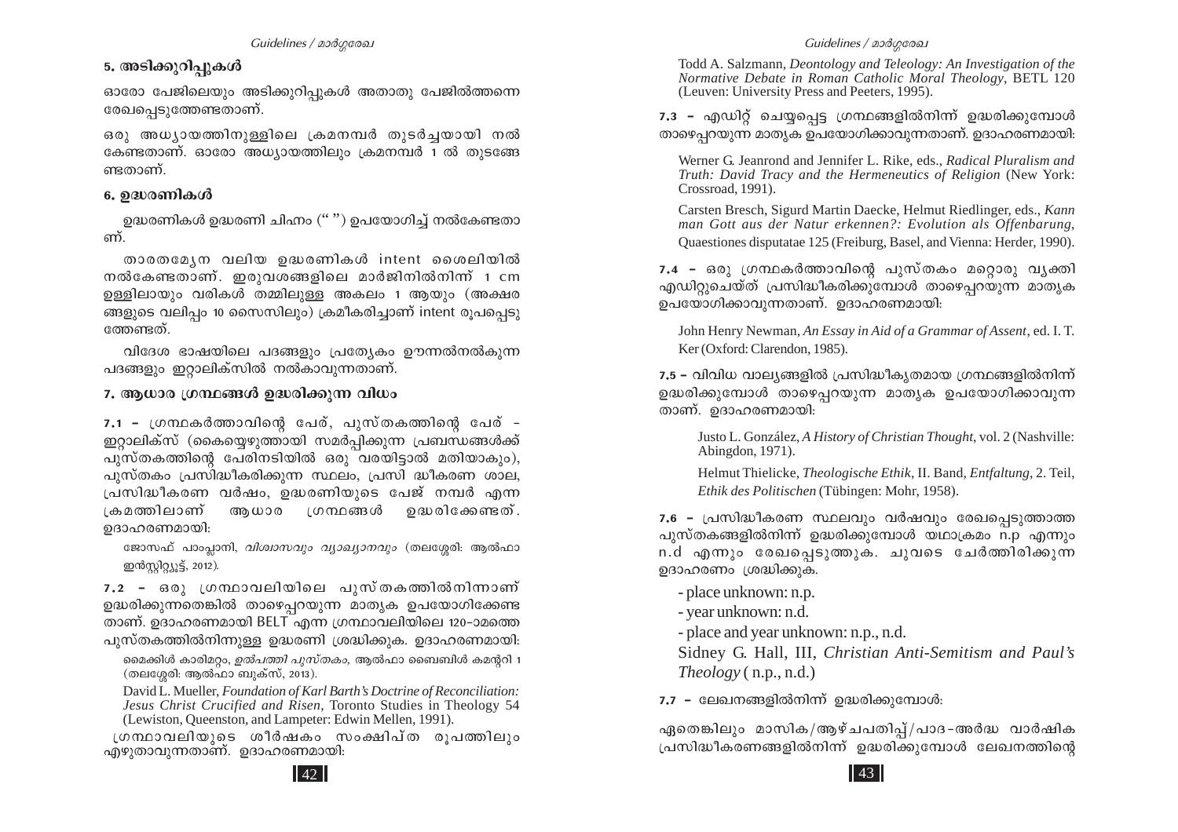### 5. അടിക്കുറിപ്പുകൾ

ഓരോ പേജിലെയും അടിക്കുറിപ്പുകൾ അതാതു പേജിൽത്തന്നെ രേഖപ്പെടുത്തേണ്ടതാണ്.

ഒരു അധ്യായത്തിനുള്ളിലെ ക്രമനമ്പർ തുടർച്ചയായി നൽ കേണ്ടതാണ്. ഓരോ അധ്യായത്തിലും ക്രമനമ്പർ 1 ൽ തുടങ്ങേ ണ്ടതാണ്.

### 6. ഉദ്ധരണികൾ

ഉദ്ധരണികൾ ഉദ്ധരണി ചിഹ്നം (" ") ഉപയോഗിച്ച് നൽകേണ്ടതാണ്.

താരതമ്യേന വലിയ ഉദ്ധരണികൾ intent ശൈലിയിൽ നൽകേണ്ടതാണ്. ഇരുവശങ്ങളിലെ മാർജിനിൽനിന്ന് 1 cm ഉള്ളിലായും വരികൾ തമ്മിലുള്ള അകലം 1 ആയും (അക്ഷര ങ്ങളുടെ വലിപ്പം 10 സൈസിലും) ക്രമീകരിച്ചാണ് intent രൂപപ്പെടു ത്തേണ്ടത്.

വിദേശ ഭാഷയിലെ പദങ്ങളും പ്രത്യേകം ഊന്നൽനൽകുന്ന പദങ്ങളും ഇറ്റാലിക്സിൽ നൽകാവുന്നതാണ്.

### 7. ആധാര ഗ്രന്ഥങ്ങൾ ഉദ്ധരിക്കുന്ന വിധം

**7.1 –** ഗ്രന്ഥകർത്താവിന്റെ പേര്, പുസ്തകത്തിന്റെ പേര് – ഇറ്റാലിക്സ് (കൈയ്യെഴുത്തായി സമർപ്പിക്കുന്ന പ്രബന്ധങ്ങൾക്ക് പുസ്തകത്തിന്റെ പേരിനടിയിൽ ഒരു വരയിട്ടാൽ മതിയാകും), പുസ്തകം പ്രസിദ്ധീകരിക്കുന്ന സ്ഥലം, പ്രസി ദ്ധീകരണ ശാല, പ്രസിദ്ധീകരണ വർഷം, ഉദ്ധരണിയുടെ പേജ് നമ്പർ എന്ന ക്രമത്തിലാണ് ആധാര ഗ്രന്ഥങ്ങൾ ഉദ്ധരിക്കേണ്ടത്. ഉദാഹരണമായി:

> ജോസഫ് പാംപ്ലാനി, *വിശ്വാസവും വ്യാഖ്യാനവും* (തലശ്ശേരി: ആൽഫാ ഇൻസ്റ്റിറ്റ്യൂട്ട്, 2012).

**7.2 –** ഒരു ഗ്രന്ഥാവലിയിലെ പുസ്തകത്തിൽനിന്നാണ് ഉദ്ധരിക്കുന്നതെങ്കിൽ താഴെപ്പറയുന്ന മാതൃക ഉപയോഗിക്കേണ്ട താണ്. ഉദാഹരണമായി BELT എന്ന ഗ്രന്ഥാവലിയിലെ 120–ാമത്തെ പുസ്തകത്തിൽനിന്നുള്ള ഉദ്ധരണി ശ്രദ്ധിക്കുക. ഉദാഹരണമായി:

> മൈക്കിൾ കാരിമറ്റം, *ഉൽപത്തി പുസ്തകം*, ആൽഫാ ബൈബിൾ കമന്ററി 1 (തലശ്ശേരി: ആൽഫാ ബുക്സ്, 2013).
>
> David L. Mueller, *Foundation of Karl Barth's Doctrine of Reconciliation: Jesus Christ Crucified and Risen*, Toronto Studies in Theology 54 (Lewiston, Queenston, and Lampeter: Edwin Mellen, 1991).

ഗ്രന്ഥാവലിയുടെ ശീർഷകം സംക്ഷിപ്ത രൂപത്തിലും എഴുതാവുന്നതാണ്. ഉദാഹരണമായി:

> Todd A. Salzmann, *Deontology and Teleology: An Investigation of the Normative Debate in Roman Catholic Moral Theology*, BETL 120 (Leuven: University Press and Peeters, 1995).

**7.3 –** എഡിറ്റ് ചെയ്യപ്പെട്ട ഗ്രന്ഥങ്ങളിൽനിന്ന് ഉദ്ധരിക്കുമ്പോൾ താഴെപ്പറയുന്ന മാതൃക ഉപയോഗിക്കാവുന്നതാണ്. ഉദാഹരണമായി:

> Werner G. Jeanrond and Jennifer L. Rike, eds., *Radical Pluralism and Truth: David Tracy and the Hermeneutics of Religion* (New York: Crossroad, 1991).
>
> Carsten Bresch, Sigurd Martin Daecke, Helmut Riedlinger, eds., *Kann man Gott aus der Natur erkennen?: Evolution als Offenbarung*, Quaestiones disputatae 125 (Freiburg, Basel, and Vienna: Herder, 1990).

**7.4 –** ഒരു ഗ്രന്ഥകർത്താവിന്റെ പുസ്തകം മറ്റൊരു വ്യക്തി എഡിറ്റുചെയ്ത് പ്രസിദ്ധീകരിക്കുമ്പോൾ താഴെപ്പറയുന്ന മാതൃക ഉപയോഗിക്കാവുന്നതാണ്. ഉദാഹരണമായി:

> John Henry Newman, *An Essay in Aid of a Grammar of Assent*, ed. I. T. Ker (Oxford: Clarendon, 1985).

**7.5 –** വിവിധ വാല്യങ്ങളിൽ പ്രസിദ്ധീകൃതമായ ഗ്രന്ഥങ്ങളിൽനിന്ന് ഉദ്ധരിക്കുമ്പോൾ താഴെപ്പറയുന്ന മാതൃക ഉപയോഗിക്കാവുന്ന താണ്. ഉദാഹരണമായി:

> Justo L. González, *A History of Christian Thought*, vol. 2 (Nashville: Abingdon, 1971).
>
> Helmut Thielicke, *Theologische Ethik*, II. Band, *Entfaltung*, 2. Teil, *Ethik des Politischen* (Tübingen: Mohr, 1958).

**7.6 –** പ്രസിദ്ധീകരണ സ്ഥലവും വർഷവും രേഖപ്പെടുത്താത്ത പുസ്തകങ്ങളിൽനിന്ന് ഉദ്ധരിക്കുമ്പോൾ യഥാക്രമം n.p എന്നും n.d എന്നും രേഖപ്പെടുത്തുക. ചുവടെ ചേർത്തിരിക്കുന്ന ഉദാഹരണം ശ്രദ്ധിക്കുക.

- place unknown: n.p.
- year unknown: n.d.
- place and year unknown: n.p., n.d.

Sidney G. Hall, III, *Christian Anti-Semitism and Paul's Theology* ( n.p., n.d.)

**7.7 –** ലേഖനങ്ങളിൽനിന്ന് ഉദ്ധരിക്കുമ്പോൾ:

ഏതെങ്കിലും മാസിക/ആഴ്ചപതിപ്പ്/പാദ-അർദ്ധ വാർഷിക പ്രസിദ്ധീകരണങ്ങളിൽനിന്ന് ഉദ്ധരിക്കുമ്പോൾ ലേഖനത്തിന്റെ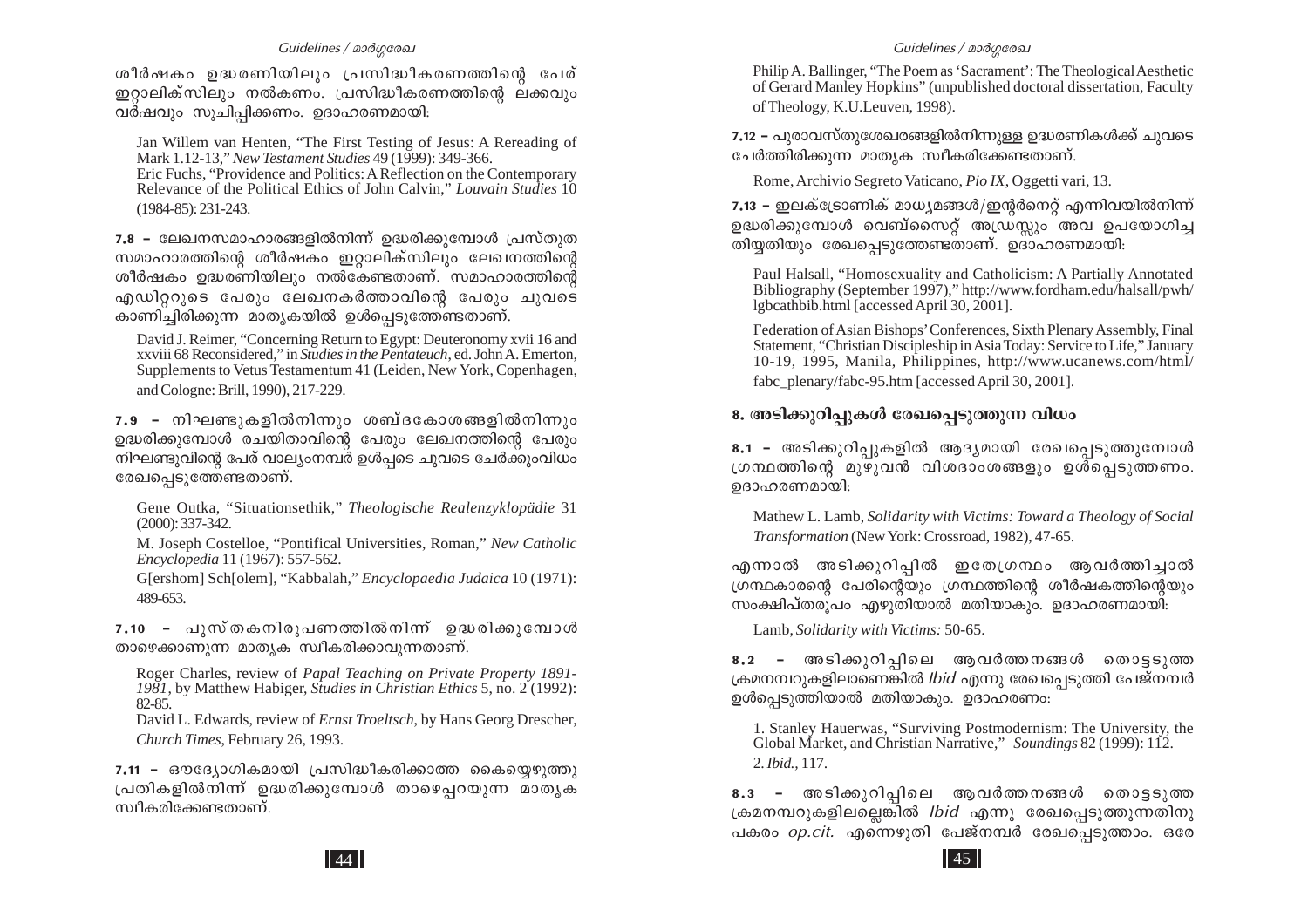ശീർഷകം ഉദ്ധരണിയിലും പ്രസിദ്ധീകരണത്തിന്റെ പേര് ഇറ്റാലിക്സിലും നൽകണം. പ്രസിദ്ധീകരണത്തിന്റെ ലക്കവും വർഷവും സൂചിപ്പിക്കണം. ഉദാഹരണമായി:

Jan Willem van Henten, "The First Testing of Jesus: A Rereading of Mark 1.12-13," *New Testament Studies* 49 (1999): 349-366.
Eric Fuchs, "Providence and Politics: A Reflection on the Contemporary Relevance of the Political Ethics of John Calvin," *Louvain Studies* 10 (1984-85): 231-243.

**7.8** – ലേഖനസമാഹാരങ്ങളിൽനിന്ന് ഉദ്ധരിക്കുമ്പോൾ പ്രസ്തുത സമാഹാരത്തിന്റെ ശീർഷകം ഇറ്റാലിക്സിലും ലേഖനത്തിന്റെ ശീർഷകം ഉദ്ധരണിയിലും നൽകേണ്ടതാണ്. സമാഹാരത്തിന്റെ എഡിറ്ററുടെ പേരും ലേഖനകർത്താവിന്റെ പേരും ചുവടെ കാണിച്ചിരിക്കുന്ന മാതൃകയിൽ ഉൾപ്പെടുത്തേണ്ടതാണ്.

David J. Reimer, "Concerning Return to Egypt: Deuteronomy xvii 16 and xxviii 68 Reconsidered," in *Studies in the Pentateuch*, ed. John A. Emerton, Supplements to Vetus Testamentum 41 (Leiden, New York, Copenhagen, and Cologne: Brill, 1990), 217-229.

**7.9** – നിഘണ്ടുകളിൽനിന്നും ശബ്ദകോശങ്ങളിൽനിന്നും ഉദ്ധരിക്കുമ്പോൾ രചയിതാവിന്റെ പേരും ലേഖനത്തിന്റെ പേരും നിഘണ്ടുവിന്റെ പേര് വാല്യംനമ്പർ ഉൾപ്പെടെ ചുവടെ ചേർക്കുംവിധം രേഖപ്പെടുത്തേണ്ടതാണ്.

Gene Outka, "Situationsethik," *Theologische Realenzyklopädie* 31 (2000): 337-342.

M. Joseph Costelloe, "Pontifical Universities, Roman," *New Catholic Encyclopedia* 11 (1967): 557-562.

G[ershom] Sch[olem], "Kabbalah," *Encyclopaedia Judaica* 10 (1971): 489-653.

**7.10** – പുസ്തകനിരൂപണത്തിൽനിന്ന് ഉദ്ധരിക്കുമ്പോൾ താഴെക്കാണുന്ന മാതൃക സ്വീകരിക്കാവുന്നതാണ്.

Roger Charles, review of *Papal Teaching on Private Property 1891-1981*, by Matthew Habiger, *Studies in Christian Ethics* 5, no. 2 (1992): 82-85.
David L. Edwards, review of *Ernst Troeltsch*, by Hans Georg Drescher, *Church Times*, February 26, 1993.

**7.11** – ഔദ്യോഗികമായി പ്രസിദ്ധീകരിക്കാത്ത കൈയ്യെഴുത്തു പ്രതികളിൽനിന്ന് ഉദ്ധരിക്കുമ്പോൾ താഴെപ്പറയുന്ന മാതൃക സ്വീകരിക്കേണ്ടതാണ്.

Philip A. Ballinger, "The Poem as 'Sacrament': The Theological Aesthetic of Gerard Manley Hopkins" (unpublished doctoral dissertation, Faculty of Theology, K.U.Leuven, 1998).

**7.12** – പുരാവസ്തുശേഖരങ്ങളിൽനിന്നുള്ള ഉദ്ധരണികൾക്ക് ചുവടെ ചേർത്തിരിക്കുന്ന മാതൃക സ്വീകരിക്കേണ്ടതാണ്.

Rome, Archivio Segreto Vaticano, *Pio IX*, Oggetti vari, 13.

**7.13** – ഇലക്ട്രോണിക് മാധ്യമങ്ങൾ/ഇന്റർനെറ്റ് എന്നിവയിൽനിന്ന് ഉദ്ധരിക്കുമ്പോൾ വെബ്സൈറ്റ് അഡ്രസ്സും അവ ഉപയോഗിച്ച തിയ്യതിയും രേഖപ്പെടുത്തേണ്ടതാണ്. ഉദാഹരണമായി:

Paul Halsall, "Homosexuality and Catholicism: A Partially Annotated Bibliography (September 1997)," http://www.fordham.edu/halsall/pwh/lgbcathbib.html [accessed April 30, 2001].

Federation of Asian Bishops' Conferences, Sixth Plenary Assembly, Final Statement, "Christian Discipleship in Asia Today: Service to Life," January 10-19, 1995, Manila, Philippines, http://www.ucanews.com/html/fabc_plenary/fabc-95.htm [accessed April 30, 2001].

## 8. അടിക്കുറിപ്പുകൾ രേഖപ്പെടുത്തുന്ന വിധം

**8.1** – അടിക്കുറിപ്പുകളിൽ ആദ്യമായി രേഖപ്പെടുത്തുമ്പോൾ ഗ്രന്ഥത്തിന്റെ മുഴുവൻ വിശദാംശങ്ങളും ഉൾപ്പെടുത്തണം. ഉദാഹരണമായി:

Mathew L. Lamb, *Solidarity with Victims: Toward a Theology of Social Transformation* (New York: Crossroad, 1982), 47-65.

എന്നാൽ അടിക്കുറിപ്പിൽ ഇതേഗ്രന്ഥം ആവർത്തിച്ചാൽ ഗ്രന്ഥകാരന്റെ പേരിന്റെയും ഗ്രന്ഥത്തിന്റെ ശീർഷകത്തിന്റെയും സംക്ഷിപ്തരൂപം എഴുതിയാൽ മതിയാകും. ഉദാഹരണമായി:

Lamb, *Solidarity with Victims:* 50-65.

**8.2** – അടിക്കുറിപ്പിലെ ആവർത്തനങ്ങൾ തൊട്ടടുത്ത ക്രമനമ്പറുകളിലാണെങ്കിൽ *Ibid* എന്നു രേഖപ്പെടുത്തി പേജ്നമ്പർ ഉൾപ്പെടുത്തിയാൽ മതിയാകും. ഉദാഹരണം:

1. Stanley Hauerwas, "Surviving Postmodernism: The University, the Global Market, and Christian Narrative," *Soundings* 82 (1999): 112.
2. *Ibid.*, 117.

**8.3** – അടിക്കുറിപ്പിലെ ആവർത്തനങ്ങൾ തൊട്ടടുത്ത ക്രമനമ്പറുകളിലല്ലെങ്കിൽ *Ibid* എന്നു രേഖപ്പെടുത്തുന്നതിനു പകരം *op.cit.* എന്നെഴുതി പേജ്നമ്പർ രേഖപ്പെടുത്താം. ഒരേ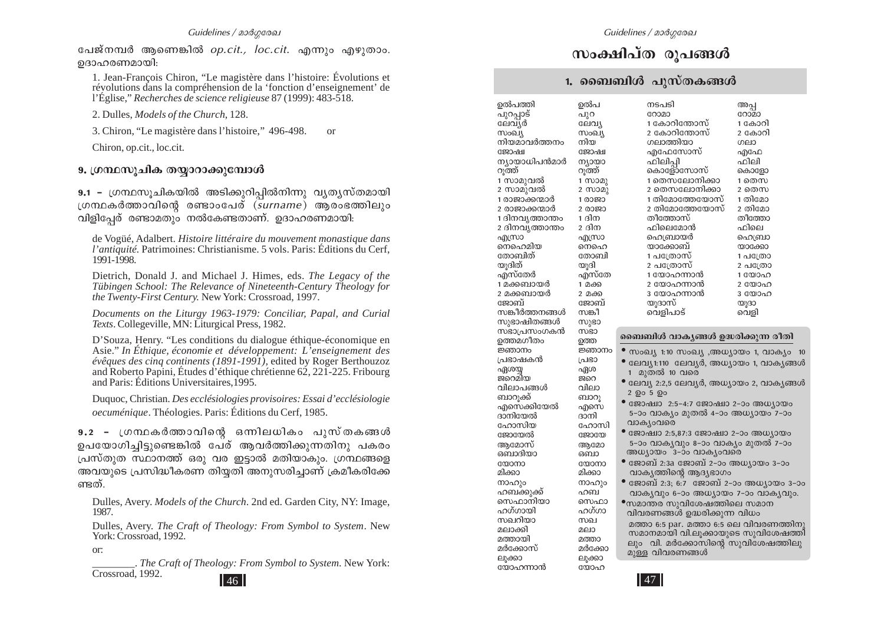പേജ്നമ്പർ ആണെങ്കിൽ *op.cit., loc.cit.* എന്നും എഴുതാം. ഉദാഹരണമായി:

1. Jean-François Chiron, "Le magistère dans l'histoire: Évolutions et révolutions dans la compréhension de la 'fonction d'enseignement' de l'Église," *Recherches de science religieuse* 87 (1999): 483-518.

2. Dulles, *Models of the Church*, 128.

3. Chiron, "Le magistère dans l'histoire," 496-498. or

Chiron, op.cit., loc.cit.

### 9. ഗ്രന്ഥസൂചിക തയ്യാറാക്കുമ്പോൾ

**9.1 –** ഗ്രന്ഥസൂചികയിൽ അടിക്കുറിപ്പിൽനിന്നു വ്യത്യസ്തമായി ഗ്രന്ഥകർത്താവിന്റെ രണ്ടാംപേര് (*surname*) ആരംഭത്തിലും വിളിപ്പേര് രണ്ടാമതും നൽകേണ്ടതാണ്. ഉദാഹരണമായി:

de Vogüé, Adalbert. *Histoire littéraire du mouvement monastique dans l'antiquité.* Patrimoines: Christianisme. 5 vols. Paris: Éditions du Cerf, 1991-1998.

Dietrich, Donald J. and Michael J. Himes, eds. *The Legacy of the Tübingen School: The Relevance of Nineteenth-Century Theology for the Twenty-First Century.* New York: Crossroad, 1997.

*Documents on the Liturgy 1963-1979: Conciliar, Papal, and Curial Texts*. Collegeville, MN: Liturgical Press, 1982.

D'Souza, Henry. "Les conditions du dialogue éthique-économique en Asie." *In Éthique, économie et développement: L'enseignement des évêques des cinq continents (1891-1991)*, edited by Roger Berthouzoz and Roberto Papini, Études d'éthique chrétienne 62, 221-225. Fribourg and Paris: Éditions Universitaires,1995.

Duquoc, Christian. *Des ecclésiologies provisoires: Essai d'ecclésiologie oecuménique*. Théologies. Paris: Éditions du Cerf, 1985.

**9.2 –** ഗ്രന്ഥകർത്താവിന്റെ ഒന്നിലധികം പുസ്തകങ്ങൾ ഉപയോഗിച്ചിട്ടുണ്ടെങ്കിൽ പേര് ആവർത്തിക്കുന്നതിനു പകരം പ്രസ്തുത സ്ഥാനത്ത് ഒരു വര ഇട്ടാൽ മതിയാകും. ഗ്രന്ഥങ്ങളെ അവയുടെ പ്രസിദ്ധീകരണ തിയ്യതി അനുസരിച്ചാണ് ക്രമീകരിക്കേണ്ടത്.

Dulles, Avery. *Models of the Church*. 2nd ed. Garden City, NY: Image, 1987.

Dulles, Avery. *The Craft of Theology: From Symbol to System*. New York: Crossroad, 1992.

or:

________. *The Craft of Theology: From Symbol to System*. New York: Crossroad, 1992.

# സംക്ഷിപ്ത രൂപങ്ങൾ

## 1. ബൈബിൾ പുസ്തകങ്ങൾ

| | | | |
|---|---|---|---|
| ഉൽപത്തി | ഉൽപ | നടപടി | അപ്പ |
| പുറപ്പാട് | പുറ | റോമാ | റോമാ |
| ലേവ്യർ | ലേവ്യ | 1 കോറിന്തോസ് | 1 കോറി |
| സംഖ്യ | സംഖ്യ | 2 കോറിന്തോസ് | 2 കോറി |
| നിയമാവർത്തനം | നിയ | ഗലാത്തിയാ | ഗലാ |
| ജോഷ്വ | ജോഷ്വ | എഫേസോസ് | എഫേ |
| ന്യായാധിപൻമാർ | ന്യായാ | ഫിലിപ്പി | ഫിലി |
| റൂത്ത് | റൂത്ത് | കൊളോസോസ് | കൊളോ |
| 1 സാമുവൽ | 1 സാമു | 1 തെസലോനിക്കാ | 1 തെസ |
| 2 സാമുവൽ | 2 സാമു | 2 തെസലോനിക്കാ | 2 തെസ |
| 1 രാജാക്കന്മാർ | 1 രാജാ | 1 തിമോത്തേയോസ് | 1 തിമോ |
| 2 രാജാക്കന്മാർ | 2 രാജാ | 2 തിമോത്തേയോസ് | 2 തിമോ |
| 1 ദിനവൃത്താന്തം | 1 ദിന | തീത്തോസ് | തീത്തോ |
| 2 ദിനവൃത്താന്തം | 2 ദിന | ഫിലെമോൻ | ഫിലെ |
| എസ്രാ | എസ്രാ | ഹെബ്രായർ | ഹെബ്രാ |
| നെഹെമിയ | നെഹെ | യാക്കോബ് | യാക്കോ |
| തോബിത് | തോബി | 1 പത്രോസ് | 1 പത്രോ |
| യൂദിത് | യൂദി | 2 പത്രോസ് | 2 പത്രോ |
| എസ്തേർ | എസ്തേ | 1 യോഹന്നാൻ | 1 യോഹ |
| 1 മക്കബായർ | 1 മക്ക | 2 യോഹന്നാൻ | 2 യോഹ |
| 2 മക്കബായർ | 2 മക്ക | 3 യോഹന്നാൻ | 3 യോഹ |
| ജോബ് | ജോബ് | യൂദാസ് | യൂദാ |
| സങ്കീർത്തനങ്ങൾ | സങ്കീ | വെളിപാട് | വെളി |
| സുഭാഷിതങ്ങൾ | സുഭാ | | |
| സഭാപ്രസംഗകൻ | സഭാ | | |
| ഉത്തമഗീതം | ഉത്ത | | |
| ജ്ഞാനം | ജ്ഞാനം | | |
| പ്രഭാഷകൻ | പ്രഭാ | | |
| ഏശയ്യ | ഏശ | | |
| ജറെമിയ | ജറെ | | |
| വിലാപങ്ങൾ | വിലാ | | |
| ബാറൂക്ക് | ബാറൂ | | |
| എസെക്കിയേൽ | എസെ | | |
| ദാനിയേൽ | ദാനി | | |
| ഹോസിയ | ഹോസി | | |
| ജോയേൽ | ജോയേ | | |
| ആമോസ് | ആമോ | | |
| ഒബാദിയാ | ഒബാ | | |
| യോനാ | യോനാ | | |
| മിക്കാ | മിക്കാ | | |
| നാഹും | നാഹും | | |
| ഹബക്കുക്ക് | ഹബ | | |
| സെഫാനിയാ | സെഫാ | | |
| ഹഗ്ഗായി | ഹഗ്ഗാ | | |
| സഖറിയാ | സഖ | | |
| മലാക്കി | മലാ | | |
| മത്തായി | മത്താ | | |
| മർക്കോസ് | മർക്കോ | | |
| ലൂക്കാ | ലൂക്കാ | | |
| യോഹന്നാൻ | യോഹ | | |

### ബൈബിൾ വാക്യങ്ങൾ ഉദ്ധരിക്കുന്ന രീതി

- സംഖ്യ 1:10 സംഖ്യ ,അധ്യായം 1, വാക്യം 10
- ലേവ്യ1:110 ലേവ്യർ, അധ്യായം 1, വാക്യങ്ങൾ 1 മുതൽ 10 വരെ
- ലേവ്യ 2:2,5 ലേവ്യർ, അധ്യായം 2, വാക്യങ്ങൾ 2 ഉം 5 ഉം
- ജോഷ്വാ 2:5-4:7 ജോഷ്വാ 2-ാം അധ്യായം 5-ാം വാക്യം മുതൽ 4-ാം അധ്യായം 7-ാം വാക്യംവരെ
- ജോഷ്വാ 2:5,8-7:3 ജോഷ്വാ 2-ാം അധ്യായം 5-ാം വാക്യവും 8-ാം വാക്യം മുതൽ 7-ാം അധ്യായം 3-ാം വാക്യംവരെ
- ജോബ് 2:3a ജോബ് 2-ാം അധ്യായം 3-ാം വാക്യത്തിന്റെ ആദ്യഭാഗം
- ജോബ് 2:3; 6:7 ജോബ് 2-ാം അധ്യായം 3-ാം വാക്യവും 6-ാം അധ്യായം 7-ാം വാക്യവും.
- സമാന്തര സുവിശേഷത്തിലെ സമാന വിവരണങ്ങൾ ഉദ്ധരിക്കുന്ന വിധം

  മത്താ 6:5 par. മത്താ 6:5 ലെ വിവരണത്തിനു സമാനമായി വി.ലൂക്കായുടെ സുവിശേഷത്തിലും വി. മർക്കോസിന്റെ സുവിശേഷത്തിലുമുള്ള വിവരണങ്ങൾ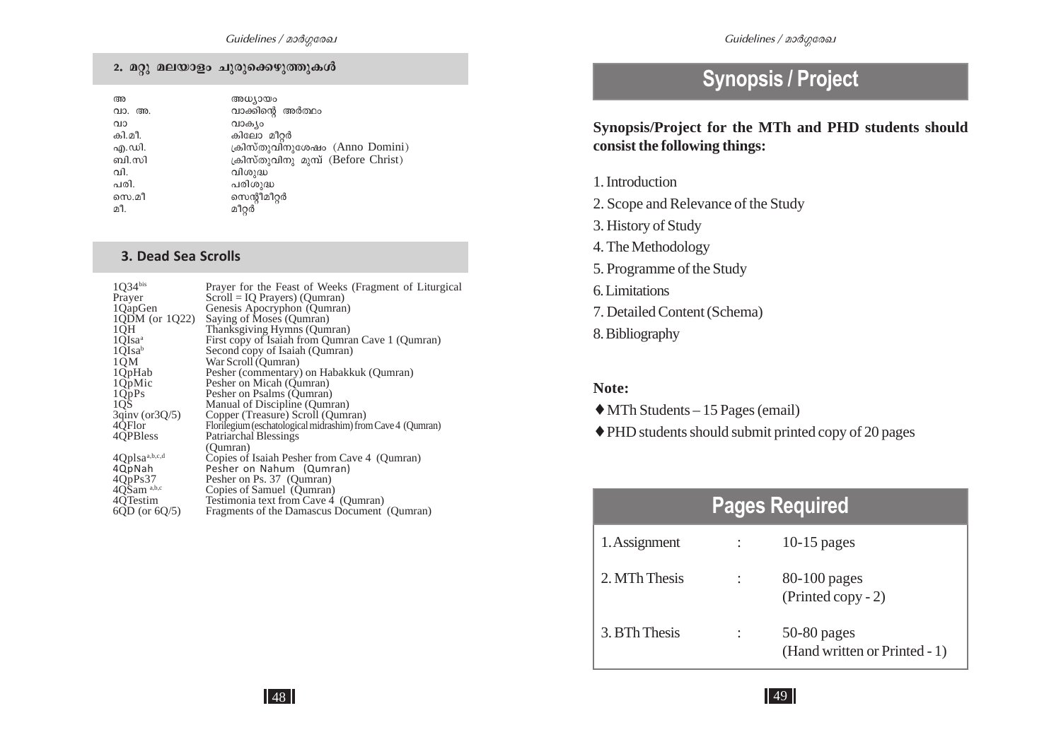## 2. മറ്റു മലയാളം ചുരുക്കെഴുത്തുകൾ

| | |
|---|---|
| അ | അധ്യായം |
| വാ. അ. | വാക്കിന്റെ അർത്ഥം |
| വാ | വാക്യം |
| കി.മീ. | കിലോ മീറ്റർ |
| എ.ഡി. | ക്രിസ്തുവിനുശേഷം (Anno Domini) |
| ബി.സി | ക്രിസ്തുവിനു മുമ്പ് (Before Christ) |
| വി. | വിശുദ്ധ |
| പരി. | പരിശുദ്ധ |
| സെ.മീ | സെന്റീമീറ്റർ |
| മീ. | മീറ്റർ |

## 3. Dead Sea Scrolls

| | |
|---|---|
| 1Q34[bis] Prayer | Prayer for the Feast of Weeks (Fragment of Liturgical Scroll = IQ Prayers) (Qumran) |
| 1QapGen | Genesis Apocryphon (Qumran) |
| 1QDM (or 1Q22) | Saying of Moses (Qumran) |
| 1QH | Thanksgiving Hymns (Qumran) |
| 1QIsa[a] | First copy of Isaiah from Qumran Cave 1 (Qumran) |
| 1QIsa[b] | Second copy of Isaiah (Qumran) |
| 1QM | War Scroll (Qumran) |
| 1QpHab | Pesher (commentary) on Habakkuk (Qumran) |
| 1QpMic | Pesher on Micah (Qumran) |
| 1QpPs | Pesher on Psalms (Qumran) |
| 1QS | Manual of Discipline (Qumran) |
| 3qinv (or3Q/5) | Copper (Treasure) Scroll (Qumran) |
| 4QFlor | Florilegium (eschatological midrashim) from Cave 4 (Qumran) |
| 4QPBless | Patriarchal Blessings (Qumran) |
| 4QpIsa[a,b,c,d] | Copies of Isaiah Pesher from Cave 4 (Qumran) |
| 4QpNah | Pesher on Nahum (Qumran) |
| 4QpPs37 | Pesher on Ps. 37 (Qumran) |
| 4QSam[a,b,c] | Copies of Samuel (Qumran) |
| 4QTestim | Testimonia text from Cave 4 (Qumran) |
| 6QD (or 6Q/5) | Fragments of the Damascus Document (Qumran) |

# Synopsis / Project

**Synopsis/Project for the MTh and PHD students should consist the following things:**

1. Introduction
2. Scope and Relevance of the Study
3. History of Study
4. The Methodology
5. Programme of the Study
6. Limitations
7. Detailed Content (Schema)
8. Bibliography

**Note:**

- MTh Students – 15 Pages (email)
- PHD students should submit printed copy of 20 pages

# Pages Required

| | | |
|---|---|---|
| 1. Assignment | : | 10-15 pages |
| 2. MTh Thesis | : | 80-100 pages (Printed copy - 2) |
| 3. BTh Thesis | : | 50-80 pages (Hand written or Printed - 1) |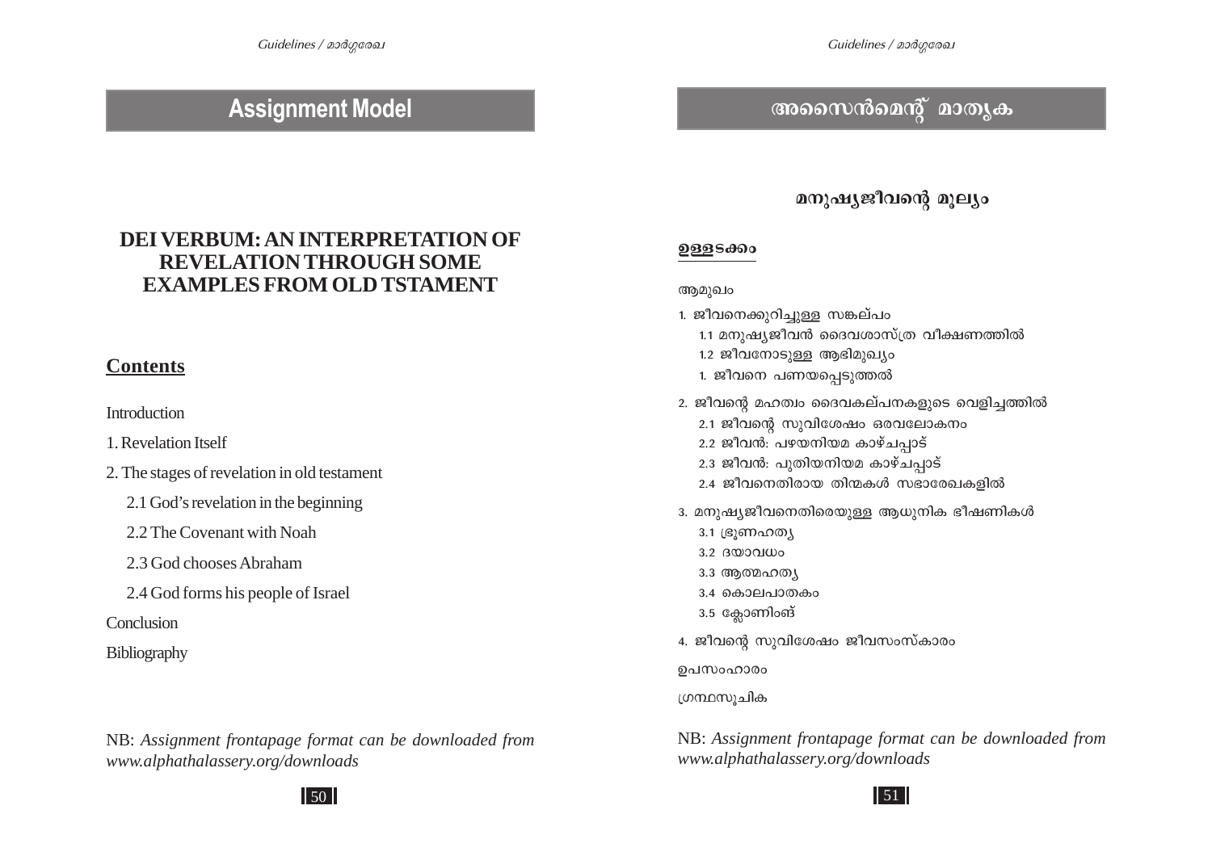# Assignment Model

## DEI VERBUM: AN INTERPRETATION OF REVELATION THROUGH SOME EXAMPLES FROM OLD TSTAMENT

### Contents

Introduction

1. Revelation Itself

2. The stages of revelation in old testament

    2.1 God's revelation in the beginning

    2.2 The Covenant with Noah

    2.3 God chooses Abraham

    2.4 God forms his people of Israel

Conclusion

Bibliography

NB: *Assignment frontapage format can be downloaded from www.alphathalassery.org/downloads*

# അസൈൻമെന്റ് മാതൃക

## മനുഷ്യജീവന്റെ മൂല്യം

### ഉള്ളടക്കം

ആമുഖം

1. ജീവനെക്കുറിച്ചുള്ള സങ്കല്പം

    1.1 മനുഷ്യജീവൻ ദൈവശാസ്ത്ര വീക്ഷണത്തിൽ

    1.2 ജീവനോടുള്ള ആഭിമുഖ്യം

    1. ജീവനെ പണയപ്പെടുത്തൽ

2. ജീവന്റെ മഹത്വം ദൈവകല്പനകളുടെ വെളിച്ചത്തിൽ

    2.1 ജീവന്റെ സുവിശേഷം ഒരവലോകനം

    2.2 ജീവൻ: പഴയനിയമ കാഴ്ചപ്പാട്

    2.3 ജീവൻ: പുതിയനിയമ കാഴ്ചപ്പാട്

    2.4 ജീവനെതിരായ തിന്മകൾ സഭാരേഖകളിൽ

3. മനുഷ്യജീവനെതിരെയുള്ള ആധുനിക ഭീഷണികൾ

    3.1 ഭ്രൂണഹത്യ

    3.2 ദയാവധം

    3.3 ആത്മഹത്യ

    3.4 കൊലപാതകം

    3.5 ക്ലോണിംങ്

4. ജീവന്റെ സുവിശേഷം ജീവസംസ്കാരം

ഉപസംഹാരം

ഗ്രന്ഥസൂചിക

NB: *Assignment frontapage format can be downloaded from www.alphathalassery.org/downloads*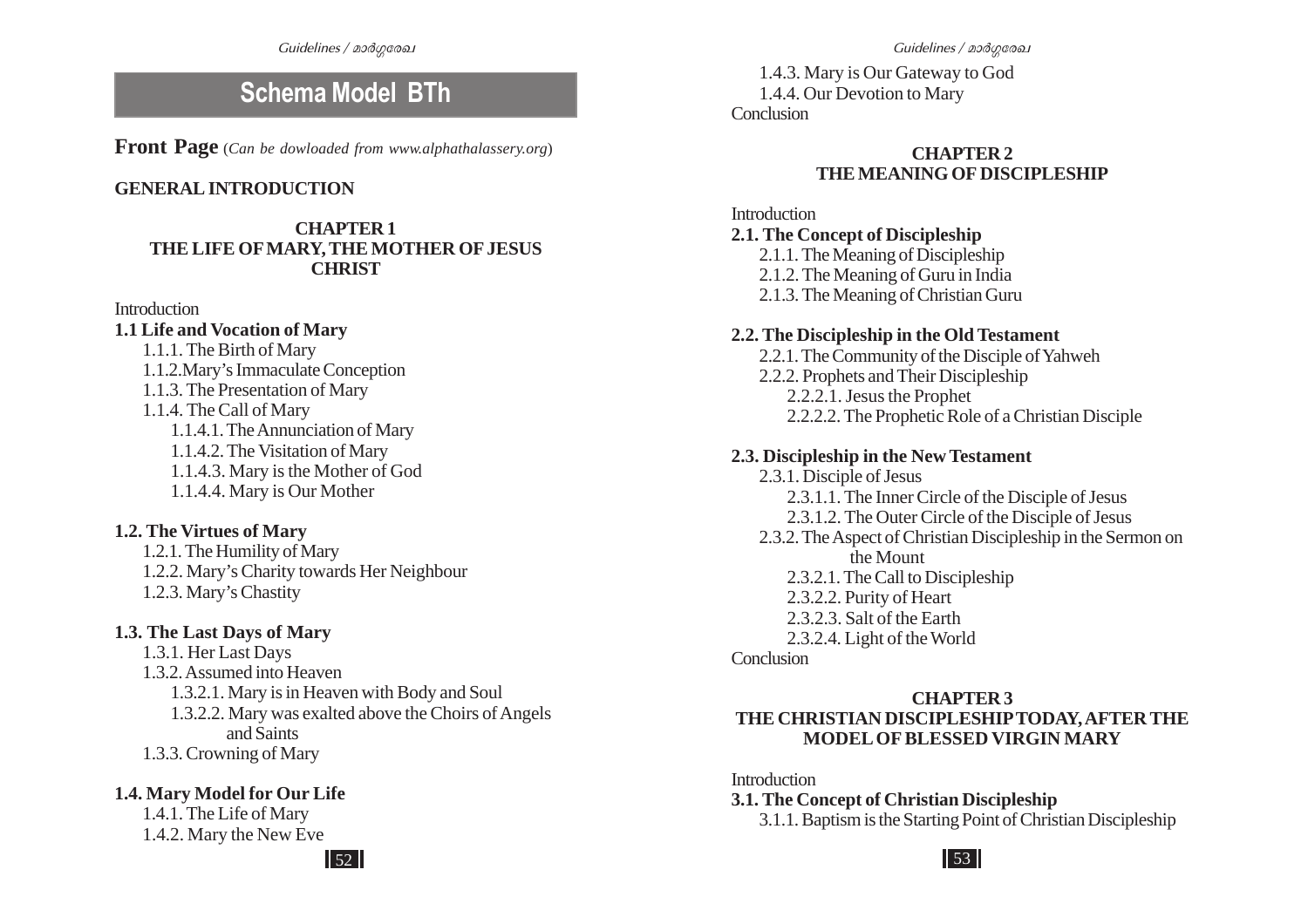# Schema Model BTh

**Front Page** (*Can be dowloaded from www.alphathalassery.org*)

**GENERAL INTRODUCTION**

## CHAPTER 1
## THE LIFE OF MARY, THE MOTHER OF JESUS CHRIST

Introduction

**1.1 Life and Vocation of Mary**

- 1.1.1. The Birth of Mary
- 1.1.2.Mary's Immaculate Conception
- 1.1.3. The Presentation of Mary
- 1.1.4. The Call of Mary
  - 1.1.4.1. The Annunciation of Mary
  - 1.1.4.2. The Visitation of Mary
  - 1.1.4.3. Mary is the Mother of God
  - 1.1.4.4. Mary is Our Mother

**1.2. The Virtues of Mary**

- 1.2.1. The Humility of Mary
- 1.2.2. Mary's Charity towards Her Neighbour
- 1.2.3. Mary's Chastity

**1.3. The Last Days of Mary**

- 1.3.1. Her Last Days
- 1.3.2. Assumed into Heaven
  - 1.3.2.1. Mary is in Heaven with Body and Soul
  - 1.3.2.2. Mary was exalted above the Choirs of Angels and Saints
- 1.3.3. Crowning of Mary

**1.4. Mary Model for Our Life**

- 1.4.1. The Life of Mary
- 1.4.2. Mary the New Eve
- 1.4.3. Mary is Our Gateway to God
- 1.4.4. Our Devotion to Mary

Conclusion

## CHAPTER 2
## THE MEANING OF DISCIPLESHIP

Introduction

**2.1. The Concept of Discipleship**

- 2.1.1. The Meaning of Discipleship
- 2.1.2. The Meaning of Guru in India
- 2.1.3. The Meaning of Christian Guru

**2.2. The Discipleship in the Old Testament**

- 2.2.1. The Community of the Disciple of Yahweh
- 2.2.2. Prophets and Their Discipleship
  - 2.2.2.1. Jesus the Prophet
  - 2.2.2.2. The Prophetic Role of a Christian Disciple

**2.3. Discipleship in the New Testament**

- 2.3.1. Disciple of Jesus
  - 2.3.1.1. The Inner Circle of the Disciple of Jesus
  - 2.3.1.2. The Outer Circle of the Disciple of Jesus
- 2.3.2. The Aspect of Christian Discipleship in the Sermon on the Mount
  - 2.3.2.1. The Call to Discipleship
  - 2.3.2.2. Purity of Heart
  - 2.3.2.3. Salt of the Earth
  - 2.3.2.4. Light of the World

Conclusion

## CHAPTER 3
## THE CHRISTIAN DISCIPLESHIP TODAY, AFTER THE MODEL OF BLESSED VIRGIN MARY

Introduction

**3.1. The Concept of Christian Discipleship**

- 3.1.1. Baptism is the Starting Point of Christian Discipleship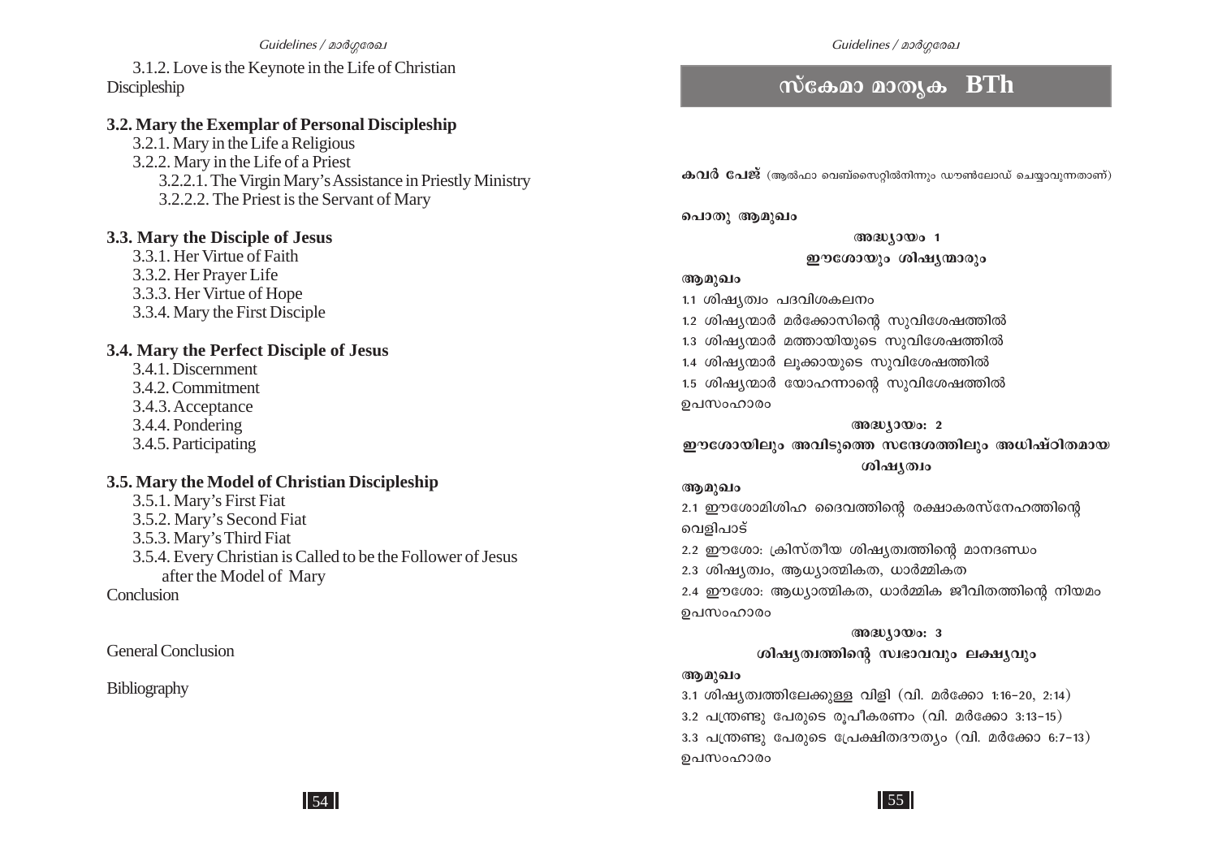3.1.2. Love is the Keynote in the Life of Christian Discipleship

**3.2. Mary the Exemplar of Personal Discipleship**

3.2.1. Mary in the Life a Religious

3.2.2. Mary in the Life of a Priest

3.2.2.1. The Virgin Mary's Assistance in Priestly Ministry

3.2.2.2. The Priest is the Servant of Mary

**3.3. Mary the Disciple of Jesus**

3.3.1. Her Virtue of Faith

3.3.2. Her Prayer Life

3.3.3. Her Virtue of Hope

3.3.4. Mary the First Disciple

**3.4. Mary the Perfect Disciple of Jesus**

3.4.1. Discernment

3.4.2. Commitment

3.4.3. Acceptance

3.4.4. Pondering

3.4.5. Participating

**3.5. Mary the Model of Christian Discipleship**

3.5.1. Mary's First Fiat

3.5.2. Mary's Second Fiat

3.5.3. Mary's Third Fiat

3.5.4. Every Christian is Called to be the Follower of Jesus after the Model of Mary

Conclusion

General Conclusion

Bibliography

# സ്കേമാ മാതൃക BTh

**കവർ പേജ്** (ആൽഫാ വെബ്സൈറ്റിൽനിന്നും ഡൗൺലോഡ് ചെയ്യാവുന്നതാണ്)

**പൊതു ആമുഖം**

**അദ്ധ്യായം 1**

**ഈശോയും ശിഷ്യന്മാരും**

**ആമുഖം**

1.1 ശിഷ്യത്വം പദവിശകലനം

1.2 ശിഷ്യന്മാർ മർക്കോസിന്റെ സുവിശേഷത്തിൽ

1.3 ശിഷ്യന്മാർ മത്തായിയുടെ സുവിശേഷത്തിൽ

1.4 ശിഷ്യന്മാർ ലൂക്കായുടെ സുവിശേഷത്തിൽ

1.5 ശിഷ്യന്മാർ യോഹന്നാന്റെ സുവിശേഷത്തിൽ

ഉപസംഹാരം

**അദ്ധ്യായം: 2**

**ഈശോയിലും അവിടുത്തെ സന്ദേശത്തിലും അധിഷ്ഠിതമായ ശിഷ്യത്വം**

**ആമുഖം**

2.1 ഈശോമിശിഹ ദൈവത്തിന്റെ രക്ഷാകരസ്നേഹത്തിന്റെ വെളിപാട്

2.2 ഈശോ: ക്രിസ്തീയ ശിഷ്യത്വത്തിന്റെ മാനദണ്ഡം

2.3 ശിഷ്യത്വം, ആധ്യാത്മികത, ധാർമ്മികത

2.4 ഈശോ: ആധ്യാത്മികത, ധാർമ്മിക ജീവിതത്തിന്റെ നിയമം

ഉപസംഹാരം

**അദ്ധ്യായം: 3**

**ശിഷ്യത്വത്തിന്റെ സ്വഭാവവും ലക്ഷ്യവും**

**ആമുഖം**

3.1 ശിഷ്യത്വത്തിലേക്കുള്ള വിളി (വി. മർക്കോ 1:16-20, 2:14)

3.2 പന്ത്രണ്ടു പേരുടെ രൂപീകരണം (വി. മർക്കോ 3:13-15)

3.3 പന്ത്രണ്ടു പേരുടെ പ്രേക്ഷിതദൗത്യം (വി. മർക്കോ 6:7-13)

ഉപസംഹാരം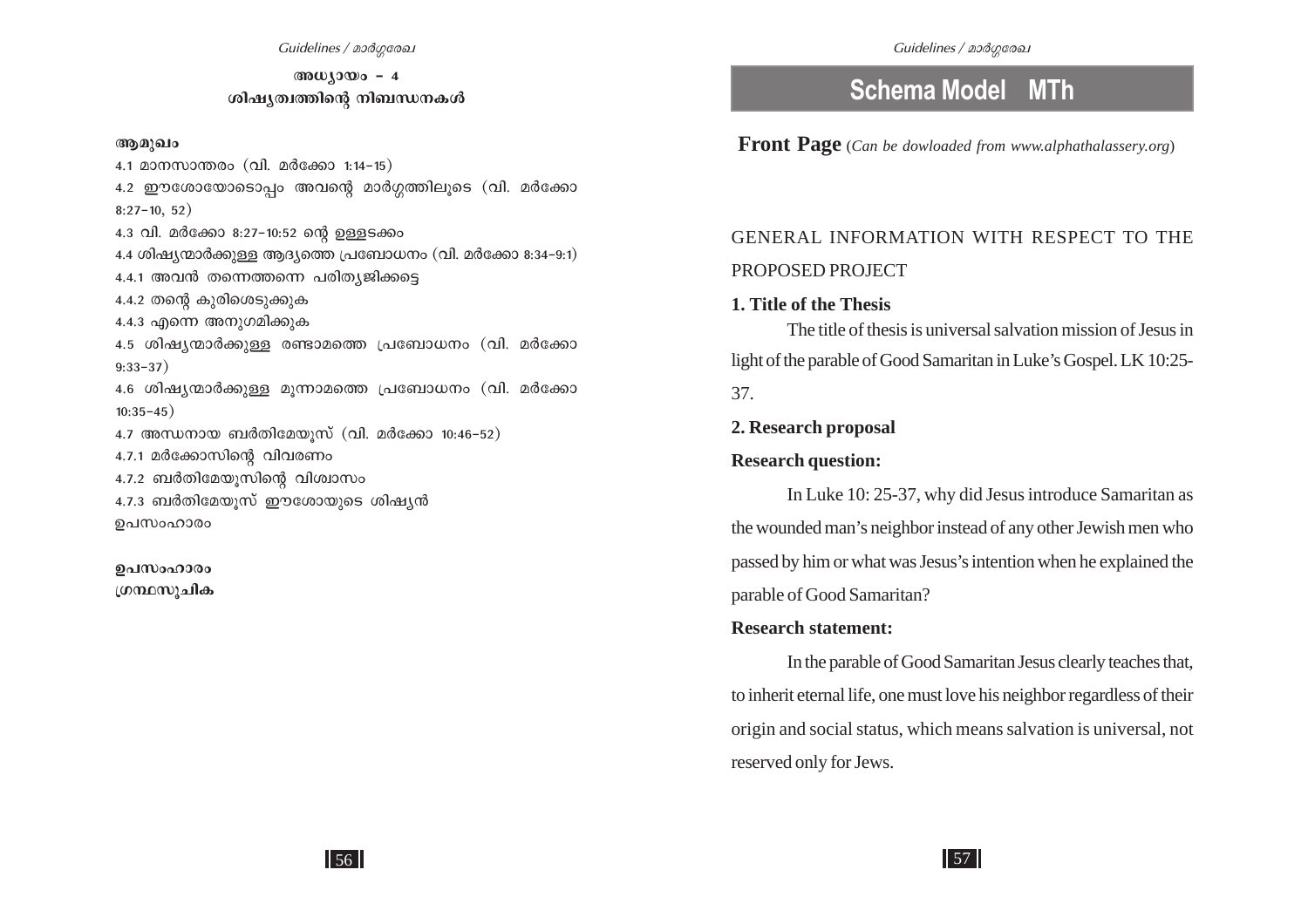## അധ്യായം - 4
## ശിഷ്യത്വത്തിന്റെ നിബന്ധനകൾ

**ആമുഖം**

4.1 മാനസാന്തരം (വി. മർക്കോ 1:14-15)

4.2 ഈശോയോടൊപ്പം അവന്റെ മാർഗ്ഗത്തിലൂടെ (വി. മർക്കോ 8:27-10, 52)

4.3 വി. മർക്കോ 8:27-10:52 ന്റെ ഉള്ളടക്കം

4.4 ശിഷ്യന്മാർക്കുള്ള ആദ്യത്തെ പ്രബോധനം (വി. മർക്കോ 8:34-9:1)

4.4.1 അവൻ തന്നെത്തന്നെ പരിത്യജിക്കട്ടെ

4.4.2 തന്റെ കുരിശെടുക്കുക

4.4.3 എന്നെ അനുഗമിക്കുക

4.5 ശിഷ്യന്മാർക്കുള്ള രണ്ടാമത്തെ പ്രബോധനം (വി. മർക്കോ 9:33-37)

4.6 ശിഷ്യന്മാർക്കുള്ള മൂന്നാമത്തെ പ്രബോധനം (വി. മർക്കോ 10:35-45)

4.7 അന്ധനായ ബർതിമേയൂസ് (വി. മർക്കോ 10:46-52)

4.7.1 മർക്കോസിന്റെ വിവരണം

4.7.2 ബർതിമേയൂസിന്റെ വിശ്വാസം

4.7.3 ബർതിമേയൂസ് ഈശോയുടെ ശിഷ്യൻ

ഉപസംഹാരം

**ഉപസംഹാരം**

**ഗ്രന്ഥസൂചിക**

# Schema Model MTh

**Front Page** (*Can be dowloaded from www.alphathalassery.org*)

GENERAL INFORMATION WITH RESPECT TO THE PROPOSED PROJECT

**1. Title of the Thesis**

The title of thesis is universal salvation mission of Jesus in light of the parable of Good Samaritan in Luke's Gospel. LK 10:25-37.

**2. Research proposal**

**Research question:**

In Luke 10: 25-37, why did Jesus introduce Samaritan as the wounded man's neighbor instead of any other Jewish men who passed by him or what was Jesus's intention when he explained the parable of Good Samaritan?

**Research statement:**

In the parable of Good Samaritan Jesus clearly teaches that, to inherit eternal life, one must love his neighbor regardless of their origin and social status, which means salvation is universal, not reserved only for Jews.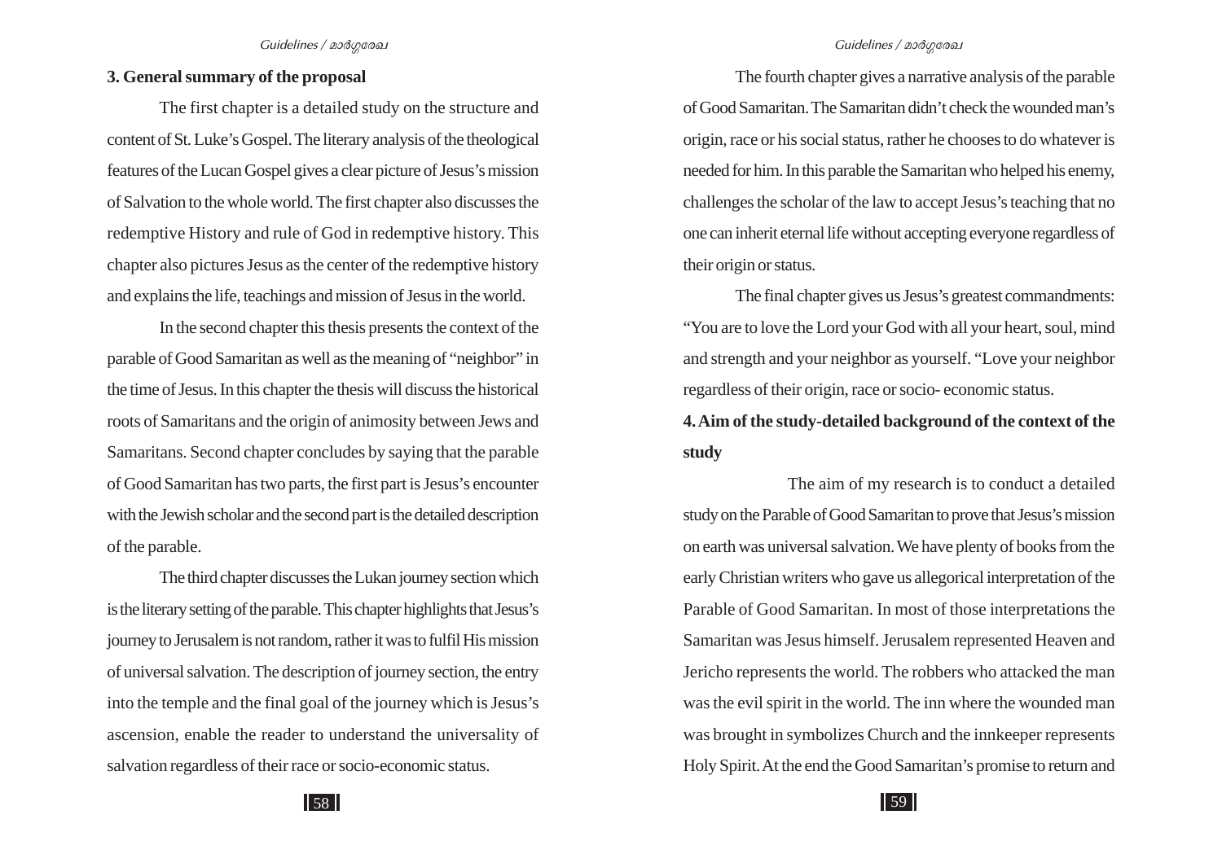## 3. General summary of the proposal

The first chapter is a detailed study on the structure and content of St. Luke's Gospel. The literary analysis of the theological features of the Lucan Gospel gives a clear picture of Jesus's mission of Salvation to the whole world. The first chapter also discusses the redemptive History and rule of God in redemptive history. This chapter also pictures Jesus as the center of the redemptive history and explains the life, teachings and mission of Jesus in the world.

In the second chapter this thesis presents the context of the parable of Good Samaritan as well as the meaning of "neighbor" in the time of Jesus. In this chapter the thesis will discuss the historical roots of Samaritans and the origin of animosity between Jews and Samaritans. Second chapter concludes by saying that the parable of Good Samaritan has two parts, the first part is Jesus's encounter with the Jewish scholar and the second part is the detailed description of the parable.

The third chapter discusses the Lukan journey section which is the literary setting of the parable. This chapter highlights that Jesus's journey to Jerusalem is not random, rather it was to fulfil His mission of universal salvation. The description of journey section, the entry into the temple and the final goal of the journey which is Jesus's ascension, enable the reader to understand the universality of salvation regardless of their race or socio-economic status.

The fourth chapter gives a narrative analysis of the parable of Good Samaritan. The Samaritan didn't check the wounded man's origin, race or his social status, rather he chooses to do whatever is needed for him. In this parable the Samaritan who helped his enemy, challenges the scholar of the law to accept Jesus's teaching that no one can inherit eternal life without accepting everyone regardless of their origin or status.

The final chapter gives us Jesus's greatest commandments: "You are to love the Lord your God with all your heart, soul, mind and strength and your neighbor as yourself. "Love your neighbor regardless of their origin, race or socio- economic status.

## 4. Aim of the study-detailed background of the context of the study

The aim of my research is to conduct a detailed study on the Parable of Good Samaritan to prove that Jesus's mission on earth was universal salvation. We have plenty of books from the early Christian writers who gave us allegorical interpretation of the Parable of Good Samaritan. In most of those interpretations the Samaritan was Jesus himself. Jerusalem represented Heaven and Jericho represents the world. The robbers who attacked the man was the evil spirit in the world. The inn where the wounded man was brought in symbolizes Church and the innkeeper represents Holy Spirit. At the end the Good Samaritan's promise to return and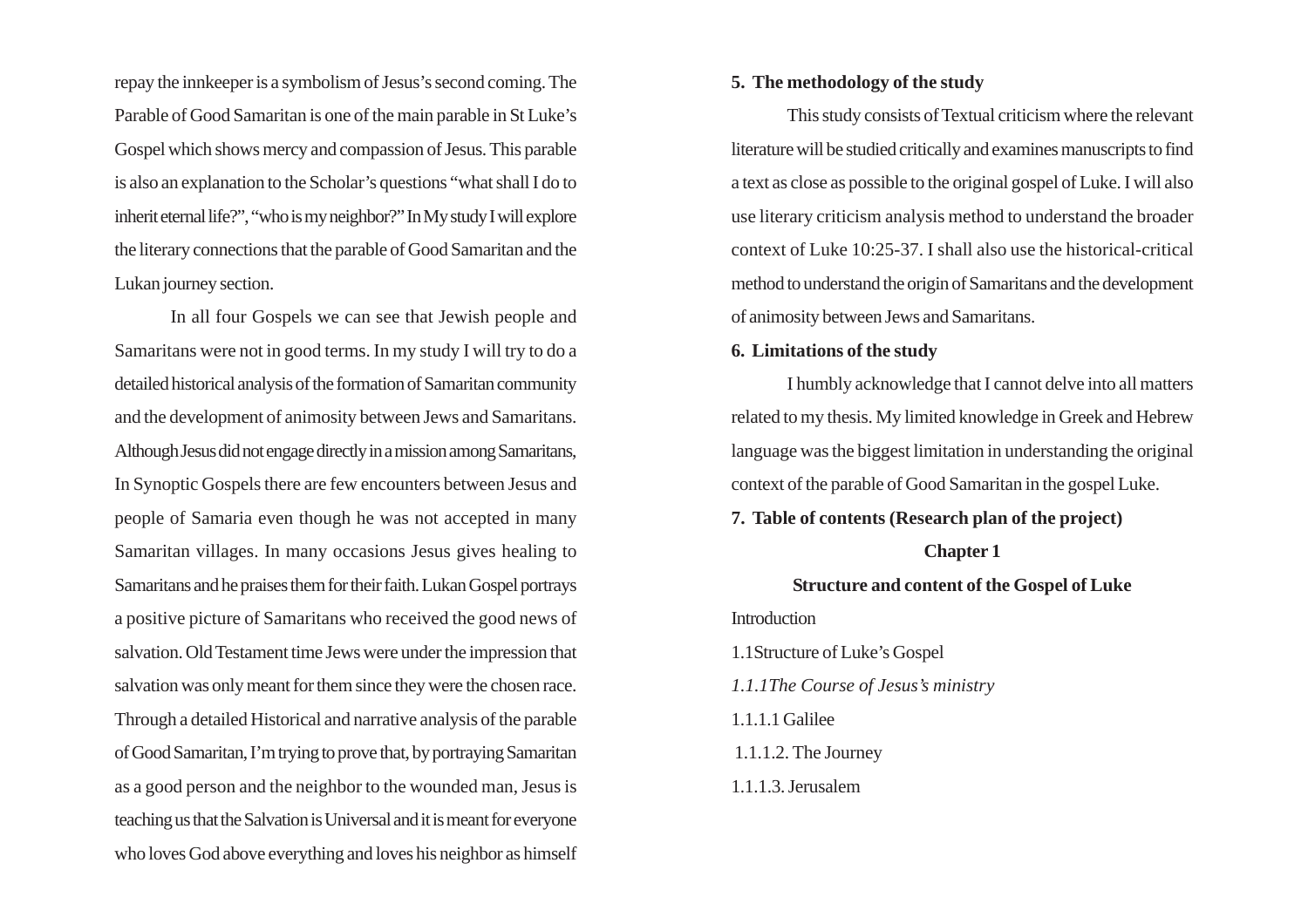repay the innkeeper is a symbolism of Jesus's second coming. The Parable of Good Samaritan is one of the main parable in St Luke's Gospel which shows mercy and compassion of Jesus. This parable is also an explanation to the Scholar's questions "what shall I do to inherit eternal life?", "who is my neighbor?" In My study I will explore the literary connections that the parable of Good Samaritan and the Lukan journey section.

In all four Gospels we can see that Jewish people and Samaritans were not in good terms. In my study I will try to do a detailed historical analysis of the formation of Samaritan community and the development of animosity between Jews and Samaritans. Although Jesus did not engage directly in a mission among Samaritans, In Synoptic Gospels there are few encounters between Jesus and people of Samaria even though he was not accepted in many Samaritan villages. In many occasions Jesus gives healing to Samaritans and he praises them for their faith. Lukan Gospel portrays a positive picture of Samaritans who received the good news of salvation. Old Testament time Jews were under the impression that salvation was only meant for them since they were the chosen race. Through a detailed Historical and narrative analysis of the parable of Good Samaritan, I'm trying to prove that, by portraying Samaritan as a good person and the neighbor to the wounded man, Jesus is teaching us that the Salvation is Universal and it is meant for everyone who loves God above everything and loves his neighbor as himself

**5. The methodology of the study**

This study consists of Textual criticism where the relevant literature will be studied critically and examines manuscripts to find a text as close as possible to the original gospel of Luke. I will also use literary criticism analysis method to understand the broader context of Luke 10:25-37. I shall also use the historical-critical method to understand the origin of Samaritans and the development of animosity between Jews and Samaritans.

**6. Limitations of the study**

I humbly acknowledge that I cannot delve into all matters related to my thesis. My limited knowledge in Greek and Hebrew language was the biggest limitation in understanding the original context of the parable of Good Samaritan in the gospel Luke.

**7. Table of contents (Research plan of the project)**

**Chapter 1**

**Structure and content of the Gospel of Luke**

Introduction

1.1Structure of Luke's Gospel

*1.1.1The Course of Jesus's ministry*

1.1.1.1 Galilee

1.1.1.2. The Journey

1.1.1.3. Jerusalem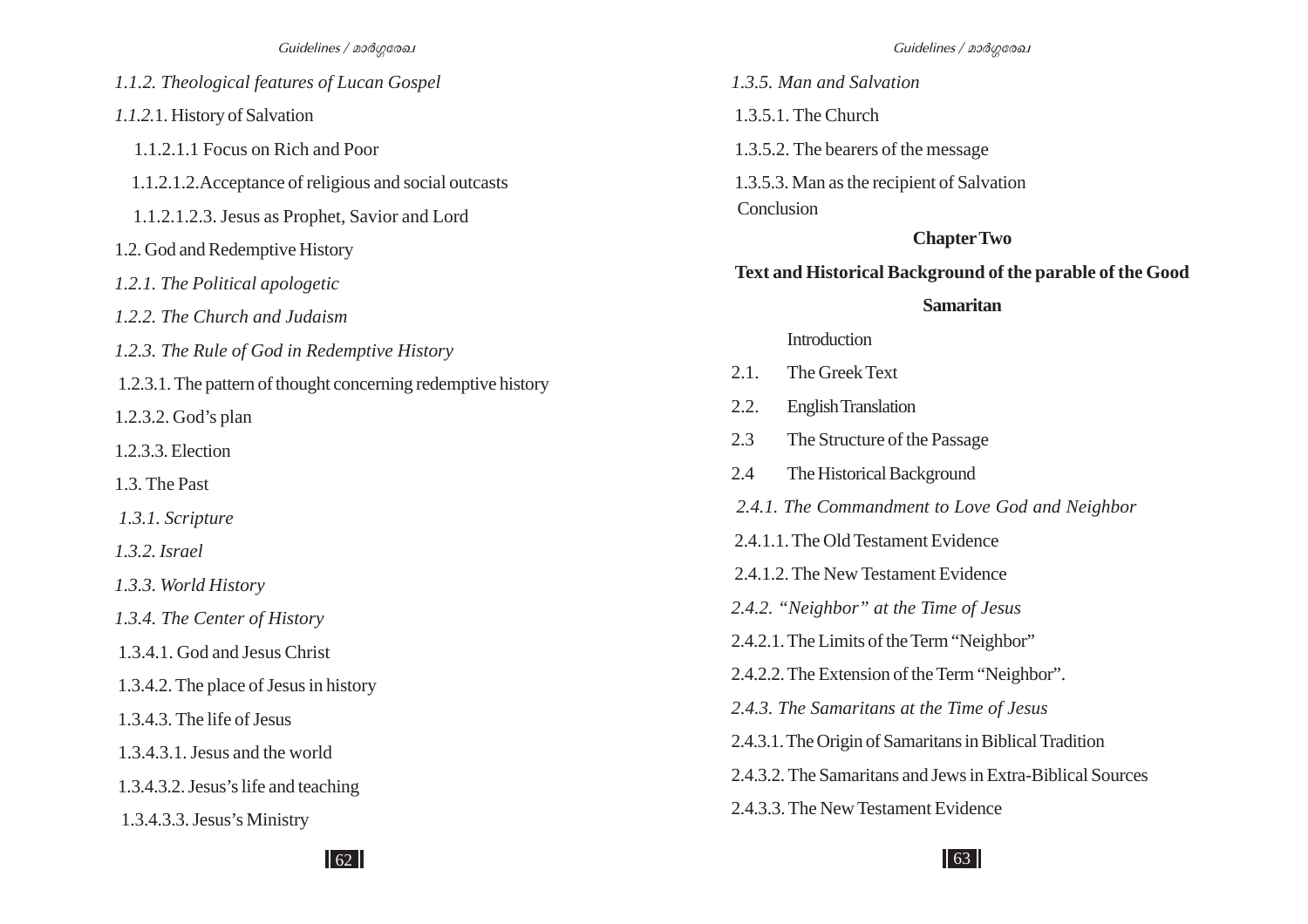*1.1.2. Theological features of Lucan Gospel*

*1.1.2.*1. History of Salvation

1.1.2.1.1 Focus on Rich and Poor

1.1.2.1.2.Acceptance of religious and social outcasts

1.1.2.1.2.3. Jesus as Prophet, Savior and Lord

1.2. God and Redemptive History

*1.2.1. The Political apologetic*

*1.2.2. The Church and Judaism*

*1.2.3. The Rule of God in Redemptive History*

1.2.3.1. The pattern of thought concerning redemptive history

1.2.3.2. God's plan

1.2.3.3. Election

1.3. The Past

*1.3.1. Scripture*

*1.3.2. Israel*

*1.3.3. World History*

*1.3.4. The Center of History*

1.3.4.1. God and Jesus Christ

1.3.4.2. The place of Jesus in history

1.3.4.3. The life of Jesus

1.3.4.3.1. Jesus and the world

1.3.4.3.2. Jesus's life and teaching

1.3.4.3.3. Jesus's Ministry

*1.3.5. Man and Salvation*

1.3.5.1. The Church

1.3.5.2. The bearers of the message

1.3.5.3. Man as the recipient of Salvation

Conclusion

**Chapter Two**

**Text and Historical Background of the parable of the Good Samaritan**

Introduction

2.1. The Greek Text

2.2. English Translation

2.3 The Structure of the Passage

2.4 The Historical Background

*2.4.1. The Commandment to Love God and Neighbor*

2.4.1.1. The Old Testament Evidence

2.4.1.2. The New Testament Evidence

*2.4.2. "Neighbor" at the Time of Jesus*

2.4.2.1. The Limits of the Term "Neighbor"

2.4.2.2. The Extension of the Term "Neighbor".

*2.4.3. The Samaritans at the Time of Jesus*

2.4.3.1. The Origin of Samaritans in Biblical Tradition

2.4.3.2. The Samaritans and Jews in Extra-Biblical Sources

2.4.3.3. The New Testament Evidence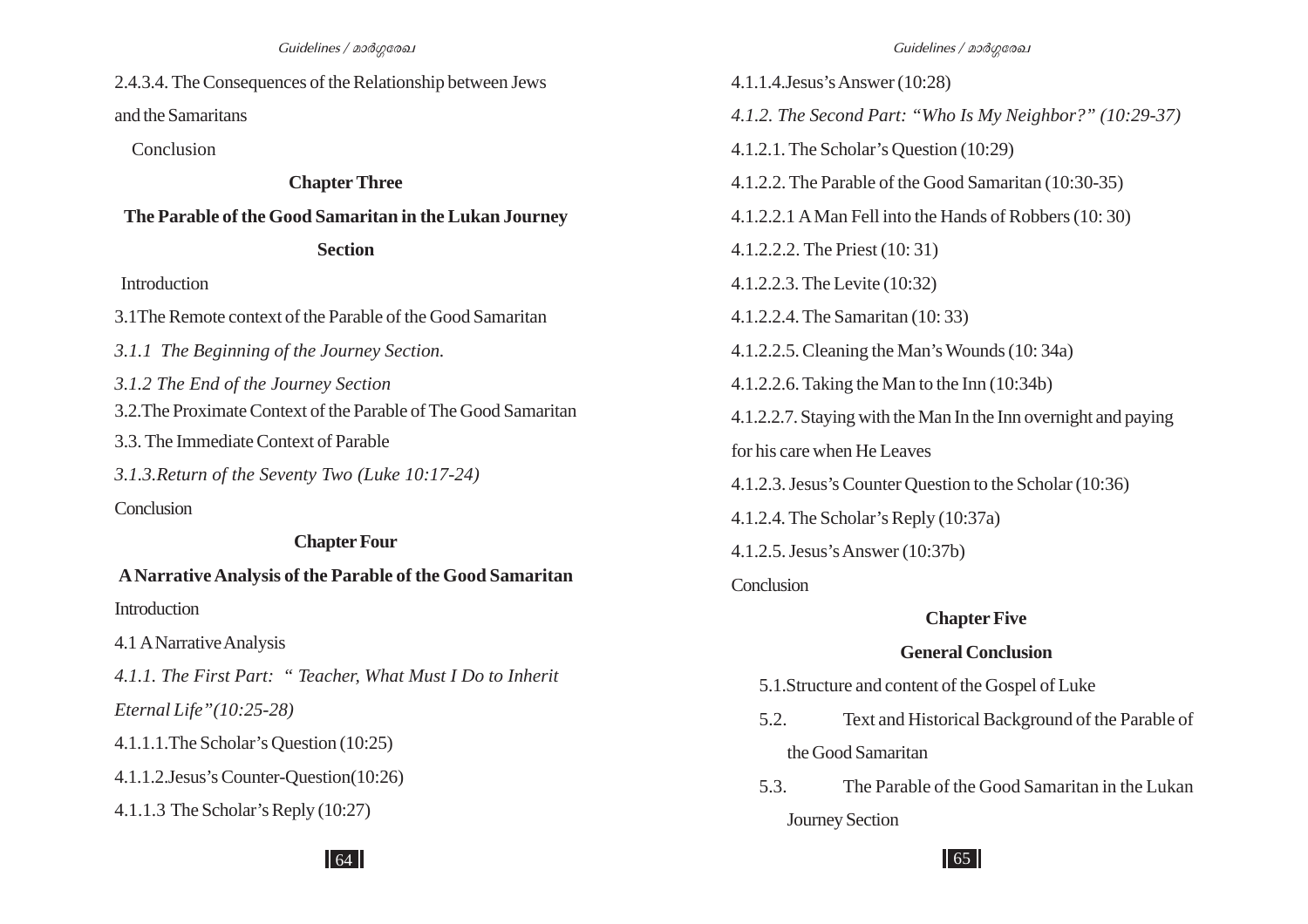2.4.3.4. The Consequences of the Relationship between Jews and the Samaritans

Conclusion

**Chapter Three**

**The Parable of the Good Samaritan in the Lukan Journey Section**

Introduction

3.1The Remote context of the Parable of the Good Samaritan

*3.1.1 The Beginning of the Journey Section.*

*3.1.2 The End of the Journey Section*

3.2.The Proximate Context of the Parable of The Good Samaritan

3.3. The Immediate Context of Parable

*3.1.3.Return of the Seventy Two (Luke 10:17-24)*

Conclusion

**Chapter Four**

**A Narrative Analysis of the Parable of the Good Samaritan**

Introduction

4.1 A Narrative Analysis

*4.1.1. The First Part: " Teacher, What Must I Do to Inherit Eternal Life"(10:25-28)*

4.1.1.1.The Scholar's Question (10:25)

4.1.1.2.Jesus's Counter-Question(10:26)

4.1.1.3 The Scholar's Reply (10:27)

4.1.1.4.Jesus's Answer (10:28)

*4.1.2. The Second Part: "Who Is My Neighbor?" (10:29-37)*

4.1.2.1. The Scholar's Question (10:29)

4.1.2.2. The Parable of the Good Samaritan (10:30-35)

4.1.2.2.1 A Man Fell into the Hands of Robbers (10: 30)

4.1.2.2.2. The Priest (10: 31)

4.1.2.2.3. The Levite (10:32)

4.1.2.2.4. The Samaritan (10: 33)

4.1.2.2.5. Cleaning the Man's Wounds (10: 34a)

4.1.2.2.6. Taking the Man to the Inn (10:34b)

4.1.2.2.7. Staying with the Man In the Inn overnight and paying for his care when He Leaves

4.1.2.3. Jesus's Counter Question to the Scholar (10:36)

4.1.2.4. The Scholar's Reply (10:37a)

4.1.2.5. Jesus's Answer (10:37b)

Conclusion

**Chapter Five**

**General Conclusion**

5.1.Structure and content of the Gospel of Luke

5.2. Text and Historical Background of the Parable of the Good Samaritan

5.3. The Parable of the Good Samaritan in the Lukan Journey Section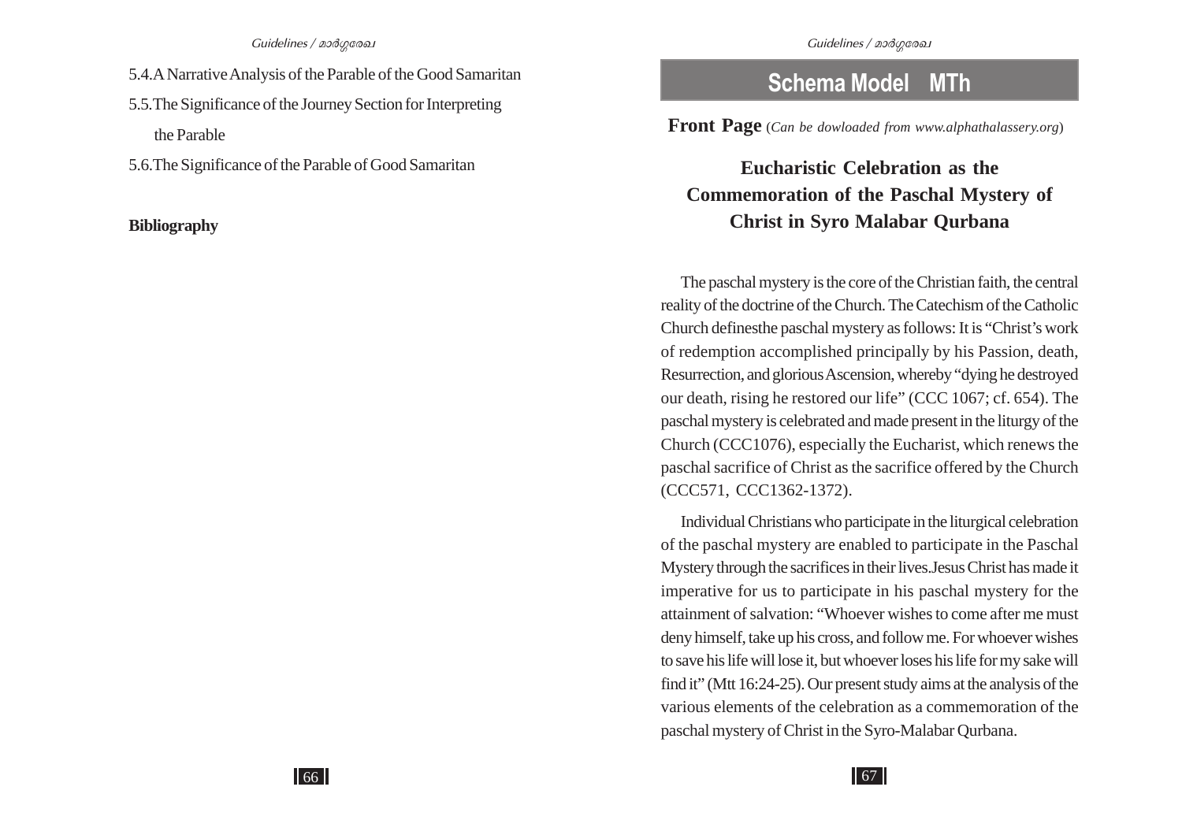5.4.A Narrative Analysis of the Parable of the Good Samaritan

5.5.The Significance of the Journey Section for Interpreting the Parable

5.6.The Significance of the Parable of Good Samaritan

**Bibliography**

## Schema Model MTh

**Front Page** (*Can be dowloaded from www.alphathalassery.org*)

### Eucharistic Celebration as the Commemoration of the Paschal Mystery of Christ in Syro Malabar Qurbana

The paschal mystery is the core of the Christian faith, the central reality of the doctrine of the Church. The Catechism of the Catholic Church definesthe paschal mystery as follows: It is "Christ's work of redemption accomplished principally by his Passion, death, Resurrection, and glorious Ascension, whereby "dying he destroyed our death, rising he restored our life" (CCC 1067; cf. 654). The paschal mystery is celebrated and made present in the liturgy of the Church (CCC1076), especially the Eucharist, which renews the paschal sacrifice of Christ as the sacrifice offered by the Church (CCC571, CCC1362-1372).

Individual Christians who participate in the liturgical celebration of the paschal mystery are enabled to participate in the Paschal Mystery through the sacrifices in their lives.Jesus Christ has made it imperative for us to participate in his paschal mystery for the attainment of salvation: "Whoever wishes to come after me must deny himself, take up his cross, and follow me. For whoever wishes to save his life will lose it, but whoever loses his life for my sake will find it" (Mtt 16:24-25). Our present study aims at the analysis of the various elements of the celebration as a commemoration of the paschal mystery of Christ in the Syro-Malabar Qurbana.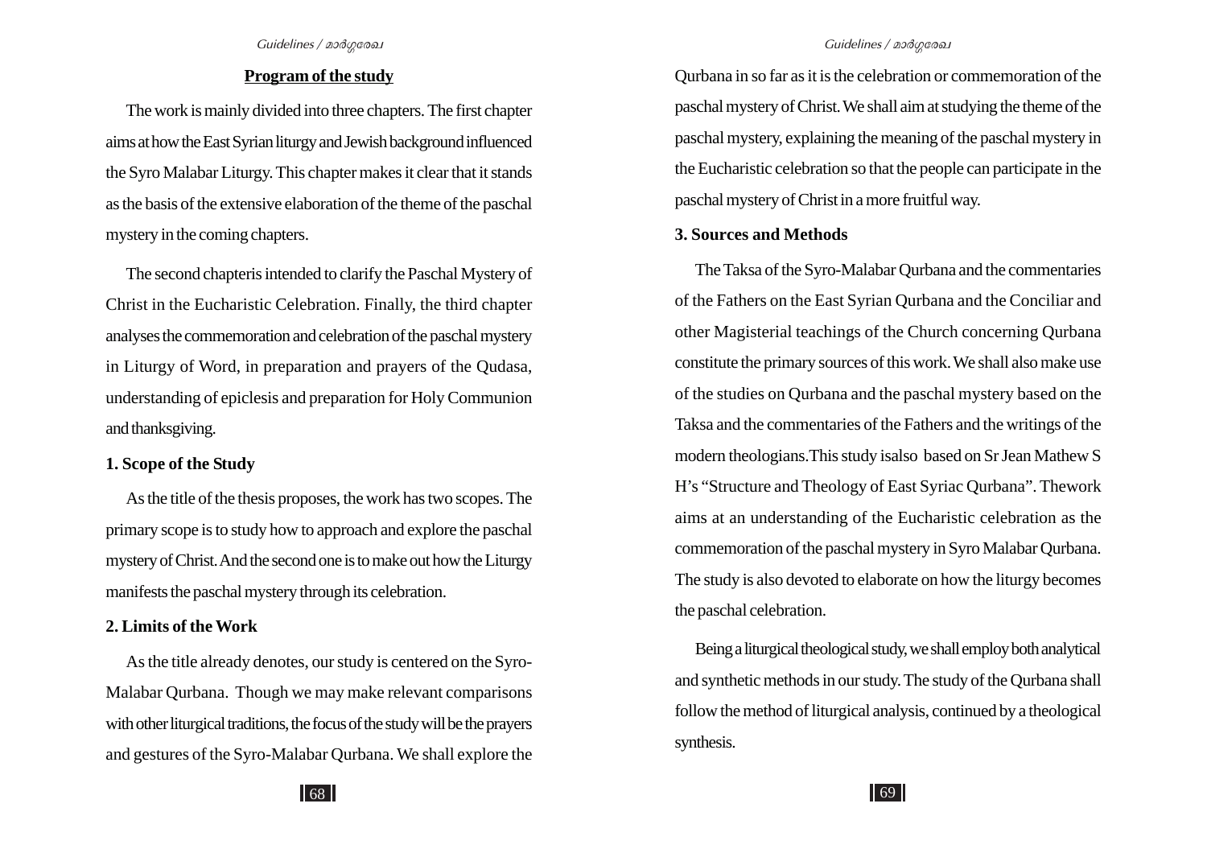## Program of the study

The work is mainly divided into three chapters. The first chapter aims at how the East Syrian liturgy and Jewish background influenced the Syro Malabar Liturgy. This chapter makes it clear that it stands as the basis of the extensive elaboration of the theme of the paschal mystery in the coming chapters.

The second chapteris intended to clarify the Paschal Mystery of Christ in the Eucharistic Celebration. Finally, the third chapter analyses the commemoration and celebration of the paschal mystery in Liturgy of Word, in preparation and prayers of the Qudasa, understanding of epiclesis and preparation for Holy Communion and thanksgiving.

### 1. Scope of the Study

As the title of the thesis proposes, the work has two scopes. The primary scope is to study how to approach and explore the paschal mystery of Christ. And the second one is to make out how the Liturgy manifests the paschal mystery through its celebration.

### 2. Limits of the Work

As the title already denotes, our study is centered on the Syro-Malabar Qurbana. Though we may make relevant comparisons with other liturgical traditions, the focus of the study will be the prayers and gestures of the Syro-Malabar Qurbana. We shall explore the Qurbana in so far as it is the celebration or commemoration of the paschal mystery of Christ. We shall aim at studying the theme of the paschal mystery, explaining the meaning of the paschal mystery in the Eucharistic celebration so that the people can participate in the paschal mystery of Christ in a more fruitful way.

### 3. Sources and Methods

The Taksa of the Syro-Malabar Qurbana and the commentaries of the Fathers on the East Syrian Qurbana and the Conciliar and other Magisterial teachings of the Church concerning Qurbana constitute the primary sources of this work. We shall also make use of the studies on Qurbana and the paschal mystery based on the Taksa and the commentaries of the Fathers and the writings of the modern theologians.This study isalso based on Sr Jean Mathew S H's "Structure and Theology of East Syriac Qurbana". Thework aims at an understanding of the Eucharistic celebration as the commemoration of the paschal mystery in Syro Malabar Qurbana. The study is also devoted to elaborate on how the liturgy becomes the paschal celebration.

Being a liturgical theological study, we shall employ both analytical and synthetic methods in our study. The study of the Qurbana shall follow the method of liturgical analysis, continued by a theological synthesis.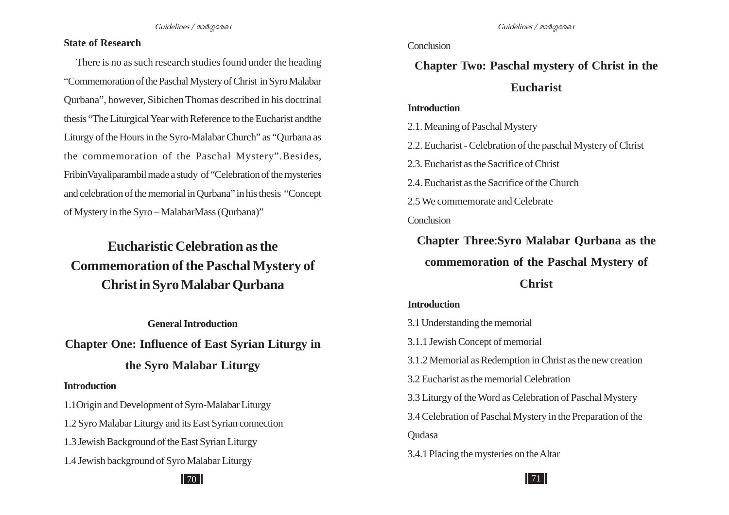**State of Research**

There is no as such research studies found under the heading "Commemoration of the Paschal Mystery of Christ in Syro Malabar Qurbana", however, Sibichen Thomas described in his doctrinal thesis "The Liturgical Year with Reference to the Eucharist andthe Liturgy of the Hours in the Syro-Malabar Church" as "Qurbana as the commemoration of the Paschal Mystery".Besides, FribinVayaliparambil made a study of "Celebration of the mysteries and celebration of the memorial in Qurbana" in his thesis "Concept of Mystery in the Syro – MalabarMass (Qurbana)"

# Eucharistic Celebration as the Commemoration of the Paschal Mystery of Christ in Syro Malabar Qurbana

**General Introduction**

## Chapter One: Influence of East Syrian Liturgy in the Syro Malabar Liturgy

**Introduction**

1.1Origin and Development of Syro-Malabar Liturgy

1.2 Syro Malabar Liturgy and its East Syrian connection

1.3 Jewish Background of the East Syrian Liturgy

1.4 Jewish background of Syro Malabar Liturgy

Conclusion

## Chapter Two: Paschal mystery of Christ in the Eucharist

**Introduction**

2.1. Meaning of Paschal Mystery

2.2. Eucharist - Celebration of the paschal Mystery of Christ

2.3. Eucharist as the Sacrifice of Christ

2.4. Eucharist as the Sacrifice of the Church

2.5 We commemorate and Celebrate

Conclusion

## Chapter Three:Syro Malabar Qurbana as the commemoration of the Paschal Mystery of Christ

**Introduction**

3.1 Understanding the memorial

3.1.1 Jewish Concept of memorial

3.1.2 Memorial as Redemption in Christ as the new creation

3.2 Eucharist as the memorial Celebration

3.3 Liturgy of the Word as Celebration of Paschal Mystery

3.4 Celebration of Paschal Mystery in the Preparation of the Qudasa

3.4.1 Placing the mysteries on the Altar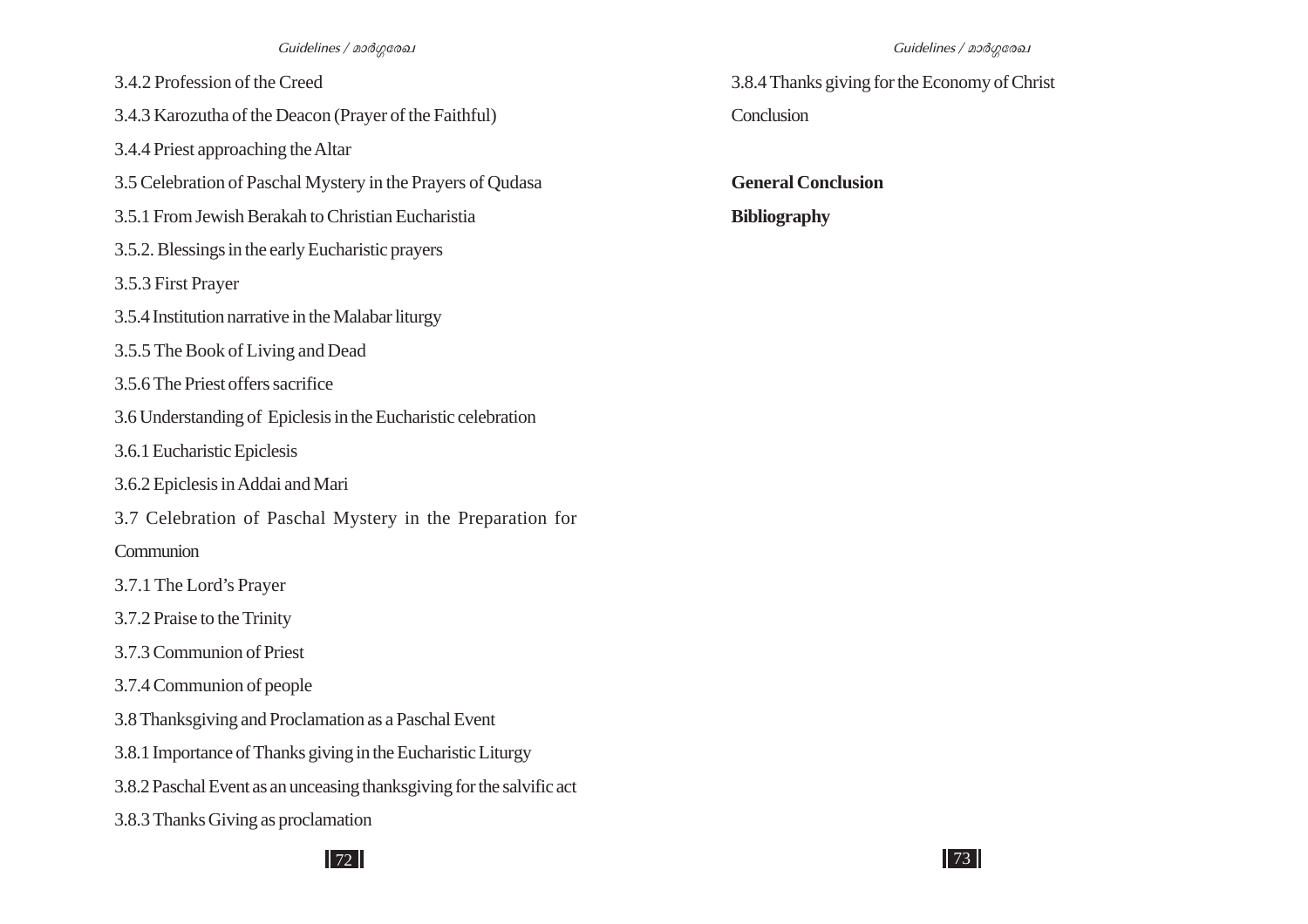3.4.2 Profession of the Creed

3.4.3 Karozutha of the Deacon (Prayer of the Faithful)

3.4.4 Priest approaching the Altar

3.5 Celebration of Paschal Mystery in the Prayers of Qudasa

3.5.1 From Jewish Berakah to Christian Eucharistia

3.5.2. Blessings in the early Eucharistic prayers

3.5.3 First Prayer

3.5.4 Institution narrative in the Malabar liturgy

3.5.5 The Book of Living and Dead

3.5.6 The Priest offers sacrifice

3.6 Understanding of Epiclesis in the Eucharistic celebration

3.6.1 Eucharistic Epiclesis

3.6.2 Epiclesis in Addai and Mari

3.7 Celebration of Paschal Mystery in the Preparation for Communion

3.7.1 The Lord's Prayer

3.7.2 Praise to the Trinity

3.7.3 Communion of Priest

3.7.4 Communion of people

3.8 Thanksgiving and Proclamation as a Paschal Event

3.8.1 Importance of Thanks giving in the Eucharistic Liturgy

3.8.2 Paschal Event as an unceasing thanksgiving for the salvific act

3.8.3 Thanks Giving as proclamation

3.8.4 Thanks giving for the Economy of Christ

Conclusion

**General Conclusion**

**Bibliography**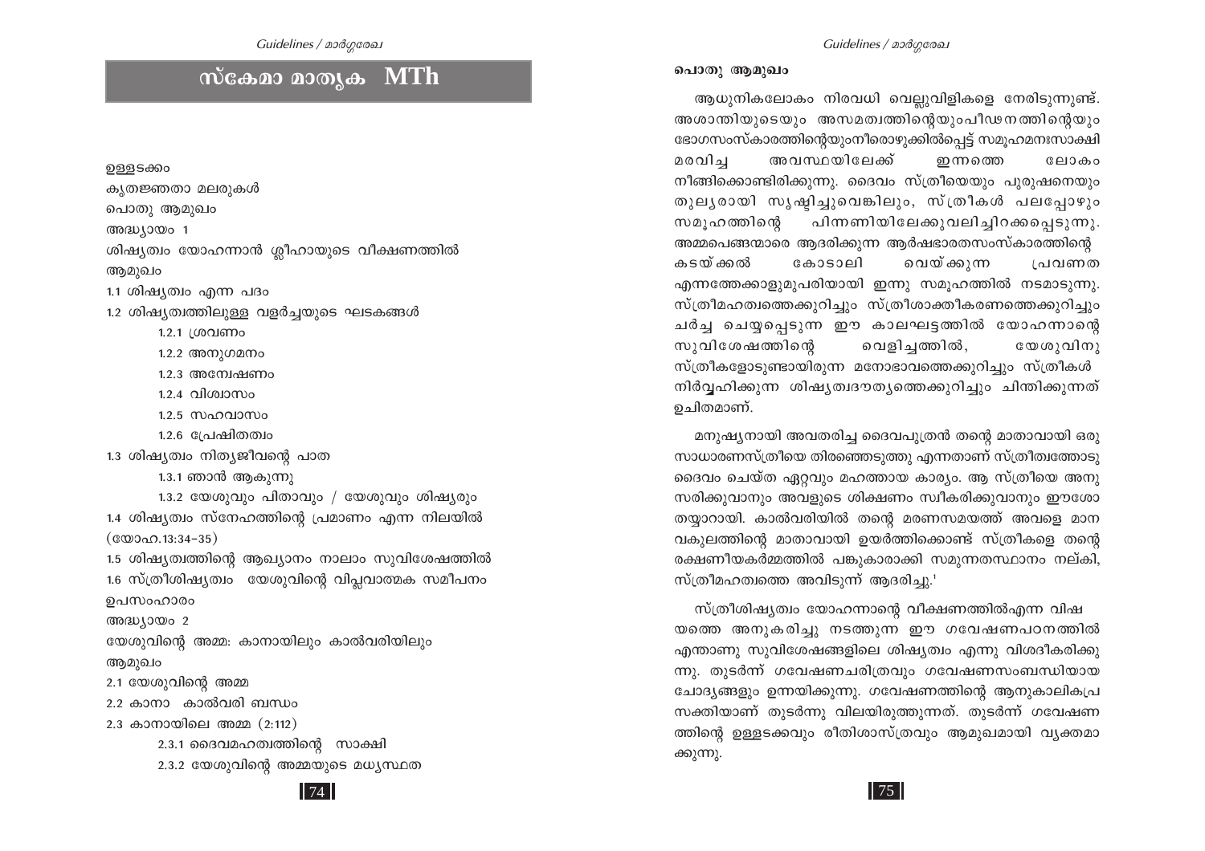# സ്കേമാ മാതൃക MTh

ഉള്ളടക്കം

കൃതജ്ഞതാ മലരുകൾ

പൊതു ആമുഖം

അദ്ധ്യായം 1

ശിഷ്യത്വം യോഹന്നാൻ ശ്ലീഹായുടെ വീക്ഷണത്തിൽ

ആമുഖം

1.1 ശിഷ്യത്വം എന്ന പദം

1.2 ശിഷ്യത്വത്തിലുള്ള വളർച്ചയുടെ ഘടകങ്ങൾ

- 1.2.1 ശ്രവണം
- 1.2.2 അനുഗമനം
- 1.2.3 അന്വേഷണം
- 1.2.4 വിശ്വാസം
- 1.2.5 സഹവാസം
- 1.2.6 പ്രേഷിതത്വം

1.3 ശിഷ്യത്വം നിത്യജീവന്റെ പാത

- 1.3.1 ഞാൻ ആകുന്നു
- 1.3.2 യേശുവും പിതാവും / യേശുവും ശിഷ്യരും

1.4 ശിഷ്യത്വം സ്നേഹത്തിന്റെ പ്രമാണം എന്ന നിലയിൽ (യോഹ.13:34-35)

1.5 ശിഷ്യത്വത്തിന്റെ ആഖ്യാനം നാലാം സുവിശേഷത്തിൽ

1.6 സ്ത്രീശിഷ്യത്വം യേശുവിന്റെ വിപ്ലവാത്മക സമീപനം

ഉപസംഹാരം

അദ്ധ്യായം 2

യേശുവിന്റെ അമ്മ: കാനായിലും കാൽവരിയിലും

ആമുഖം

2.1 യേശുവിന്റെ അമ്മ

2.2 കാനാ കാൽവരി ബന്ധം

2.3 കാനായിലെ അമ്മ (2:112)

- 2.3.1 ദൈവമഹത്വത്തിന്റെ സാക്ഷി
- 2.3.2 യേശുവിന്റെ അമ്മയുടെ മധ്യസ്ഥത

## പൊതു ആമുഖം

ആധുനികലോകം നിരവധി വെല്ലുവിളികളെ നേരിടുന്നുണ്ട്. അശാന്തിയുടെയും അസമത്വത്തിന്റെയുംപീഢനത്തിന്റെയും ഭോഗസംസ്കാരത്തിന്റെയുംനീരൊഴുക്കിൽപ്പെട്ട് സമൂഹമനഃസാക്ഷി മരവിച്ച അവസ്ഥയിലേക്ക് ഇന്നത്തെ ലോകം നീങ്ങിക്കൊണ്ടിരിക്കുന്നു. ദൈവം സ്ത്രീയെയും പുരുഷനെയും തുല്യരായി സൃഷ്ടിച്ചുവെങ്കിലും, സ്ത്രീകൾ പലപ്പോഴും സമൂഹത്തിന്റെ പിന്നണിയിലേക്കുവലിച്ചിറക്കപ്പെടുന്നു. അമ്മപെങ്ങന്മാരെ ആദരിക്കുന്ന ആർഷഭാരതസംസ്കാരത്തിന്റെ കടയ്ക്കൽ കോടാലി വെയ്ക്കുന്ന പ്രവണത എന്നത്തേക്കാളുമുപരിയായി ഇന്നു സമൂഹത്തിൽ നടമാടുന്നു. സ്ത്രീമഹത്വത്തെക്കുറിച്ചും സ്ത്രീശാക്തീകരണത്തെക്കുറിച്ചും ചർച്ച ചെയ്യപ്പെടുന്ന ഈ കാലഘട്ടത്തിൽ യോഹന്നാന്റെ സുവിശേഷത്തിന്റെ വെളിച്ചത്തിൽ, യേശുവിനു സ്ത്രീകളോടുണ്ടായിരുന്ന മനോഭാവത്തെക്കുറിച്ചും സ്ത്രീകൾ നിർവ്വഹിക്കുന്ന ശിഷ്യത്വദൗത്യത്തെക്കുറിച്ചും ചിന്തിക്കുന്നത് ഉചിതമാണ്.

മനുഷ്യനായി അവതരിച്ച ദൈവപുത്രൻ തന്റെ മാതാവായി ഒരു സാധാരണസ്ത്രീയെ തിരഞ്ഞെടുത്തു എന്നതാണ് സ്ത്രീത്വത്തോടു ദൈവം ചെയ്ത ഏറ്റവും മഹത്തായ കാര്യം. ആ സ്ത്രീയെ അനുസരിക്കുവാനും അവളുടെ ശിക്ഷണം സ്വീകരിക്കുവാനും ഈശോ തയ്യാറായി. കാൽവരിയിൽ തന്റെ മരണസമയത്ത് അവളെ മാനവകുലത്തിന്റെ മാതാവായി ഉയർത്തിക്കൊണ്ട് സ്ത്രീകളെ തന്റെ രക്ഷണീയകർമ്മത്തിൽ പങ്കുകാരാക്കി സമുന്നതസ്ഥാനം നല്കി, സ്ത്രീമഹത്വത്തെ അവിടുന്ന് ആദരിച്ചു.[1]

സ്ത്രീശിഷ്യത്വം യോഹന്നാന്റെ വീക്ഷണത്തിൽഎന്ന വിഷയത്തെ അനുകരിച്ചു നടത്തുന്ന ഈ ഗവേഷണപഠനത്തിൽ എന്താണു സുവിശേഷങ്ങളിലെ ശിഷ്യത്വം എന്നു വിശദീകരിക്കുന്നു. തുടർന്ന് ഗവേഷണചരിത്രവും ഗവേഷണസംബന്ധിയായ ചോദ്യങ്ങളും ഉന്നയിക്കുന്നു. ഗവേഷണത്തിന്റെ ആനുകാലികപ്രസക്തിയാണ് തുടർന്നു വിലയിരുത്തുന്നത്. തുടർന്ന് ഗവേഷണത്തിന്റെ ഉള്ളടക്കവും രീതിശാസ്ത്രവും ആമുഖമായി വ്യക്തമാക്കുന്നു.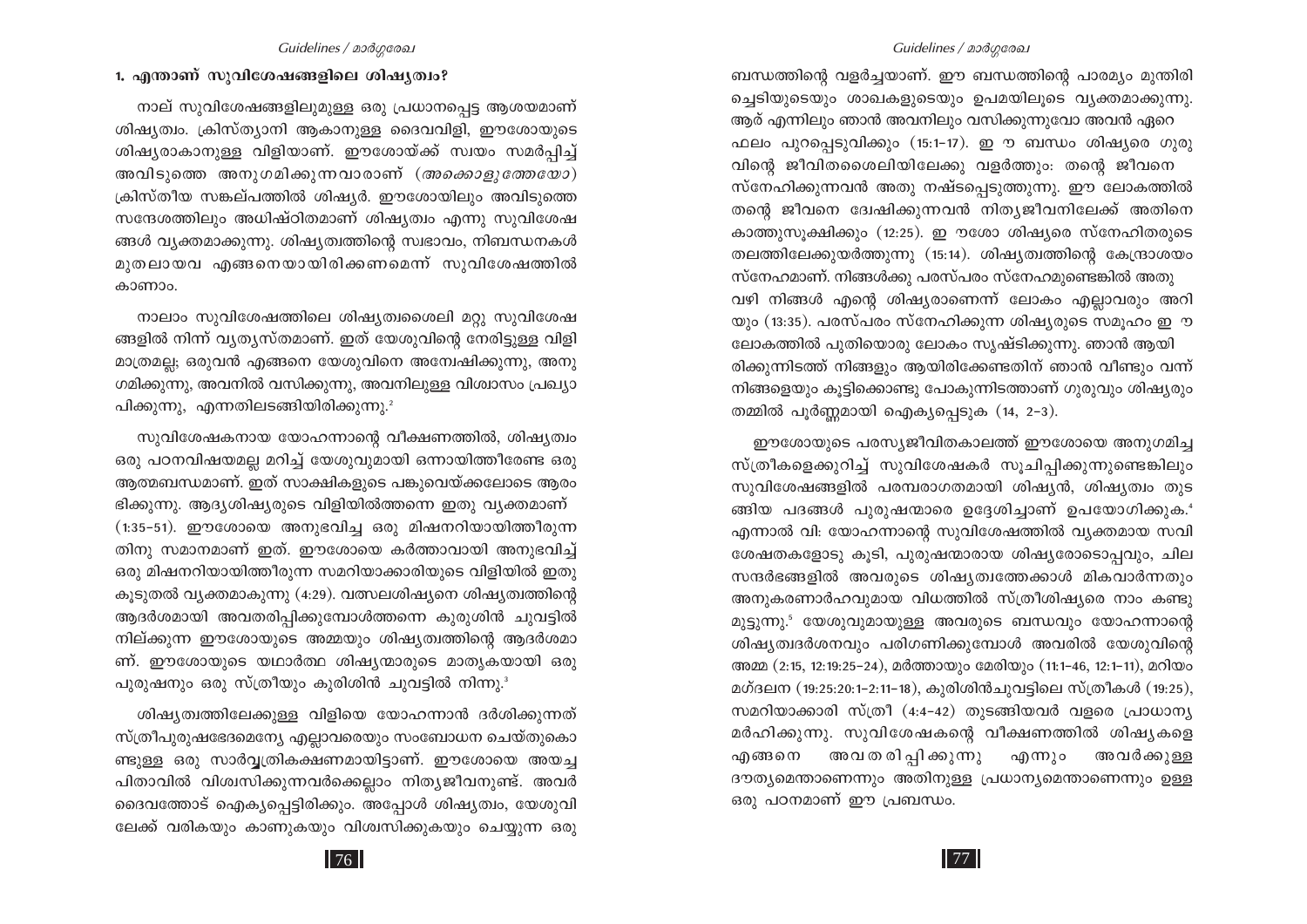## 1. എന്താണ് സുവിശേഷങ്ങളിലെ ശിഷ്യത്വം?

നാല് സുവിശേഷങ്ങളിലുമുള്ള ഒരു പ്രധാനപ്പെട്ട ആശയമാണ് ശിഷ്യത്വം. ക്രിസ്ത്യാനി ആകാനുള്ള ദൈവവിളി, ഈശോയുടെ ശിഷ്യരാകാനുള്ള വിളിയാണ്. ഈശോയ്ക്ക് സ്വയം സമർപ്പിച്ച് അവിടുത്തെ അനുഗമിക്കുന്നവരാരാണ് (*അക്കൊളുത്തേയോ*) ക്രിസ്തീയ സങ്കല്പത്തിൽ ശിഷ്യർ. ഈശോയിലും അവിടുത്തെ സന്ദേശത്തിലും അധിഷ്ഠിതമാണ് ശിഷ്യത്വം എന്നു സുവിശേഷങ്ങൾ വ്യക്തമാക്കുന്നു. ശിഷ്യത്വത്തിന്റെ സ്വഭാവം, നിബന്ധനകൾ മുതലായവ എങ്ങനെയായിരിക്കണമെന്ന് സുവിശേഷത്തിൽ കാണാം.

നാലാം സുവിശേഷത്തിലെ ശിഷ്യത്വശൈലി മറ്റു സുവിശേഷങ്ങളിൽ നിന്ന് വ്യത്യസ്തമാണ്. ഇത് യേശുവിന്റെ നേരിട്ടുള്ള വിളി മാത്രമല്ല; ഒരുവൻ എങ്ങനെ യേശുവിനെ അന്വേഷിക്കുന്നു, അനുഗമിക്കുന്നു, അവനിൽ വസിക്കുന്നു, അവനിലുള്ള വിശ്വാസം പ്രഖ്യാപിക്കുന്നു, എന്നതിലടങ്ങിയിരിക്കുന്നു.[2]

സുവിശേഷകനായ യോഹന്നാന്റെ വീക്ഷണത്തിൽ, ശിഷ്യത്വം ഒരു പഠനവിഷയമല്ല മറിച്ച് യേശുവുമായി ഒന്നായിത്തീരേണ്ട ഒരു ആത്മബന്ധമാണ്. ഇത് സാക്ഷികളുടെ പങ്കുവെയ്ക്കലോടെ ആരംഭിക്കുന്നു. ആദ്യശിഷ്യരുടെ വിളിയിൽത്തന്നെ ഇതു വ്യക്തമാണ് (1:35-51). ഈശോയെ അനുഭവിച്ച ഒരു മിഷനറിയായിത്തീരുന്നതിനു സമാനമാണ് ഇത്. ഈശോയെ കർത്താവായി അനുഭവിച്ച് ഒരു മിഷനറിയായിത്തീരുന്ന സമറിയാക്കാരിയുടെ വിളിയിൽ ഇതു കൂടുതൽ വ്യക്തമാകുന്നു (4:29). വത്സലശിഷ്യനെ ശിഷ്യത്വത്തിന്റെ ആദർശമായി അവതരിപ്പിക്കുമ്പോൾത്തന്നെ കുരുശിൻ ചുവട്ടിൽ നില്ക്കുന്ന ഈശോയുടെ അമ്മയും ശിഷ്യത്വത്തിന്റെ ആദർശമാണ്. ഈശോയുടെ യഥാർത്ഥ ശിഷ്യന്മാരുടെ മാതൃകയായി ഒരു പുരുഷനും ഒരു സ്ത്രീയും കുരിശിൻ ചുവട്ടിൽ നിന്നു.[3]

ശിഷ്യത്വത്തിലേക്കുള്ള വിളിയെ യോഹന്നാൻ ദർശിക്കുന്നത് സ്ത്രീപുരുഷഭേദമെന്യേ എല്ലാവരെയും സംബോധന ചെയ്തുകൊണ്ടുള്ള ഒരു സാർവ്വത്രികക്ഷണമായിട്ടാണ്. ഈശോയെ അയച്ച പിതാവിൽ വിശ്വസിക്കുന്നവർക്കെല്ലാം നിത്യജീവനുണ്ട്. അവർ ദൈവത്തോട് ഐക്യപ്പെട്ടിരിക്കും. അപ്പോൾ ശിഷ്യത്വം, യേശുവിലേക്ക് വരികയും കാണുകയും വിശ്വസിക്കുകയും ചെയ്യുന്ന ഒരു ബന്ധത്തിന്റെ വളർച്ചയാണ്. ഈ ബന്ധത്തിന്റെ പാരമ്യം മുന്തിരിച്ചെടിയുടെയും ശാഖകളുടെയും ഉപമയിലൂടെ വ്യക്തമാക്കുന്നു. ആര് എന്നിലും ഞാൻ അവനിലും വസിക്കുന്നുവോ അവൻ ഏറെ ഫലം പുറപ്പെടുവിക്കും (15:1-17). ഇ ൗ ബന്ധം ശിഷ്യരെ ഗുരുവിന്റെ ജീവിതശൈലിയിലേക്കു വളർത്തും: തന്റെ ജീവനെ സ്നേഹിക്കുന്നവൻ അതു നഷ്ടപ്പെടുത്തുന്നു. ഈ ലോകത്തിൽ തന്റെ ജീവനെ ദ്വേഷിക്കുന്നവൻ നിത്യജീവനിലേക്ക് അതിനെ കാത്തുസൂക്ഷിക്കും (12:25). ഇ ൗശോ ശിഷ്യരെ സ്നേഹിതരുടെ തലത്തിലേക്കുയർത്തുന്നു (15:14). ശിഷ്യത്വത്തിന്റെ കേന്ദ്രാശയം സ്നേഹമാണ്. നിങ്ങൾക്കു പരസ്പരം സ്നേഹമുണ്ടെങ്കിൽ അതു വഴി നിങ്ങൾ എന്റെ ശിഷ്യരാണെന്ന് ലോകം എല്ലാവരും അറിയും (13:35). പരസ്പരം സ്നേഹിക്കുന്ന ശിഷ്യരുടെ സമൂഹം ഇ ൗ ലോകത്തിൽ പുതിയൊരു ലോകം സൃഷ്ടിക്കുന്നു. ഞാൻ ആയിരിക്കുന്നിടത്ത് നിങ്ങളും ആയിരിക്കേണ്ടതിന് ഞാൻ വീണ്ടും വന്ന് നിങ്ങളെയും കൂട്ടിക്കൊണ്ടു പോകുന്നിടത്താണ് ഗുരുവും ശിഷ്യരും തമ്മിൽ പൂർണ്ണമായി ഐക്യപ്പെടുക (14, 2-3).

ഈശോയുടെ പരസ്യജീവിതകാലത്ത് ഈശോയെ അനുഗമിച്ച സ്ത്രീകളെക്കുറിച്ച് സുവിശേഷകർ സൂചിപ്പിക്കുന്നുണ്ടെങ്കിലും സുവിശേഷങ്ങളിൽ പരമ്പരാഗതമായി ശിഷ്യൻ, ശിഷ്യത്വം തുടങ്ങിയ പദങ്ങൾ പുരുഷന്മാരെ ഉദ്ദേശിച്ചാണ് ഉപയോഗിക്കുക.[4] എന്നാൽ വി: യോഹന്നാന്റെ സുവിശേഷത്തിൽ വ്യക്തമായ സവിശേഷതകളോടു കൂടി, പുരുഷന്മാരായ ശിഷ്യരോടൊപ്പവും, ചില സന്ദർഭങ്ങളിൽ അവരുടെ ശിഷ്യത്വത്തേക്കാൾ മികവാർന്നതും അനുകരണാർഹവുമായ വിധത്തിൽ സ്ത്രീശിഷ്യരെ നാം കണ്ടുമുട്ടുന്നു.[5] യേശുവുമായുള്ള അവരുടെ ബന്ധവും യോഹന്നാന്റെ ശിഷ്യത്വദർശനവും പരിഗണിക്കുമ്പോൾ അവരിൽ യേശുവിന്റെ അമ്മ (2:15, 12:19:25-24), മർത്തായും മേരിയും (11:1-46, 12:1-11), മറിയം മഗ്ദലന (19:25:20:1-2:11-18), കുരിശിൻചുവട്ടിലെ സ്ത്രീകൾ (19:25), സമറിയാക്കാരി സ്ത്രീ (4:4-42) തുടങ്ങിയവർ വളരെ പ്രാധാന്യമർഹിക്കുന്നു. സുവിശേഷകന്റെ വീക്ഷണത്തിൽ ശിഷ്യകളെ എങ്ങനെ അവതരിപ്പിക്കുന്നു എന്നും അവർക്കുള്ള ദൗത്യമെന്താണെന്നും അതിനുള്ള പ്രധാന്യമെന്താണെന്നും ഉള്ള ഒരു പഠനമാണ് ഈ പ്രബന്ധം.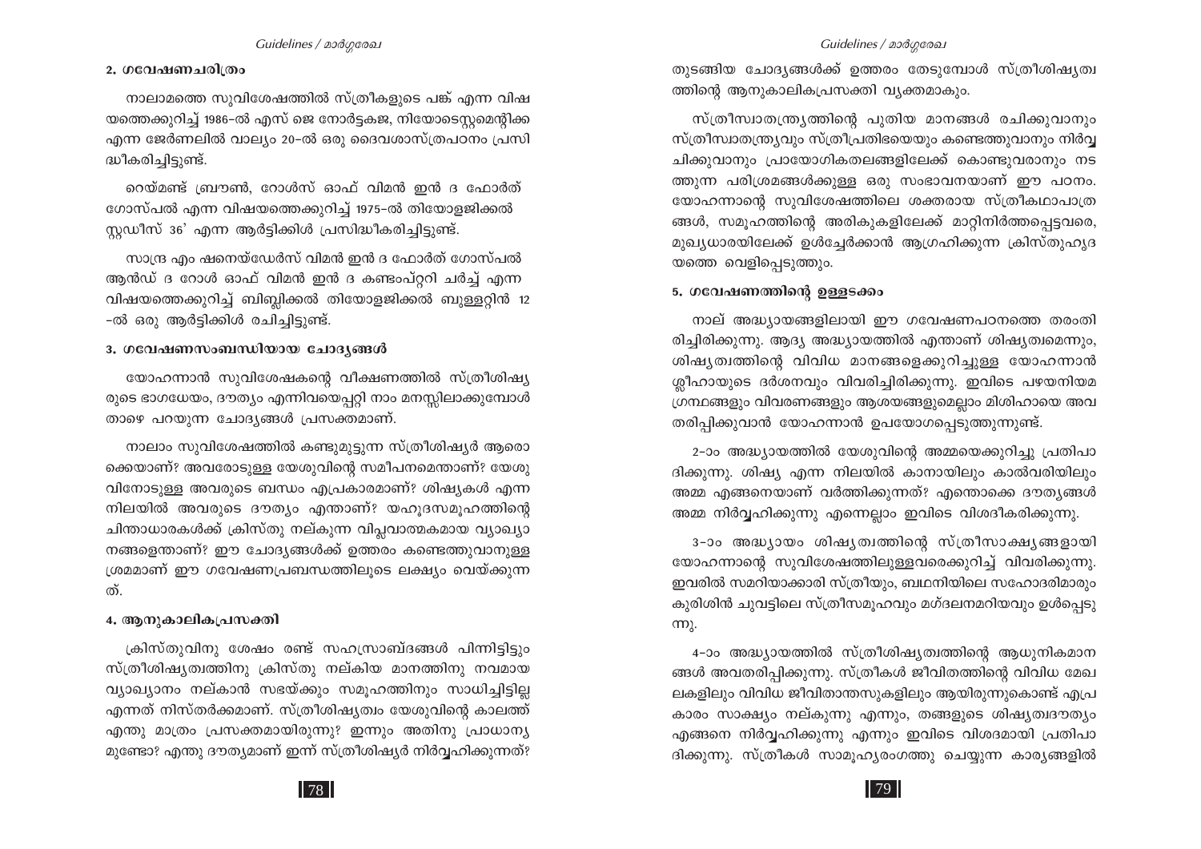## 2. ഗവേഷണചരിത്രം

നാലാമത്തെ സുവിശേഷത്തിൽ സ്ത്രീകളുടെ പങ്ക് എന്ന വിഷയത്തെക്കുറിച്ച് 1986-ൽ എസ് ജെ നോർട്ടകജ, നിയോടെസ്റ്റമെന്റിക്ക എന്ന ജേർണലിൽ വാല്യം 20-ൽ ഒരു ദൈവശാസ്ത്രപഠനം പ്രസിദ്ധീകരിച്ചിട്ടുണ്ട്.

റെയ്മണ്ട് ബ്രൗൺ, റോൾസ് ഓഫ് വിമൻ ഇൻ ദ ഫോർത് ഗോസ്പൽ എന്ന വിഷയത്തെക്കുറിച്ച് 1975-ൽ തിയോളജിക്കൽ സ്റ്റഡീസ് 36' എന്ന ആർട്ടിക്കിൾ പ്രസിദ്ധീകരിച്ചിട്ടുണ്ട്.

സാന്ദ്ര എം ഷനെയ്ഡേർസ് വിമൻ ഇൻ ദ ഫോർത് ഗോസ്പൽ ആൻഡ് ദ റോൾ ഓഫ് വിമൻ ഇൻ ദ കണ്ടംപ്റ്ററി ചർച്ച് എന്ന വിഷയത്തെക്കുറിച്ച് ബിബ്ലിക്കൽ തിയോളജിക്കൽ ബുള്ളറ്റിൻ 12 -ൽ ഒരു ആർട്ടിക്കിൾ രചിച്ചിട്ടുണ്ട്.

## 3. ഗവേഷണസംബന്ധിയായ ചോദ്യങ്ങൾ

യോഹന്നാൻ സുവിശേഷകന്റെ വീക്ഷണത്തിൽ സ്ത്രീശിഷ്യരുടെ ഭാഗധേയം, ദൗത്യം എന്നിവയെപ്പറ്റി നാം മനസ്സിലാക്കുമ്പോൾ താഴെ പറയുന്ന ചോദ്യങ്ങൾ പ്രസക്തമാണ്.

നാലാം സുവിശേഷത്തിൽ കണ്ടുമുട്ടുന്ന സ്ത്രീശിഷ്യർ ആരൊക്കെയാണ്? അവരോടുള്ള യേശുവിന്റെ സമീപനമെന്താണ്? യേശുവിനോടുള്ള അവരുടെ ബന്ധം എപ്രകാരമാണ്? ശിഷ്യകൾ എന്ന നിലയിൽ അവരുടെ ദൗത്യം എന്താണ്? യഹൂദസമൂഹത്തിന്റെ ചിന്താധാരകൾക്ക് ക്രിസ്തു നല്കുന്ന വിപ്ലവാത്മകമായ വ്യാഖ്യാനങ്ങളെന്താണ്? ഈ ചോദ്യങ്ങൾക്ക് ഉത്തരം കണ്ടെത്തുവാനുള്ള ശ്രമമാണ് ഈ ഗവേഷണപ്രബന്ധത്തിലൂടെ ലക്ഷ്യം വെയ്ക്കുന്നത്.

## 4. ആനുകാലികപ്രസക്തി

ക്രിസ്തുവിനു ശേഷം രണ്ട് സഹസ്രാബ്ദങ്ങൾ പിന്നിട്ടിട്ടും സ്ത്രീശിഷ്യത്വത്തിനു ക്രിസ്തു നല്കിയ മാനത്തിനു നവമായ വ്യാഖ്യാനം നല്കാൻ സഭയ്ക്കും സമൂഹത്തിനും സാധിച്ചിട്ടില്ല എന്നത് നിസ്തർക്കമാണ്. സ്ത്രീശിഷ്യത്വം യേശുവിന്റെ കാലത്ത് എന്തു മാത്രം പ്രസക്തമായിരുന്നു? ഇന്നും അതിനു പ്രാധാന്യമുണ്ടോ? എന്തു ദൗത്യമാണ് ഇന്ന് സ്ത്രീശിഷ്യർ നിർവ്വഹിക്കുന്നത്? തുടങ്ങിയ ചോദ്യങ്ങൾക്ക് ഉത്തരം തേടുമ്പോൾ സ്ത്രീശിഷ്യത്വത്തിന്റെ ആനുകാലികപ്രസക്തി വ്യക്തമാകും.

സ്ത്രീസ്വാതന്ത്ര്യത്തിന്റെ പുതിയ മാനങ്ങൾ രചിക്കുവാനും സ്ത്രീസ്വാതന്ത്ര്യവും സ്ത്രീപ്രതിഭയെയും കണ്ടെത്തുവാനും നിർവ്വചിക്കുവാനും പ്രായോഗികതലങ്ങളിലേക്ക് കൊണ്ടുവരാനും നടത്തുന്ന പരിശ്രമങ്ങൾക്കുള്ള ഒരു സംഭാവനയാണ് ഈ പഠനം. യോഹന്നാന്റെ സുവിശേഷത്തിലെ ശക്തരായ സ്ത്രീകഥാപാത്രങ്ങൾ, സമൂഹത്തിന്റെ അരികുകളിലേക്ക് മാറ്റിനിർത്തപ്പെട്ടവരെ, മുഖ്യധാരയിലേക്ക് ഉൾച്ചേർക്കാൻ ആഗ്രഹിക്കുന്ന ക്രിസ്തുഹൃദയത്തെ വെളിപ്പെടുത്തും.

## 5. ഗവേഷണത്തിന്റെ ഉള്ളടക്കം

നാല് അദ്ധ്യായങ്ങളിലായി ഈ ഗവേഷണപഠനത്തെ തരംതിരിച്ചിരിക്കുന്നു. ആദ്യ അദ്ധ്യായത്തിൽ എന്താണ് ശിഷ്യത്വമെന്നും, ശിഷ്യത്വത്തിന്റെ വിവിധ മാനങ്ങളെക്കുറിച്ചുള്ള യോഹന്നാൻ ശ്ലീഹായുടെ ദർശനവും വിവരിച്ചിരിക്കുന്നു. ഇവിടെ പഴയനിയമ ഗ്രന്ഥങ്ങളും വിവരണങ്ങളും ആശയങ്ങളുമെല്ലാം മിശിഹായെ അവതരിപ്പിക്കുവാൻ യോഹന്നാൻ ഉപയോഗപ്പെടുത്തുന്നുണ്ട്.

2-ാം അദ്ധ്യായത്തിൽ യേശുവിന്റെ അമ്മയെക്കുറിച്ചു പ്രതിപാദിക്കുന്നു. ശിഷ്യ എന്ന നിലയിൽ കാനായിലും കാൽവരിയിലും അമ്മ എങ്ങനെയാണ് വർത്തിക്കുന്നത്? എന്തൊക്കെ ദൗത്യങ്ങൾ അമ്മ നിർവ്വഹിക്കുന്നു എന്നെല്ലാം ഇവിടെ വിശദീകരിക്കുന്നു.

3-ാം അദ്ധ്യായം ശിഷ്യത്വത്തിന്റെ സ്ത്രീസാക്ഷ്യങ്ങളായി യോഹന്നാന്റെ സുവിശേഷത്തിലുള്ളവരെക്കുറിച്ച് വിവരിക്കുന്നു. ഇവരിൽ സമറിയാക്കാരി സ്ത്രീയും, ബഥനിയിലെ സഹോദരിമാരും കുരിശിൻ ചുവട്ടിലെ സ്ത്രീസമൂഹവും മഗ്ദലനമറിയവും ഉൾപ്പെടുന്നു.

4-ാം അദ്ധ്യായത്തിൽ സ്ത്രീശിഷ്യത്വത്തിന്റെ ആധുനികമാനങ്ങൾ അവതരിപ്പിക്കുന്നു. സ്ത്രീകൾ ജീവിതത്തിന്റെ വിവിധ മേഖലകളിലും വിവിധ ജീവിതാന്തസുകളിലും ആയിരുന്നുകൊണ്ട് എപ്രകാരം സാക്ഷ്യം നല്കുന്നു എന്നും, തങ്ങളുടെ ശിഷ്യത്വദൗത്യം എങ്ങനെ നിർവ്വഹിക്കുന്നു എന്നും ഇവിടെ വിശദമായി പ്രതിപാദിക്കുന്നു. സ്ത്രീകൾ സാമൂഹ്യരംഗത്തു ചെയ്യുന്ന കാര്യങ്ങളിൽ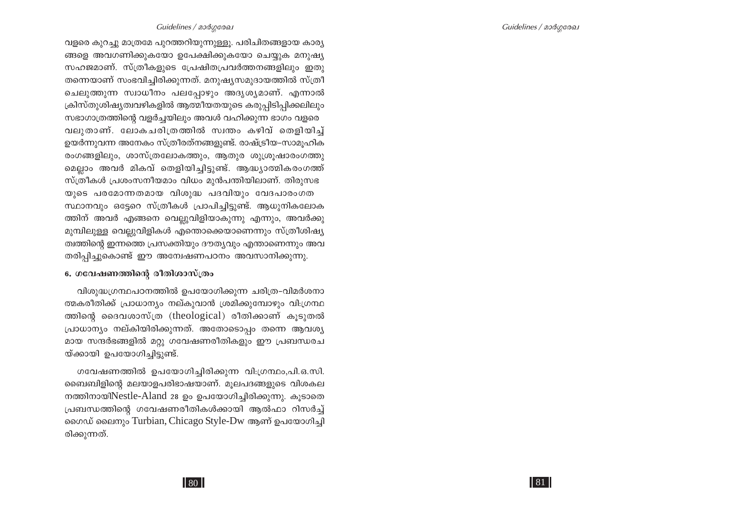വളരെ കുറച്ചു മാത്രമേ പുറത്തറിയുന്നുള്ളൂ. പരിചിതങ്ങളായ കാര്യങ്ങളെ അവഗണിക്കുകയോ ഉപേക്ഷിക്കുകയോ ചെയ്യുക മനുഷ്യസഹജമാണ്. സ്ത്രീകളുടെ പ്രേഷിതപ്രവർത്തനങ്ങളിലും ഇതു തന്നെയാണ് സംഭവിച്ചിരിക്കുന്നത്. മനുഷ്യസമുദായത്തിൽ സ്ത്രീ ചെലുത്തുന്ന സ്വാധീനം പലപ്പോഴും അദൃശ്യമാണ്. എന്നാൽ ക്രിസ്തുശിഷ്യത്വവഴികളിൽ ആത്മീയതയുടെ കരുപ്പിടിപ്പിക്കലിലും സഭാഗാത്രത്തിന്റെ വളർച്ചയിലും അവൾ വഹിക്കുന്ന ഭാഗം വളരെ വലുതാണ്. ലോകചരിത്രത്തിൽ സ്വന്തം കഴിവ് തെളിയിച്ച് ഉയർന്നുവന്ന അനേകം സ്ത്രീരത്നങ്ങളുണ്ട്. രാഷ്ട്രീയ-സാമൂഹിക രംഗങ്ങളിലും, ശാസ്ത്രലോകത്തും, ആതുര ശുശ്രൂഷാരംഗത്തുമെല്ലാം അവർ മികവ് തെളിയിച്ചിട്ടുണ്ട്. ആദ്ധ്യാത്മികരംഗത്ത് സ്ത്രീകൾ പ്രശംസനീയമാം വിധം മുൻപന്തിയിലാണ്. തിരുസഭയുടെ പരമോന്നതമായ വിശുദ്ധ പദവിയും വേദപാരംഗത സ്ഥാനവും ഒട്ടേറെ സ്ത്രീകൾ പ്രാപിച്ചിട്ടുണ്ട്. ആധുനികലോകത്തിന് അവർ എങ്ങനെ വെല്ലുവിളിയാകുന്നു എന്നും, അവർക്കു മുമ്പിലുള്ള വെല്ലുവിളികൾ എന്തൊക്കെയാണെന്നും സ്ത്രീശിഷ്യത്വത്തിന്റെ ഇന്നത്തെ പ്രസക്തിയും ദൗത്യവും എന്താണെന്നും അവതരിപ്പിച്ചുകൊണ്ട് ഈ അന്വേഷണപഠനം അവസാനിക്കുന്നു.

#### 6. ഗവേഷണത്തിന്റെ രീതിശാസ്ത്രം

വിശുദ്ധഗ്രന്ഥപഠനത്തിൽ ഉപയോഗിക്കുന്ന ചരിത്ര-വിമർശനാത്മകരീതിക്ക് പ്രാധാന്യം നല്കുവാൻ ശ്രമിക്കുമ്പോഴും വി:ഗ്രന്ഥത്തിന്റെ ദൈവശാസ്ത്ര (theological) രീതിക്കാണ് കൂടുതൽ പ്രാധാന്യം നല്കിയിരിക്കുന്നത്. അതോടൊപ്പം തന്നെ ആവശ്യമായ സന്ദർഭങ്ങളിൽ മറ്റു ഗവേഷണരീതികളും ഈ പ്രബന്ധരചയ്ക്കായി ഉപയോഗിച്ചിട്ടുണ്ട്.

ഗവേഷണത്തിൽ ഉപയോഗിച്ചിരിക്കുന്ന വി:ഗ്രന്ഥം,പി.ഒ.സി. ബൈബിളിന്റെ മലയാളപരിഭാഷയാണ്. മൂലപദങ്ങളുടെ വിശകലനത്തിനായിNestle-Aland 28 ഉം ഉപയോഗിച്ചിരിക്കുന്നു. കൂടാതെ പ്രബന്ധത്തിന്റെ ഗവേഷണരീതികൾക്കായി ആൽഫാ റിസർച്ച് ഗൈഡ് ലൈനും Turbian, Chicago Style-Dw ആണ് ഉപയോഗിച്ചിരിക്കുന്നത്.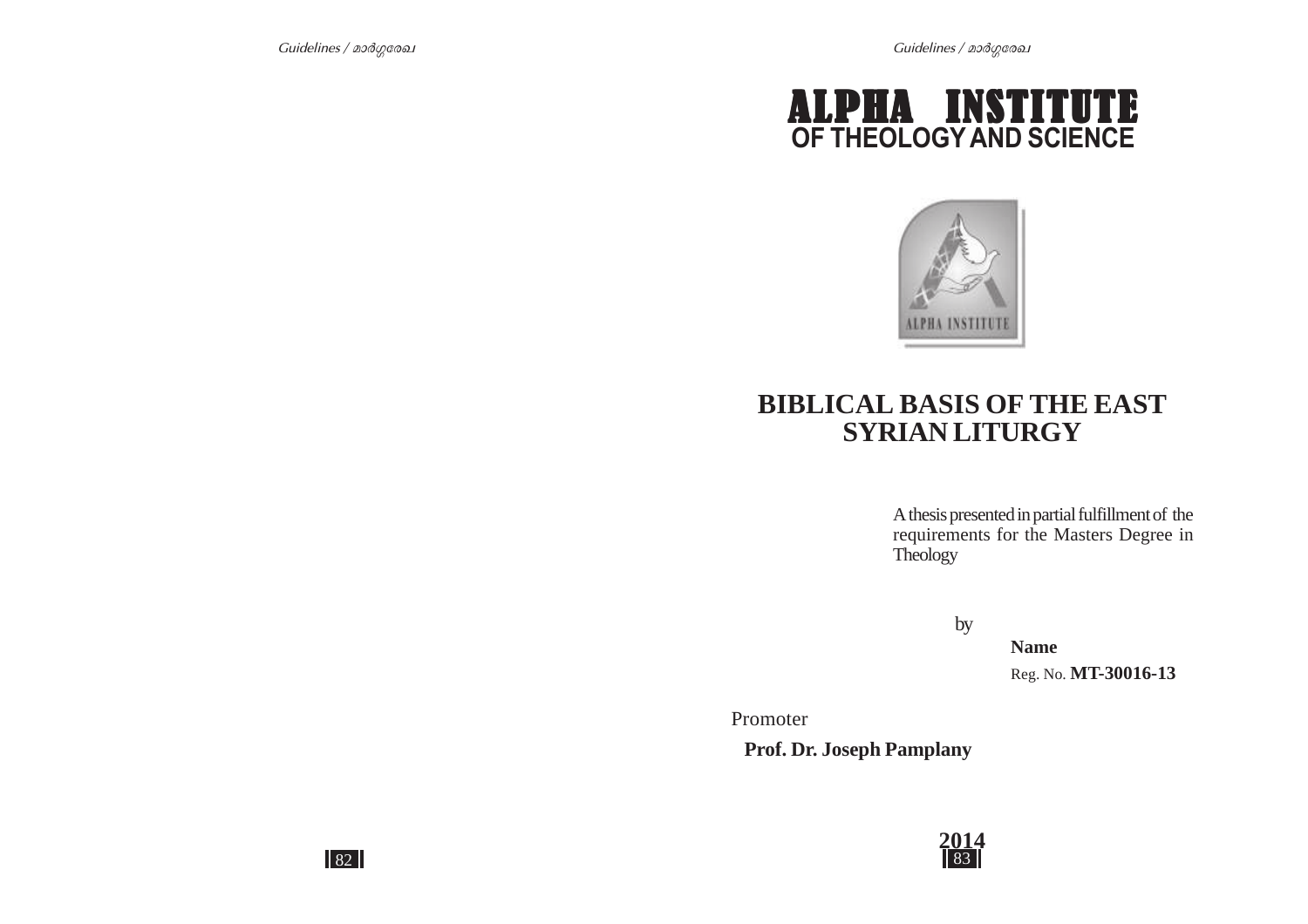# ALPHA INSTITUTE
## OF THEOLOGY AND SCIENCE

ALPHA INSTITUTE

# BIBLICAL BASIS OF THE EAST SYRIAN LITURGY

A thesis presented in partial fulfillment of the requirements for the Masters Degree in Theology

by

**Name**

Reg. No. **MT-30016-13**

Promoter

**Prof. Dr. Joseph Pamplany**

**2014**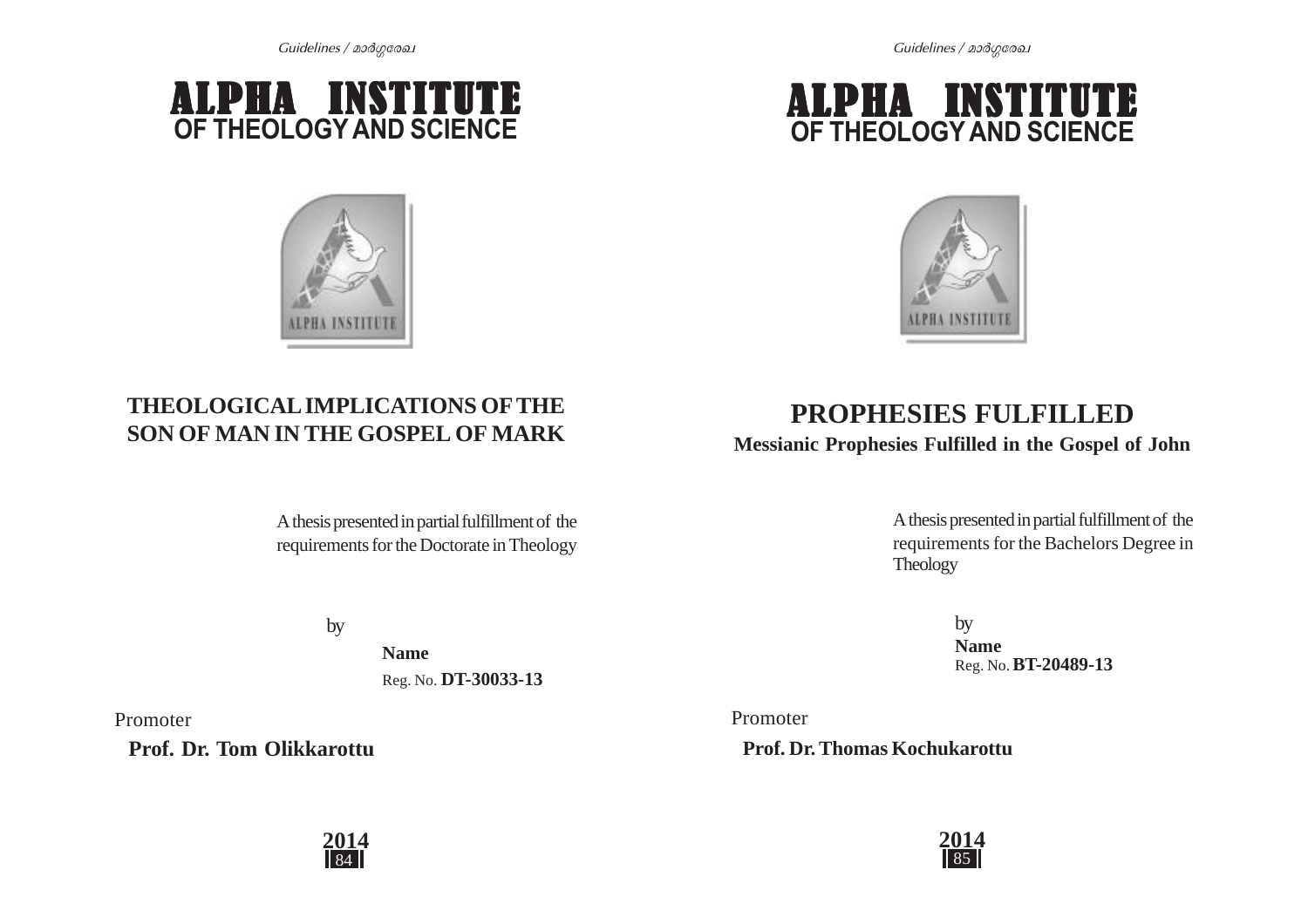# ALPHA INSTITUTE
## OF THEOLOGY AND SCIENCE

ALPHA INSTITUTE

### THEOLOGICAL IMPLICATIONS OF THE SON OF MAN IN THE GOSPEL OF MARK

A thesis presented in partial fulfillment of the requirements for the Doctorate in Theology

by

**Name**

Reg. No. **DT-30033-13**

Promoter

**Prof. Dr. Tom Olikkarottu**

**2014**

---

# ALPHA INSTITUTE
## OF THEOLOGY AND SCIENCE

ALPHA INSTITUTE

### PROPHESIES FULFILLED

**Messianic Prophesies Fulfilled in the Gospel of John**

A thesis presented in partial fulfillment of the requirements for the Bachelors Degree in Theology

by

**Name**

Reg. No. **BT-20489-13**

Promoter

**Prof. Dr. Thomas Kochukarottu**

**2014**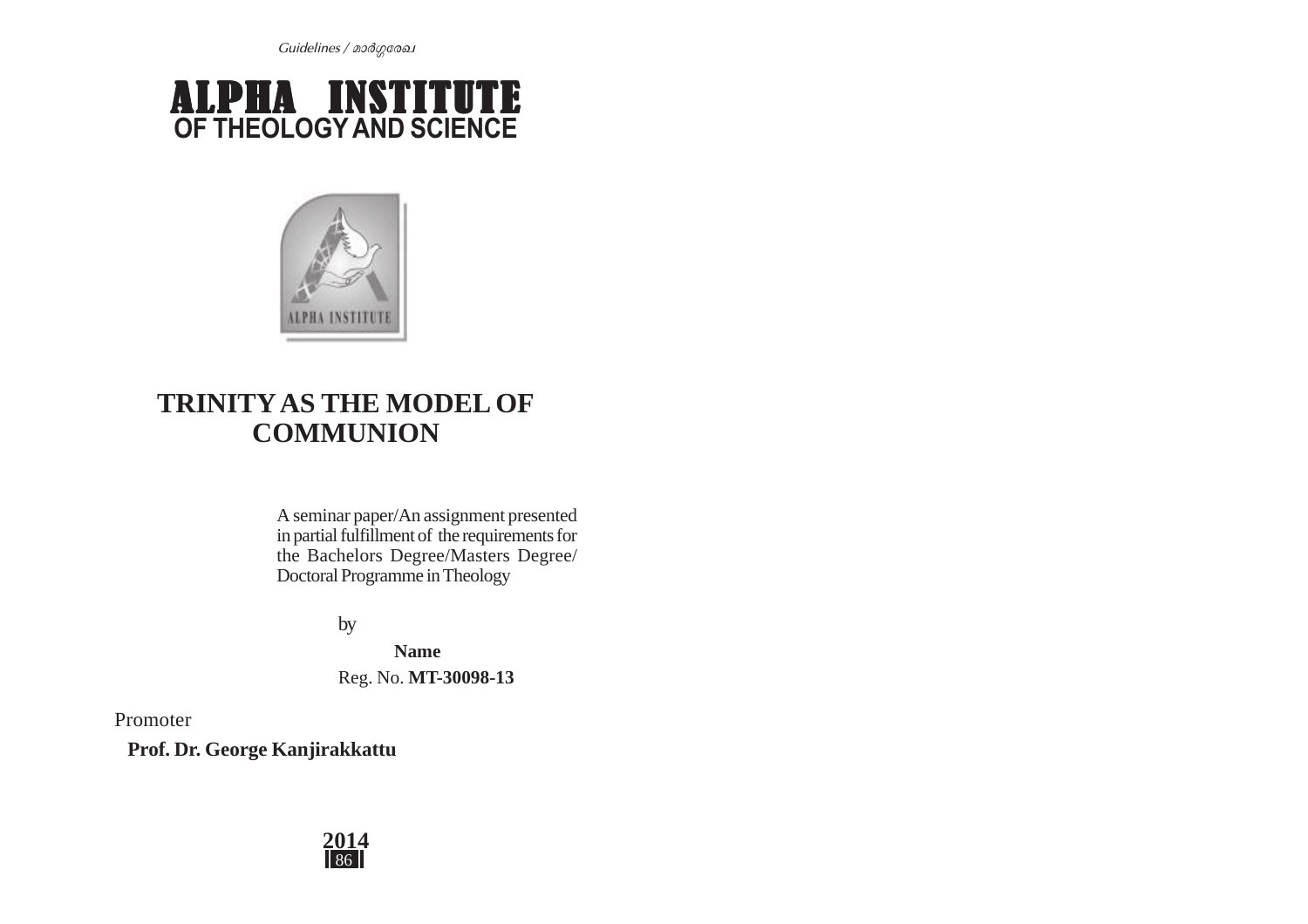# ALPHA INSTITUTE
## OF THEOLOGY AND SCIENCE

# TRINITY AS THE MODEL OF COMMUNION

A seminar paper/An assignment presented in partial fulfillment of the requirements for the Bachelors Degree/Masters Degree/ Doctoral Programme in Theology

by

**Name**

Reg. No. **MT-30098-13**

Promoter

**Prof. Dr. George Kanjirakkattu**

**2014**